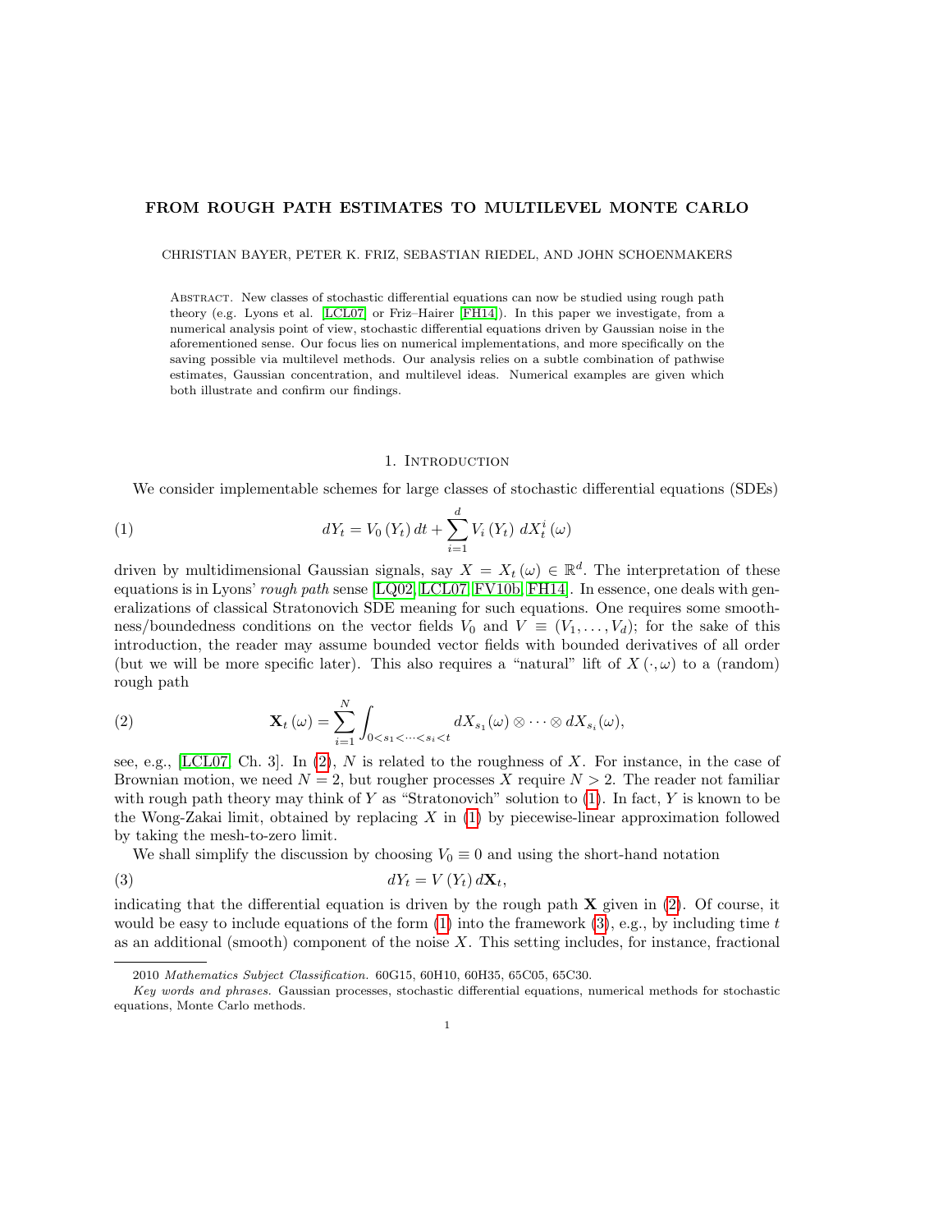# FROM ROUGH PATH ESTIMATES TO MULTILEVEL MONTE CARLO

CHRISTIAN BAYER, PETER K. FRIZ, SEBASTIAN RIEDEL, AND JOHN SCHOENMAKERS

Abstract. New classes of stochastic differential equations can now be studied using rough path theory (e.g. Lyons et al. [LCL07] or Friz–Hairer [FH14]). In this paper we investigate, from a numerical analysis point of view, stochastic differential equations driven by Gaussian noise in the aforementioned sense. Our focus lies on numerical implementations, and more specifically on the saving possible via multilevel methods. Our analysis relies on a subtle combination of pathwise estimates, Gaussian concentration, and multilevel ideas. Numerical examples are given which both illustrate and confirm our findings.

## 1. Introduction

We consider implementable schemes for large classes of stochastic differential equations (SDEs)

$$dY_t = V_0(Y_t)\,dt + \sum_{i=1}^{d} V_i(Y_t)\,dX_t^i(\omega) \tag{1}$$

driven by multidimensional Gaussian signals, say $X = X_t(\omega) \in \mathbb{R}^d$. The interpretation of these equations is in Lyons' *rough path* sense [LQ02, LCL07, FV10b, FH14]. In essence, one deals with generalizations of classical Stratonovich SDE meaning for such equations. One requires some smoothness/boundedness conditions on the vector fields $V_0$ and $V \equiv (V_1, \ldots, V_d)$; for the sake of this introduction, the reader may assume bounded vector fields with bounded derivatives of all order (but we will be more specific later). This also requires a "natural" lift of $X(\cdot, \omega)$ to a (random) rough path

$$\mathbf{X}_t(\omega) = \sum_{i=1}^{N} \int_{0<s_1<\cdots<s_i<t} dX_{s_1}(\omega) \otimes \cdots \otimes dX_{s_i}(\omega), \tag{2}$$

see, e.g., [LCL07, Ch. 3]. In (2), $N$ is related to the roughness of $X$. For instance, in the case of Brownian motion, we need $N = 2$, but rougher processes $X$ require $N > 2$. The reader not familiar with rough path theory may think of $Y$ as "Stratonovich" solution to (1). In fact, $Y$ is known to be the Wong-Zakai limit, obtained by replacing $X$ in (1) by piecewise-linear approximation followed by taking the mesh-to-zero limit.

We shall simplify the discussion by choosing $V_0 \equiv 0$ and using the short-hand notation

$$dY_t = V(Y_t)\,d\mathbf{X}_t, \tag{3}$$

indicating that the differential equation is driven by the rough path $\mathbf{X}$ given in (2). Of course, it would be easy to include equations of the form (1) into the framework (3), e.g., by including time $t$ as an additional (smooth) component of the noise $X$. This setting includes, for instance, fractional

2010 *Mathematics Subject Classification.* 60G15, 60H10, 60H35, 65C05, 65C30.

*Key words and phrases.* Gaussian processes, stochastic differential equations, numerical methods for stochastic equations, Monte Carlo methods.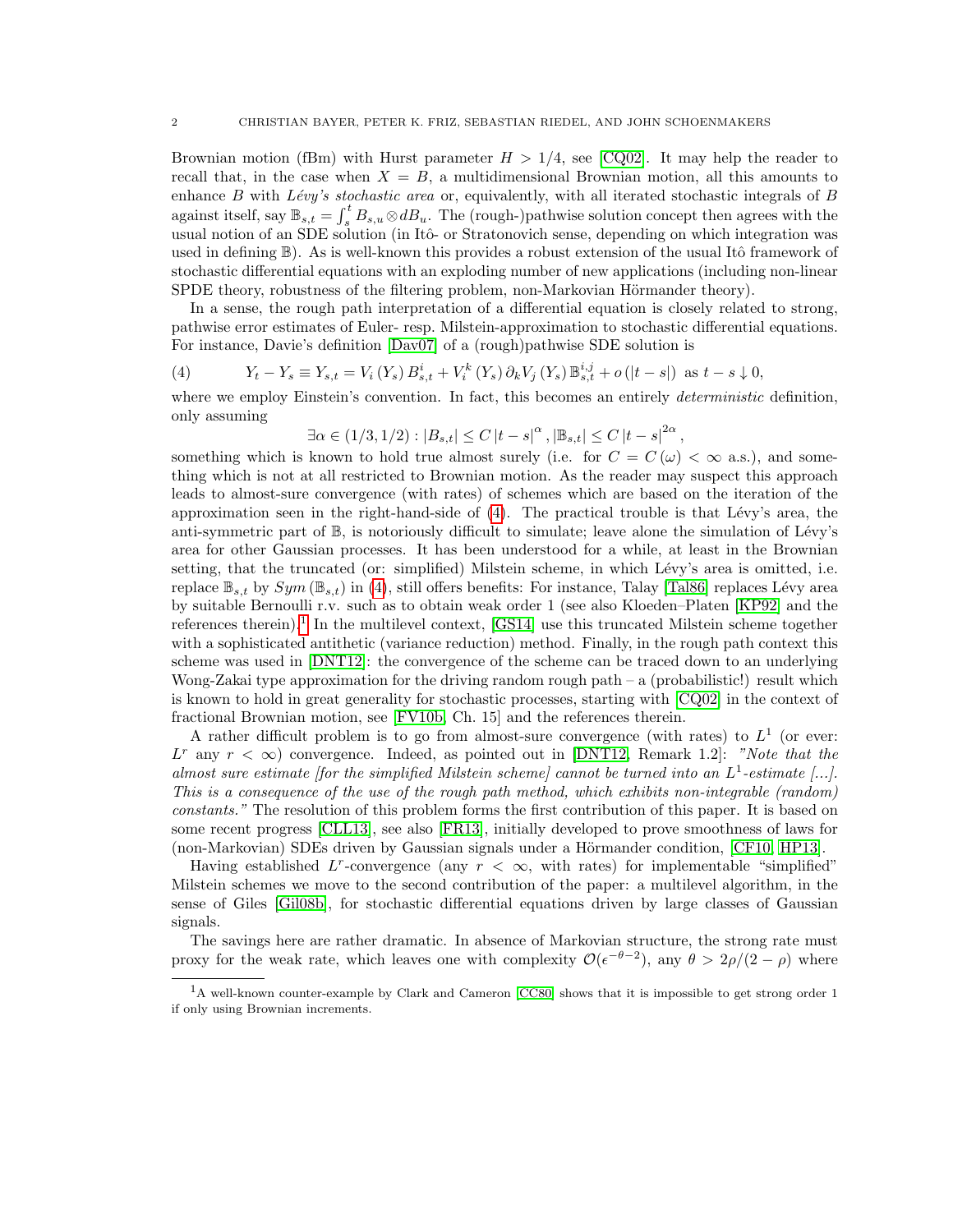Brownian motion (fBm) with Hurst parameter $H > 1/4$, see [CQ02]. It may help the reader to recall that, in the case when $X = B$, a multidimensional Brownian motion, all this amounts to enhance $B$ with *Lévy's stochastic area* or, equivalently, with all iterated stochastic integrals of $B$ against itself, say $\mathbb{B}_{s,t} = \int_s^t B_{s,u} \otimes dB_u$. The (rough-)pathwise solution concept then agrees with the usual notion of an SDE solution (in Itô- or Stratonovich sense, depending on which integration was used in defining $\mathbb{B}$). As is well-known this provides a robust extension of the usual Itô framework of stochastic differential equations with an exploding number of new applications (including non-linear SPDE theory, robustness of the filtering problem, non-Markovian Hörmander theory).

In a sense, the rough path interpretation of a differential equation is closely related to strong, pathwise error estimates of Euler- resp. Milstein-approximation to stochastic differential equations. For instance, Davie's definition [Dav07] of a (rough)pathwise SDE solution is

$$Y_t - Y_s \equiv Y_{s,t} = V_i(Y_s) B_{s,t}^i + V_i^k(Y_s) \partial_k V_j(Y_s) \mathbb{B}_{s,t}^{i,j} + o(|t-s|) \text{ as } t - s \downarrow 0, \tag{4}$$

where we employ Einstein's convention. In fact, this becomes an entirely *deterministic* definition, only assuming

$$\exists \alpha \in (1/3, 1/2) : |B_{s,t}| \leq C |t-s|^{\alpha}, |\mathbb{B}_{s,t}| \leq C |t-s|^{2\alpha},$$

something which is known to hold true almost surely (i.e. for $C = C(\omega) < \infty$ a.s.), and something which is not at all restricted to Brownian motion. As the reader may suspect this approach leads to almost-sure convergence (with rates) of schemes which are based on the iteration of the approximation seen in the right-hand-side of (4). The practical trouble is that Lévy's area, the anti-symmetric part of $\mathbb{B}$, is notoriously difficult to simulate; leave alone the simulation of Lévy's area for other Gaussian processes. It has been understood for a while, at least in the Brownian setting, that the truncated (or: simplified) Milstein scheme, in which Lévy's area is omitted, i.e. replace $\mathbb{B}_{s,t}$ by $Sym(\mathbb{B}_{s,t})$ in (4), still offers benefits: For instance, Talay [Tal86] replaces Lévy area by suitable Bernoulli r.v. such as to obtain weak order 1 (see also Kloeden–Platen [KP92] and the references therein).[1] In the multilevel context, [GS14] use this truncated Milstein scheme together with a sophisticated antithetic (variance reduction) method. Finally, in the rough path context this scheme was used in [DNT12]: the convergence of the scheme can be traced down to an underlying Wong-Zakai type approximation for the driving random rough path – a (probabilistic!) result which is known to hold in great generality for stochastic processes, starting with [CQ02] in the context of fractional Brownian motion, see [FV10b, Ch. 15] and the references therein.

A rather difficult problem is to go from almost-sure convergence (with rates) to $L^1$ (or ever: $L^r$ any $r < \infty$) convergence. Indeed, as pointed out in [DNT12, Remark 1.2]: *"Note that the almost sure estimate [for the simplified Milstein scheme] cannot be turned into an $L^1$-estimate [...]. This is a consequence of the use of the rough path method, which exhibits non-integrable (random) constants."* The resolution of this problem forms the first contribution of this paper. It is based on some recent progress [CLL13], see also [FR13], initially developed to prove smoothness of laws for (non-Markovian) SDEs driven by Gaussian signals under a Hörmander condition, [CF10, HP13].

Having established $L^r$-convergence (any $r < \infty$, with rates) for implementable "simplified" Milstein schemes we move to the second contribution of the paper: a multilevel algorithm, in the sense of Giles [Gil08b], for stochastic differential equations driven by large classes of Gaussian signals.

The savings here are rather dramatic. In absence of Markovian structure, the strong rate must proxy for the weak rate, which leaves one with complexity $\mathcal{O}(\epsilon^{-\theta-2})$, any $\theta > 2\rho/(2-\rho)$ where

[1] A well-known counter-example by Clark and Cameron [CC80] shows that it is impossible to get strong order 1 if only using Brownian increments.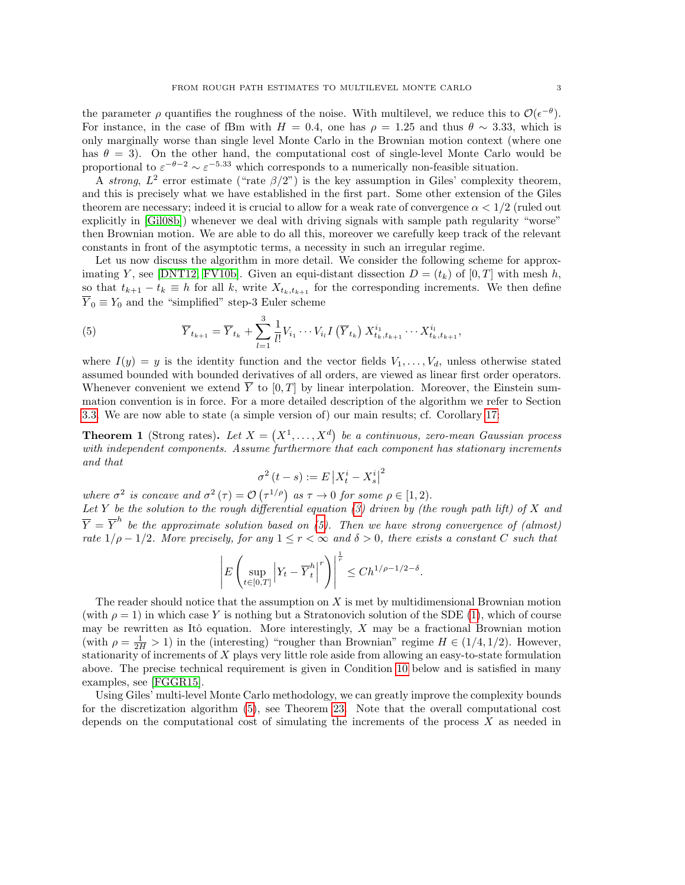the parameter $\rho$ quantifies the roughness of the noise. With multilevel, we reduce this to $\mathcal{O}(\epsilon^{-\theta})$. For instance, in the case of fBm with $H = 0.4$, one has $\rho = 1.25$ and thus $\theta \sim 3.33$, which is only marginally worse than single level Monte Carlo in the Brownian motion context (where one has $\theta = 3$). On the other hand, the computational cost of single-level Monte Carlo would be proportional to $\varepsilon^{-\theta-2} \sim \varepsilon^{-5.33}$ which corresponds to a numerically non-feasible situation.

A *strong*, $L^2$ error estimate ("rate $\beta/2$") is the key assumption in Giles' complexity theorem, and this is precisely what we have established in the first part. Some other extension of the Giles theorem are necessary; indeed it is crucial to allow for a weak rate of convergence $\alpha < 1/2$ (ruled out explicitly in [Gil08b]) whenever we deal with driving signals with sample path regularity "worse" then Brownian motion. We are able to do all this, moreover we carefully keep track of the relevant constants in front of the asymptotic terms, a necessity in such an irregular regime.

Let us now discuss the algorithm in more detail. We consider the following scheme for approximating $Y$, see [DNT12, FV10b]. Given an equi-distant dissection $D = (t_k)$ of $[0,T]$ with mesh $h$, so that $t_{k+1} - t_k \equiv h$ for all $k$, write $X_{t_k,t_{k+1}}$ for the corresponding increments. We then define $\overline{Y}_0 \equiv Y_0$ and the "simplified" step-3 Euler scheme

$$\overline{Y}_{t_{k+1}} = \overline{Y}_{t_k} + \sum_{l=1}^{3} \frac{1}{l!} V_{i_1} \cdots V_{i_l} I\left(\overline{Y}_{t_k}\right) X^{i_1}_{t_k,t_{k+1}} \cdots X^{i_l}_{t_k,t_{k+1}}, \tag{5}$$

where $I(y) = y$ is the identity function and the vector fields $V_1, \ldots, V_d$, unless otherwise stated assumed bounded with bounded derivatives of all orders, are viewed as linear first order operators. Whenever convenient we extend $\overline{Y}$ to $[0,T]$ by linear interpolation. Moreover, the Einstein summation convention is in force. For a more detailed description of the algorithm we refer to Section 3.3. We are now able to state (a simple version of) our main results; cf. Corollary 17:

**Theorem 1** (Strong rates)**.** *Let $X = \left(X^1, \ldots, X^d\right)$ be a continuous, zero-mean Gaussian process with independent components. Assume furthermore that each component has stationary increments and that*

$$\sigma^2(t-s) := E\left|X^i_t - X^i_s\right|^2$$

*where $\sigma^2$ is concave and $\sigma^2(\tau) = \mathcal{O}\left(\tau^{1/\rho}\right)$ as $\tau \to 0$ for some $\rho \in [1,2)$.*
*Let $Y$ be the solution to the rough differential equation (3) driven by (the rough path lift) of $X$ and $\overline{Y} = \overline{Y}^h$ be the approximate solution based on (5). Then we have strong convergence of (almost) rate $1/\rho - 1/2$. More precisely, for any $1 \le r < \infty$ and $\delta > 0$, there exists a constant $C$ such that*

$$\left| E\left( \sup_{t\in[0,T]} \left|Y_t - \overline{Y}^h_t\right|^r \right) \right|^{\frac{1}{r}} \le C h^{1/\rho - 1/2 - \delta}.$$

The reader should notice that the assumption on $X$ is met by multidimensional Brownian motion (with $\rho = 1$) in which case $Y$ is nothing but a Stratonovich solution of the SDE (1), which of course may be rewritten as Itô equation. More interestingly, $X$ may be a fractional Brownian motion (with $\rho = \frac{1}{2H} > 1$) in the (interesting) "rougher than Brownian" regime $H \in (1/4, 1/2)$. However, stationarity of increments of $X$ plays very little role aside from allowing an easy-to-state formulation above. The precise technical requirement is given in Condition 10 below and is satisfied in many examples, see [FGGR15].

Using Giles' multi-level Monte Carlo methodology, we can greatly improve the complexity bounds for the discretization algorithm (5), see Theorem 23. Note that the overall computational cost depends on the computational cost of simulating the increments of the process $X$ as needed in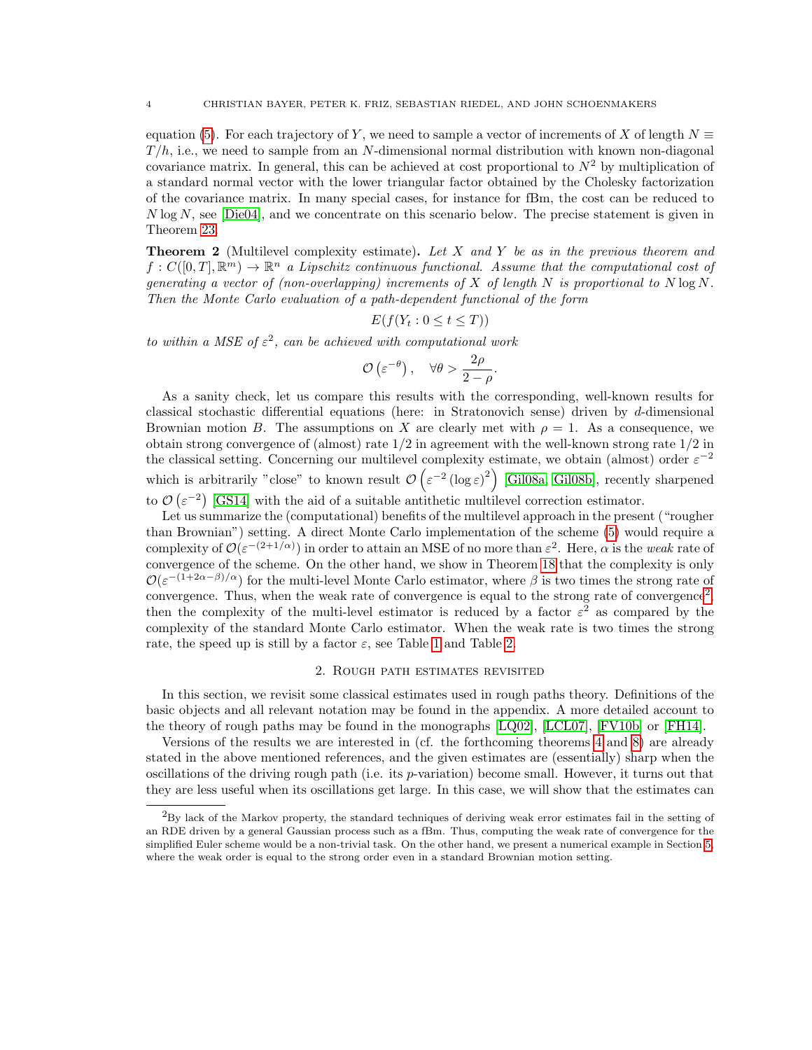equation (5). For each trajectory of $Y$, we need to sample a vector of increments of $X$ of length $N \equiv T/h$, i.e., we need to sample from an $N$-dimensional normal distribution with known non-diagonal covariance matrix. In general, this can be achieved at cost proportional to $N^2$ by multiplication of a standard normal vector with the lower triangular factor obtained by the Cholesky factorization of the covariance matrix. In many special cases, for instance for fBm, the cost can be reduced to $N \log N$, see [Die04], and we concentrate on this scenario below. The precise statement is given in Theorem 23.

**Theorem 2** (Multilevel complexity estimate)**.** *Let $X$ and $Y$ be as in the previous theorem and $f : C([0,T], \mathbb{R}^m) \to \mathbb{R}^n$ a Lipschitz continuous functional. Assume that the computational cost of generating a vector of (non-overlapping) increments of $X$ of length $N$ is proportional to $N \log N$. Then the Monte Carlo evaluation of a path-dependent functional of the form*

$$E(f(Y_t : 0 \leq t \leq T))$$

*to within a MSE of $\varepsilon^2$, can be achieved with computational work*

$$\mathcal{O}\left(\varepsilon^{-\theta}\right), \quad \forall \theta > \frac{2\rho}{2-\rho}.$$

As a sanity check, let us compare this results with the corresponding, well-known results for classical stochastic differential equations (here: in Stratonovich sense) driven by $d$-dimensional Brownian motion $B$. The assumptions on $X$ are clearly met with $\rho = 1$. As a consequence, we obtain strong convergence of (almost) rate $1/2$ in agreement with the well-known strong rate $1/2$ in the classical setting. Concerning our multilevel complexity estimate, we obtain (almost) order $\varepsilon^{-2}$ which is arbitrarily "close" to known result $\mathcal{O}\left(\varepsilon^{-2} (\log \varepsilon)^2\right)$ [Gil08a, Gil08b], recently sharpened to $\mathcal{O}\left(\varepsilon^{-2}\right)$ [GS14] with the aid of a suitable antithetic multilevel correction estimator.

Let us summarize the (computational) benefits of the multilevel approach in the present ("rougher than Brownian") setting. A direct Monte Carlo implementation of the scheme (5) would require a complexity of $\mathcal{O}(\varepsilon^{-(2+1/\alpha)})$ in order to attain an MSE of no more than $\varepsilon^2$. Here, $\alpha$ is the *weak* rate of convergence of the scheme. On the other hand, we show in Theorem 18 that the complexity is only $\mathcal{O}(\varepsilon^{-(1+2\alpha-\beta)/\alpha})$ for the multi-level Monte Carlo estimator, where $\beta$ is two times the strong rate of convergence. Thus, when the weak rate of convergence is equal to the strong rate of convergence[2], then the complexity of the multi-level estimator is reduced by a factor $\varepsilon^2$ as compared by the complexity of the standard Monte Carlo estimator. When the weak rate is two times the strong rate, the speed up is still by a factor $\varepsilon$, see Table 1 and Table 2.

## 2. Rough path estimates revisited

In this section, we revisit some classical estimates used in rough paths theory. Definitions of the basic objects and all relevant notation may be found in the appendix. A more detailed account to the theory of rough paths may be found in the monographs [LQ02], [LCL07], [FV10b] or [FH14].

Versions of the results we are interested in (cf. the forthcoming theorems 4 and 8) are already stated in the above mentioned references, and the given estimates are (essentially) sharp when the oscillations of the driving rough path (i.e. its $p$-variation) become small. However, it turns out that they are less useful when its oscillations get large. In this case, we will show that the estimates can

---

[2] By lack of the Markov property, the standard techniques of deriving weak error estimates fail in the setting of an RDE driven by a general Gaussian process such as a fBm. Thus, computing the weak rate of convergence for the simplified Euler scheme would be a non-trivial task. On the other hand, we present a numerical example in Section 5, where the weak order is equal to the strong order even in a standard Brownian motion setting.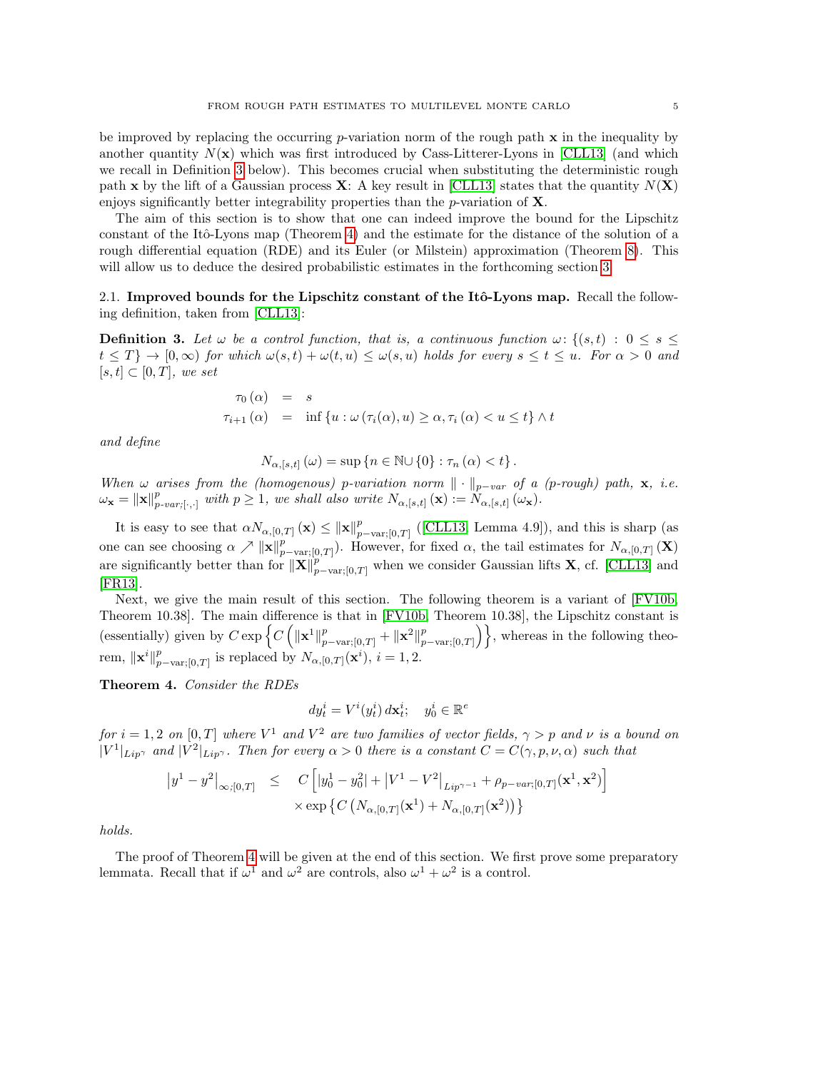be improved by replacing the occurring $p$-variation norm of the rough path $\mathbf{x}$ in the inequality by another quantity $N(\mathbf{x})$ which was first introduced by Cass-Litterer-Lyons in [CLL13] (and which we recall in Definition 3 below). This becomes crucial when substituting the deterministic rough path $\mathbf{x}$ by the lift of a Gaussian process $\mathbf{X}$: A key result in [CLL13] states that the quantity $N(\mathbf{X})$ enjoys significantly better integrability properties than the $p$-variation of $\mathbf{X}$.

The aim of this section is to show that one can indeed improve the bound for the Lipschitz constant of the Itô-Lyons map (Theorem 4) and the estimate for the distance of the solution of a rough differential equation (RDE) and its Euler (or Milstein) approximation (Theorem 8). This will allow us to deduce the desired probabilistic estimates in the forthcoming section 3.

## 2.1. Improved bounds for the Lipschitz constant of the Itô-Lyons map.

Recall the following definition, taken from [CLL13]:

**Definition 3.** *Let $\omega$ be a control function, that is, a continuous function $\omega\colon \{(s,t) : 0 \leq s \leq t \leq T\} \to [0,\infty)$ for which $\omega(s,t) + \omega(t,u) \leq \omega(s,u)$ holds for every $s \leq t \leq u$. For $\alpha > 0$ and $[s,t] \subset [0,T]$, we set*

$$\begin{aligned} \tau_0(\alpha) &= s \\ \tau_{i+1}(\alpha) &= \inf\{u : \omega(\tau_i(\alpha), u) \geq \alpha, \tau_i(\alpha) < u \leq t\} \wedge t \end{aligned}$$

*and define*

$$N_{\alpha,[s,t]}(\omega) = \sup\{n \in \mathbb{N} \cup \{0\} : \tau_n(\alpha) < t\}.$$

*When $\omega$ arises from the (homogenous) $p$-variation norm $\|\cdot\|_{p-var}$ of a ($p$-rough) path, $\mathbf{x}$, i.e. $\omega_{\mathbf{x}} = \|\mathbf{x}\|^p_{p\text{-}var;[\cdot,\cdot]}$ with $p \geq 1$, we shall also write $N_{\alpha,[s,t]}(\mathbf{x}) := N_{\alpha,[s,t]}(\omega_{\mathbf{x}})$.*

It is easy to see that $\alpha N_{\alpha,[0,T]}(\mathbf{x}) \leq \|\mathbf{x}\|^p_{p-\mathrm{var};[0,T]}$ ([CLL13, Lemma 4.9]), and this is sharp (as one can see choosing $\alpha \nearrow \|\mathbf{x}\|^p_{p-\mathrm{var};[0,T]}$). However, for fixed $\alpha$, the tail estimates for $N_{\alpha,[0,T]}(\mathbf{X})$ are significantly better than for $\|\mathbf{X}\|^p_{p-\mathrm{var};[0,T]}$ when we consider Gaussian lifts $\mathbf{X}$, cf. [CLL13] and [FR13].

Next, we give the main result of this section. The following theorem is a variant of [FV10b, Theorem 10.38]. The main difference is that in [FV10b, Theorem 10.38], the Lipschitz constant is (essentially) given by $C\exp\left\{C\left(\|\mathbf{x}^1\|^p_{p-\mathrm{var};[0,T]} + \|\mathbf{x}^2\|^p_{p-\mathrm{var};[0,T]}\right)\right\}$, whereas in the following theorem, $\|\mathbf{x}^i\|^p_{p-\mathrm{var};[0,T]}$ is replaced by $N_{\alpha,[0,T]}(\mathbf{x}^i)$, $i = 1,2$.

**Theorem 4.** *Consider the RDEs*

$$dy^i_t = V^i(y^i_t)\, d\mathbf{x}^i_t; \quad y^i_0 \in \mathbb{R}^e$$

*for $i = 1,2$ on $[0,T]$ where $V^1$ and $V^2$ are two families of vector fields, $\gamma > p$ and $\nu$ is a bound on $|V^1|_{Lip^\gamma}$ and $|V^2|_{Lip^\gamma}$. Then for every $\alpha > 0$ there is a constant $C = C(\gamma,p,\nu,\alpha)$ such that*

$$\begin{aligned} \left|y^1 - y^2\right|_{\infty;[0,T]} \quad &\leq \quad C\left[|y^1_0 - y^2_0| + \left|V^1 - V^2\right|_{Lip^{\gamma-1}} + \rho_{p-var;[0,T]}(\mathbf{x}^1,\mathbf{x}^2)\right] \\ &\quad \times \exp\left\{C\left(N_{\alpha,[0,T]}(\mathbf{x}^1) + N_{\alpha,[0,T]}(\mathbf{x}^2)\right)\right\} \end{aligned}$$

*holds.*

The proof of Theorem 4 will be given at the end of this section. We first prove some preparatory lemmata. Recall that if $\omega^1$ and $\omega^2$ are controls, also $\omega^1 + \omega^2$ is a control.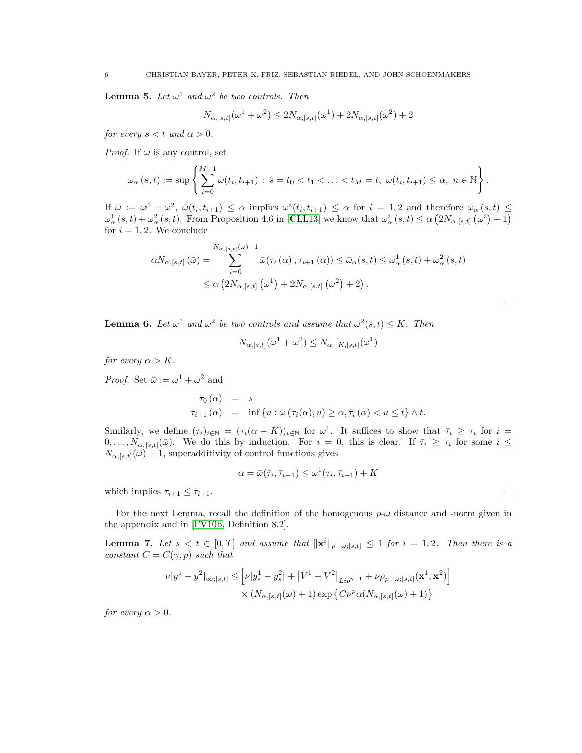**Lemma 5.** *Let $\omega^1$ and $\omega^2$ be two controls. Then*

$$N_{\alpha,[s,t]}(\omega^1 + \omega^2) \leq 2N_{\alpha,[s,t]}(\omega^1) + 2N_{\alpha,[s,t]}(\omega^2) + 2$$

*for every $s < t$ and $\alpha > 0$.*

*Proof.* If $\omega$ is any control, set

$$\omega_\alpha(s,t) := \sup \left\{ \sum_{i=0}^{M-1} \omega(t_i, t_{i+1}) \,:\, s = t_0 < t_1 < \ldots < t_M = t,\ \omega(t_i, t_{i+1}) \leq \alpha,\ n \in \mathbb{N} \right\}.$$

If $\bar{\omega} := \omega^1 + \omega^2$, $\bar{\omega}(t_i, t_{i+1}) \leq \alpha$ implies $\omega^i(t_i, t_{i+1}) \leq \alpha$ for $i = 1, 2$ and therefore $\bar{\omega}_\alpha(s,t) \leq \omega^1_\alpha(s,t) + \omega^2_\alpha(s,t)$. From Proposition 4.6 in [CLL13] we know that $\omega^i_\alpha(s,t) \leq \alpha\left(2N_{\alpha,[s,t]}\left(\omega^i\right) + 1\right)$ for $i = 1, 2$. We conclude

$$\begin{aligned}
\alpha N_{\alpha,[s,t]}(\bar{\omega}) &= \sum_{i=0}^{N_{\alpha,[s,t]}(\bar{\omega})-1} \bar{\omega}(\tau_i(\alpha), \tau_{i+1}(\alpha)) \leq \bar{\omega}_\alpha(s,t) \leq \omega^1_\alpha(s,t) + \omega^2_\alpha(s,t) \\
&\leq \alpha\left(2N_{\alpha,[s,t]}\left(\omega^1\right) + 2N_{\alpha,[s,t]}\left(\omega^2\right) + 2\right).
\end{aligned}$$

□

**Lemma 6.** *Let $\omega^1$ and $\omega^2$ be two controls and assume that $\omega^2(s,t) \leq K$. Then*

$$N_{\alpha,[s,t]}(\omega^1 + \omega^2) \leq N_{\alpha-K,[s,t]}(\omega^1)$$

*for every $\alpha > K$.*

*Proof.* Set $\bar{\omega} := \omega^1 + \omega^2$ and

$$\begin{aligned}
\bar{\tau}_0(\alpha) &= s \\
\bar{\tau}_{i+1}(\alpha) &= \inf\{u : \bar{\omega}(\bar{\tau}_i(\alpha), u) \geq \alpha, \bar{\tau}_i(\alpha) < u \leq t\} \wedge t.
\end{aligned}$$

Similarly, we define $(\tau_i)_{i\in\mathbb{N}} = (\tau_i(\alpha - K))_{i\in\mathbb{N}}$ for $\omega^1$. It suffices to show that $\bar{\tau}_i \geq \tau_i$ for $i = 0, \ldots, N_{\alpha,[s,t]}(\bar{\omega})$. We do this by induction. For $i = 0$, this is clear. If $\bar{\tau}_i \geq \tau_i$ for some $i \leq N_{\alpha,[s,t]}(\bar{\omega}) - 1$, superadditivity of control functions gives

$$\alpha = \bar{\omega}(\bar{\tau}_i, \bar{\tau}_{i+1}) \leq \omega^1(\tau_i, \bar{\tau}_{i+1}) + K$$

which implies $\tau_{i+1} \leq \bar{\tau}_{i+1}$. □

For the next Lemma, recall the definition of the homogenous $p$-$\omega$ distance and -norm given in the appendix and in [FV10b, Definition 8.2].

**Lemma 7.** *Let $s < t \in [0,T]$ and assume that $\|\mathbf{x}^i\|_{p-\omega;[s,t]} \leq 1$ for $i = 1, 2$. Then there is a constant $C = C(\gamma, p)$ such that*

$$\begin{aligned}
\nu|y^1 - y^2|_{\infty;[s,t]} \leq &\left[\nu|y^1_s - y^2_s| + \left|V^1 - V^2\right|_{Lip^{\gamma-1}} + \nu\rho_{p-\omega;[s,t]}(\mathbf{x}^1, \mathbf{x}^2)\right] \\
&\times (N_{\alpha,[s,t]}(\omega) + 1)\exp\left\{C\nu^p\alpha(N_{\alpha,[s,t]}(\omega) + 1)\right\}
\end{aligned}$$

*for every $\alpha > 0$.*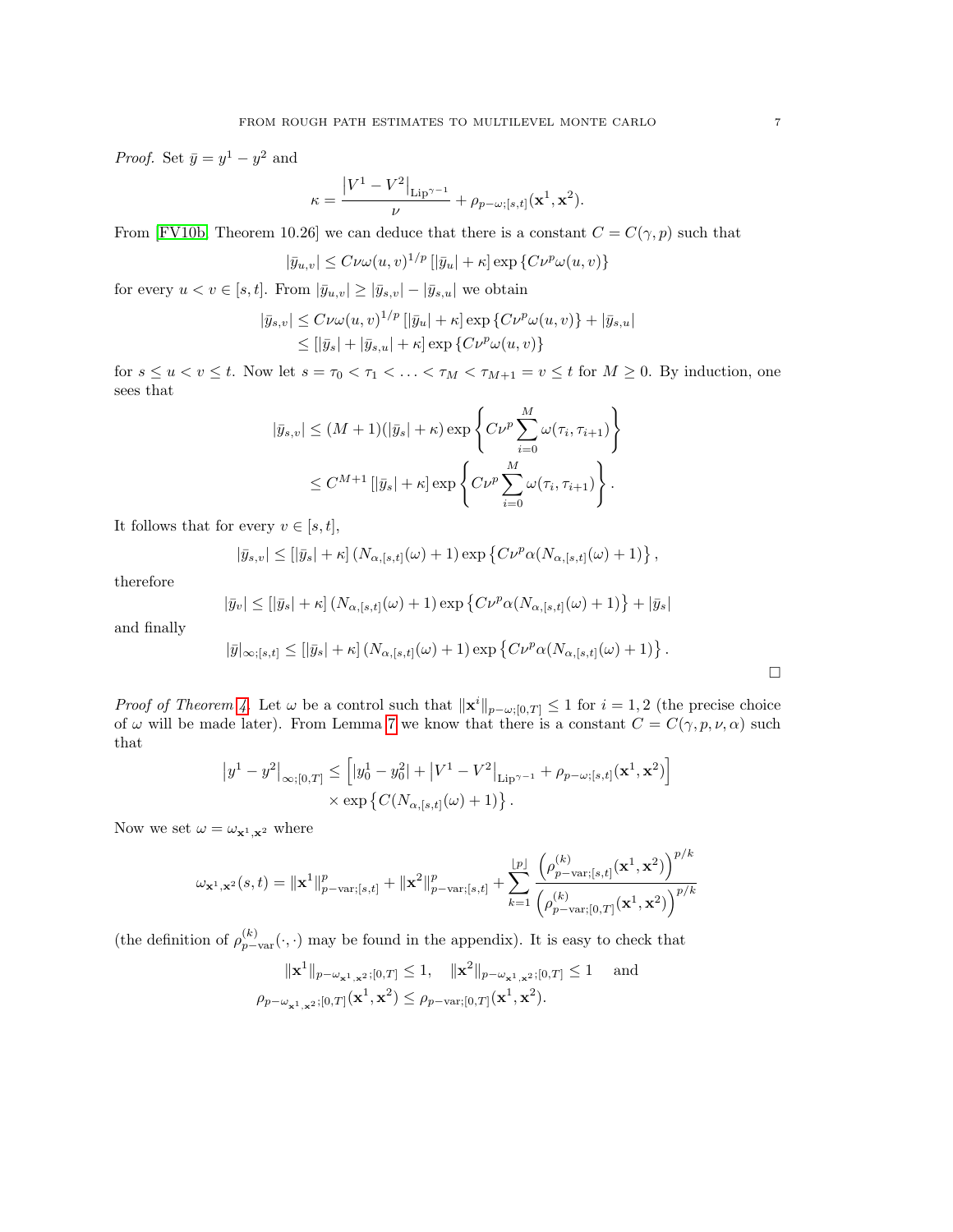*Proof.* Set $\bar{y} = y^1 - y^2$ and

$$\kappa = \frac{\left|V^1 - V^2\right|_{\mathrm{Lip}^{\gamma-1}}}{\nu} + \rho_{p-\omega;[s,t]}(\mathbf{x}^1, \mathbf{x}^2).$$

From [FV10b, Theorem 10.26] we can deduce that there is a constant $C = C(\gamma, p)$ such that

$$|\bar{y}_{u,v}| \leq C\nu\omega(u,v)^{1/p}\left[|\bar{y}_u| + \kappa\right]\exp\left\{C\nu^p\omega(u,v)\right\}$$

for every $u < v \in [s,t]$. From $|\bar{y}_{u,v}| \geq |\bar{y}_{s,v}| - |\bar{y}_{s,u}|$ we obtain

$$\begin{aligned}
|\bar{y}_{s,v}| &\leq C\nu\omega(u,v)^{1/p}\left[|\bar{y}_u| + \kappa\right]\exp\left\{C\nu^p\omega(u,v)\right\} + |\bar{y}_{s,u}| \\
&\leq \left[|\bar{y}_s| + |\bar{y}_{s,u}| + \kappa\right]\exp\left\{C\nu^p\omega(u,v)\right\}
\end{aligned}$$

for $s \leq u < v \leq t$. Now let $s = \tau_0 < \tau_1 < \ldots < \tau_M < \tau_{M+1} = v \leq t$ for $M \geq 0$. By induction, one sees that

$$\begin{aligned}
|\bar{y}_{s,v}| &\leq (M+1)(|\bar{y}_s| + \kappa)\exp\left\{C\nu^p\sum_{i=0}^{M}\omega(\tau_i, \tau_{i+1})\right\} \\
&\leq C^{M+1}\left[|\bar{y}_s| + \kappa\right]\exp\left\{C\nu^p\sum_{i=0}^{M}\omega(\tau_i, \tau_{i+1})\right\}.
\end{aligned}$$

It follows that for every $v \in [s,t]$,

$$|\bar{y}_{s,v}| \leq \left[|\bar{y}_s| + \kappa\right]\left(N_{\alpha,[s,t]}(\omega) + 1\right)\exp\left\{C\nu^p\alpha(N_{\alpha,[s,t]}(\omega) + 1)\right\},$$

therefore

$$|\bar{y}_v| \leq \left[|\bar{y}_s| + \kappa\right]\left(N_{\alpha,[s,t]}(\omega) + 1\right)\exp\left\{C\nu^p\alpha(N_{\alpha,[s,t]}(\omega) + 1)\right\} + |\bar{y}_s|$$

and finally

$$|\bar{y}|_{\infty;[s,t]} \leq \left[|\bar{y}_s| + \kappa\right]\left(N_{\alpha,[s,t]}(\omega) + 1\right)\exp\left\{C\nu^p\alpha(N_{\alpha,[s,t]}(\omega) + 1)\right\}.$$

$\square$

*Proof of Theorem 4.* Let $\omega$ be a control such that $\|\mathbf{x}^i\|_{p-\omega;[0,T]} \leq 1$ for $i = 1,2$ (the precise choice of $\omega$ will be made later). From Lemma 7 we know that there is a constant $C = C(\gamma, p, \nu, \alpha)$ such that

$$\begin{aligned}
\left|y^1 - y^2\right|_{\infty;[0,T]} &\leq \left[|y_0^1 - y_0^2| + \left|V^1 - V^2\right|_{\mathrm{Lip}^{\gamma-1}} + \rho_{p-\omega;[s,t]}(\mathbf{x}^1, \mathbf{x}^2)\right] \\
&\quad \times \exp\left\{C(N_{\alpha,[s,t]}(\omega) + 1)\right\}.
\end{aligned}$$

Now we set $\omega = \omega_{\mathbf{x}^1,\mathbf{x}^2}$ where

$$\omega_{\mathbf{x}^1,\mathbf{x}^2}(s,t) = \|\mathbf{x}^1\|_{p-\mathrm{var};[s,t]}^p + \|\mathbf{x}^2\|_{p-\mathrm{var};[s,t]}^p + \sum_{k=1}^{\lfloor p \rfloor}\frac{\left(\rho_{p-\mathrm{var};[s,t]}^{(k)}(\mathbf{x}^1, \mathbf{x}^2)\right)^{p/k}}{\left(\rho_{p-\mathrm{var};[0,T]}^{(k)}(\mathbf{x}^1, \mathbf{x}^2)\right)^{p/k}}$$

(the definition of $\rho_{p-\mathrm{var}}^{(k)}(\cdot,\cdot)$ may be found in the appendix). It is easy to check that

$$\begin{aligned}
&\|\mathbf{x}^1\|_{p-\omega_{\mathbf{x}^1,\mathbf{x}^2};[0,T]} \leq 1, \quad \|\mathbf{x}^2\|_{p-\omega_{\mathbf{x}^1,\mathbf{x}^2};[0,T]} \leq 1 \quad \text{and} \\
&\rho_{p-\omega_{\mathbf{x}^1,\mathbf{x}^2};[0,T]}(\mathbf{x}^1, \mathbf{x}^2) \leq \rho_{p-\mathrm{var};[0,T]}(\mathbf{x}^1, \mathbf{x}^2).
\end{aligned}$$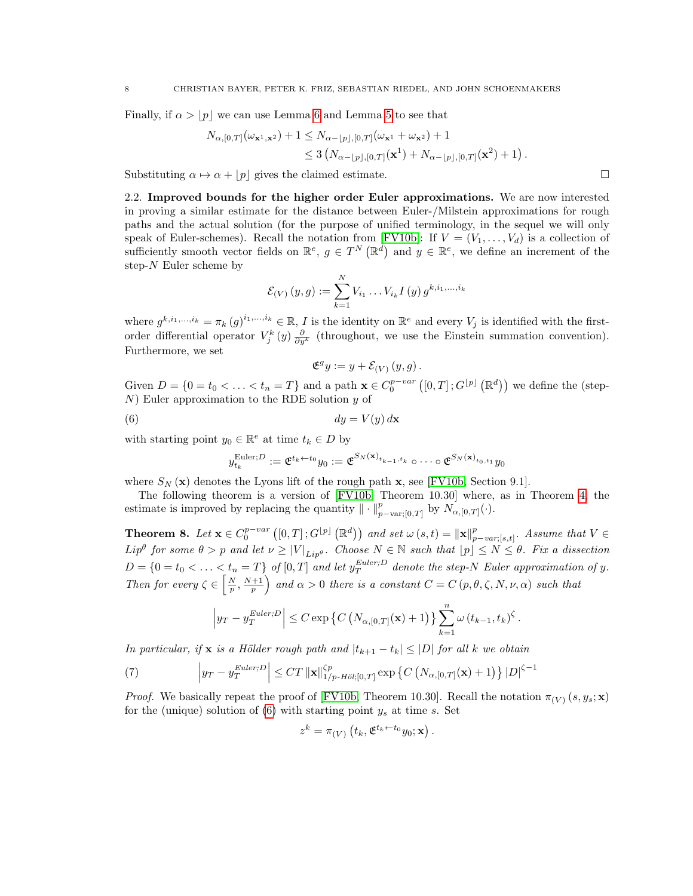Finally, if $\alpha > \lfloor p \rfloor$ we can use Lemma 6 and Lemma 5 to see that

$$
\begin{aligned}
N_{\alpha,[0,T]}(\omega_{\mathbf{x}^1,\mathbf{x}^2}) + 1 &\leq N_{\alpha - \lfloor p \rfloor,[0,T]}(\omega_{\mathbf{x}^1} + \omega_{\mathbf{x}^2}) + 1 \\
&\leq 3 \left( N_{\alpha - \lfloor p \rfloor,[0,T]}(\mathbf{x}^1) + N_{\alpha - \lfloor p \rfloor,[0,T]}(\mathbf{x}^2) + 1 \right).
\end{aligned}
$$

Substituting $\alpha \mapsto \alpha + \lfloor p \rfloor$ gives the claimed estimate. □

2.2. **Improved bounds for the higher order Euler approximations.** We are now interested in proving a similar estimate for the distance between Euler-/Milstein approximations for rough paths and the actual solution (for the purpose of unified terminology, in the sequel we will only speak of Euler-schemes). Recall the notation from [FV10b]: If $V = (V_1, \ldots, V_d)$ is a collection of sufficiently smooth vector fields on $\mathbb{R}^e$, $g \in T^N\left(\mathbb{R}^d\right)$ and $y \in \mathbb{R}^e$, we define an increment of the step-$N$ Euler scheme by

$$
\mathcal{E}_{(V)}\left(y, g\right) := \sum_{k=1}^{N} V_{i_1} \ldots V_{i_k} I\left(y\right) g^{k, i_1, \ldots, i_k}
$$

where $g^{k,i_1,\ldots,i_k} = \pi_k\left(g\right)^{i_1,\ldots,i_k} \in \mathbb{R}$, $I$ is the identity on $\mathbb{R}^e$ and every $V_j$ is identified with the first-order differential operator $V_j^k\left(y\right) \frac{\partial}{\partial y^k}$ (throughout, we use the Einstein summation convention). Furthermore, we set

$$
\mathfrak{E}^g y := y + \mathcal{E}_{(V)}\left(y, g\right).
$$

Given $D = \{0 = t_0 < \ldots < t_n = T\}$ and a path $\mathbf{x} \in C_0^{p-var}\left([0,T]; G^{\lfloor p \rfloor}\left(\mathbb{R}^d\right)\right)$ we define the (step-$N$) Euler approximation to the RDE solution $y$ of

$$
dy = V(y)\, d\mathbf{x} \tag{6}
$$

with starting point $y_0 \in \mathbb{R}^e$ at time $t_k \in D$ by

$$
y_{t_k}^{\text{Euler};D} := \mathfrak{E}^{t_k \leftarrow t_0} y_0 := \mathfrak{E}^{S_N(\mathbf{x})_{t_{k-1},t_k}} \circ \cdots \circ \mathfrak{E}^{S_N(\mathbf{x})_{t_0,t_1}} y_0
$$

where $S_N\left(\mathbf{x}\right)$ denotes the Lyons lift of the rough path $\mathbf{x}$, see [FV10b, Section 9.1].

The following theorem is a version of [FV10b, Theorem 10.30] where, as in Theorem 4, the estimate is improved by replacing the quantity $\|\cdot\|^p_{p-\text{var};[0,T]}$ by $N_{\alpha,[0,T]}(\cdot)$.

**Theorem 8.** *Let $\mathbf{x} \in C_0^{p-var}\left([0,T]; G^{\lfloor p \rfloor}\left(\mathbb{R}^d\right)\right)$ and set $\omega\left(s,t\right) = \|\mathbf{x}\|^p_{p-var;[s,t]}$. Assume that $V \in Lip^\theta$ for some $\theta > p$ and let $\nu \geq |V|_{Lip^\theta}$. Choose $N \in \mathbb{N}$ such that $\lfloor p \rfloor \leq N \leq \theta$. Fix a dissection $D = \{0 = t_0 < \ldots < t_n = T\}$ of $[0,T]$ and let $y_T^{Euler;D}$ denote the step-$N$ Euler approximation of $y$. Then for every $\zeta \in \left[\frac{N}{p}, \frac{N+1}{p}\right)$ and $\alpha > 0$ there is a constant $C = C\left(p, \theta, \zeta, N, \nu, \alpha\right)$ such that*

$$
\left| y_T - y_T^{Euler;D} \right| \leq C \exp\left\{ C\left( N_{\alpha,[0,T]}(\mathbf{x}) + 1 \right) \right\} \sum_{k=1}^{n} \omega\left(t_{k-1}, t_k\right)^{\zeta}.
$$

*In particular, if $\mathbf{x}$ is a Hölder rough path and $|t_{k+1} - t_k| \leq |D|$ for all $k$ we obtain*

$$
\left| y_T - y_T^{Euler;D} \right| \leq CT \|\mathbf{x}\|^{\zeta p}_{1/p\text{-}H\ddot{o}l;[0,T]} \exp\left\{ C\left( N_{\alpha,[0,T]}(\mathbf{x}) + 1 \right) \right\} |D|^{\zeta - 1} \tag{7}
$$

*Proof.* We basically repeat the proof of [FV10b, Theorem 10.30]. Recall the notation $\pi_{(V)}\left(s, y_s; \mathbf{x}\right)$ for the (unique) solution of (6) with starting point $y_s$ at time $s$. Set

$$
z^k = \pi_{(V)}\left(t_k, \mathfrak{E}^{t_k \leftarrow t_0} y_0; \mathbf{x}\right).
$$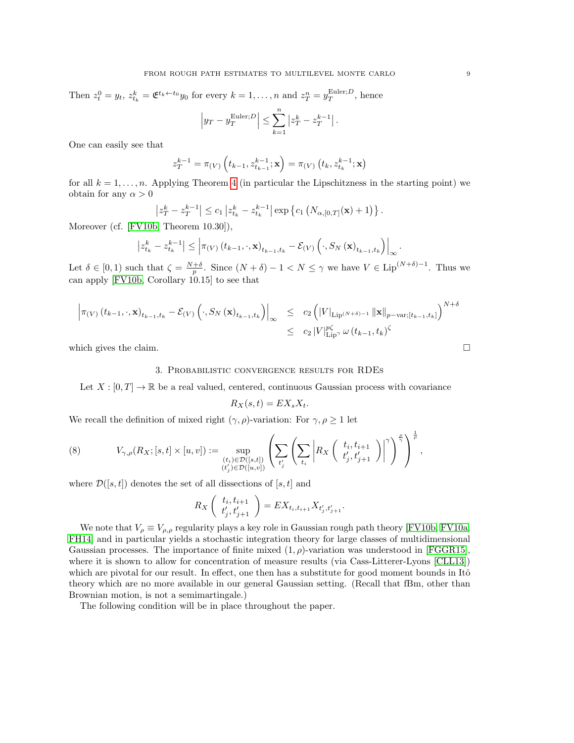Then $z_t^0 = y_t$, $z_{t_k}^k = \mathfrak{E}^{t_k \leftarrow t_0} y_0$ for every $k = 1, \ldots, n$ and $z_T^n = y_T^{\text{Euler};D}$, hence

$$\left| y_T - y_T^{\text{Euler};D} \right| \leq \sum_{k=1}^{n} \left| z_T^k - z_T^{k-1} \right|.$$

One can easily see that

$$z_T^{k-1} = \pi_{(V)} \left( t_{k-1}, z_{t_{k-1}}^{k-1}; \mathbf{x} \right) = \pi_{(V)} \left( t_k, z_{t_k}^{k-1}; \mathbf{x} \right)$$

for all $k = 1, \ldots, n$. Applying Theorem 4 (in particular the Lipschitzness in the starting point) we obtain for any $\alpha > 0$

$$\left| z_T^k - z_T^{k-1} \right| \leq c_1 \left| z_{t_k}^k - z_{t_k}^{k-1} \right| \exp \left\{ c_1 \left( N_{\alpha,[0,T]}(\mathbf{x}) + 1 \right) \right\}.$$

Moreover (cf. [FV10b, Theorem 10.30]),

$$\left| z_{t_k}^k - z_{t_k}^{k-1} \right| \leq \left| \pi_{(V)} \left( t_{k-1}, \cdot, \mathbf{x} \right)_{t_{k-1}, t_k} - \mathcal{E}_{(V)} \left( \cdot, S_N \left( \mathbf{x} \right)_{t_{k-1}, t_k} \right) \right|_{\infty}.$$

Let $\delta \in [0, 1)$ such that $\zeta = \frac{N+\delta}{p}$. Since $(N + \delta) - 1 < N \leq \gamma$ we have $V \in \text{Lip}^{(N+\delta)-1}$. Thus we can apply [FV10b, Corollary 10.15] to see that

$$\begin{aligned}
\left| \pi_{(V)} \left( t_{k-1}, \cdot, \mathbf{x} \right)_{t_{k-1}, t_k} - \mathcal{E}_{(V)} \left( \cdot, S_N \left( \mathbf{x} \right)_{t_{k-1}, t_k} \right) \right|_{\infty} &\leq c_2 \left( |V|_{\text{Lip}^{(N+\delta)-1}} \left\| \mathbf{x} \right\|_{p\text{-var};[t_{k-1}, t_k]} \right)^{N+\delta} \\
&\leq c_2 \left| V \right|_{\text{Lip}^\gamma}^{p\zeta} \omega \left( t_{k-1}, t_k \right)^{\zeta}
\end{aligned}$$

which gives the claim. $\square$

## 3. Probabilistic convergence results for RDEs

Let $X : [0, T] \to \mathbb{R}$ be a real valued, centered, continuous Gaussian process with covariance

$$R_X(s, t) = E X_s X_t.$$

We recall the definition of mixed right $(\gamma, \rho)$-variation: For $\gamma, \rho \geq 1$ let

$$V_{\gamma,\rho}(R_X; [s,t] \times [u,v]) := \sup_{\substack{(t_i) \in \mathcal{D}([s,t]) \\ (t'_j) \in \mathcal{D}([u,v])}} \left( \sum_{t'_j} \left( \sum_{t_i} \left| R_X \begin{pmatrix} t_i, t_{i+1} \\ t'_j, t'_{j+1} \end{pmatrix} \right|^{\gamma} \right)^{\frac{\rho}{\gamma}} \right)^{\frac{1}{\rho}}, \tag{8}$$

where $\mathcal{D}([s,t])$ denotes the set of all dissections of $[s,t]$ and

$$R_X \begin{pmatrix} t_i, t_{i+1} \\ t'_j, t'_{j+1} \end{pmatrix} = E X_{t_i, t_{i+1}} X_{t'_j, t'_{j+1}}.$$

We note that $V_\rho \equiv V_{\rho,\rho}$ regularity plays a key role in Gaussian rough path theory [FV10b, FV10a, FH14] and in particular yields a stochastic integration theory for large classes of multidimensional Gaussian processes. The importance of finite mixed $(1, \rho)$-variation was understood in [FGGR15], where it is shown to allow for concentration of measure results (via Cass-Litterer-Lyons [CLL13]) which are pivotal for our result. In effect, one then has a substitute for good moment bounds in Itô theory which are no more available in our general Gaussian setting. (Recall that fBm, other than Brownian motion, is not a semimartingale.)

The following condition will be in place throughout the paper.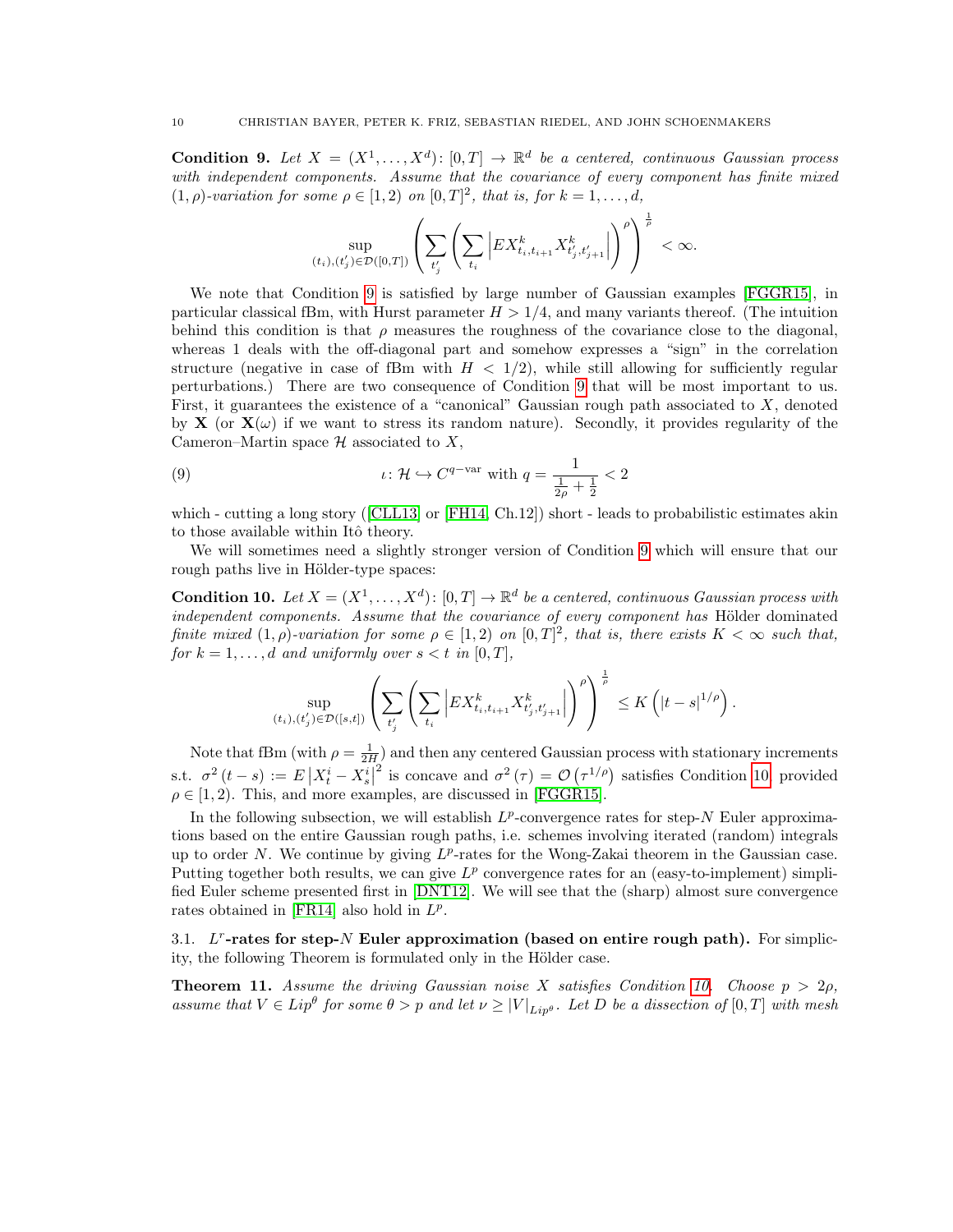**Condition 9.** *Let $X = (X^1, \ldots, X^d) \colon [0,T] \to \mathbb{R}^d$ be a centered, continuous Gaussian process with independent components. Assume that the covariance of every component has finite mixed $(1,\rho)$-variation for some $\rho \in [1,2)$ on $[0,T]^2$, that is, for $k = 1, \ldots, d$,*

$$\sup_{(t_i),(t'_j) \in \mathcal{D}([0,T])} \left( \sum_{t'_j} \left( \sum_{t_i} \left| E X^k_{t_i,t_{i+1}} X^k_{t'_j,t'_{j+1}} \right| \right)^\rho \right)^{\frac{1}{\rho}} < \infty.$$

We note that Condition 9 is satisfied by large number of Gaussian examples [FGGR15], in particular classical fBm, with Hurst parameter $H > 1/4$, and many variants thereof. (The intuition behind this condition is that $\rho$ measures the roughness of the covariance close to the diagonal, whereas 1 deals with the off-diagonal part and somehow expresses a "sign" in the correlation structure (negative in case of fBm with $H < 1/2$), while still allowing for sufficiently regular perturbations.) There are two consequence of Condition 9 that will be most important to us. First, it guarantees the existence of a "canonical" Gaussian rough path associated to $X$, denoted by $\mathbf{X}$ (or $\mathbf{X}(\omega)$ if we want to stress its random nature). Secondly, it provides regularity of the Cameron–Martin space $\mathcal{H}$ associated to $X$,

$$\iota \colon \mathcal{H} \hookrightarrow C^{q-\mathrm{var}} \text{ with } q = \frac{1}{\frac{1}{2\rho} + \frac{1}{2}} < 2 \tag{9}$$

which - cutting a long story ([CLL13] or [FH14, Ch.12]) short - leads to probabilistic estimates akin to those available within Itô theory.

We will sometimes need a slightly stronger version of Condition 9 which will ensure that our rough paths live in Hölder-type spaces:

**Condition 10.** *Let $X = (X^1, \ldots, X^d) \colon [0,T] \to \mathbb{R}^d$ be a centered, continuous Gaussian process with independent components. Assume that the covariance of every component has* Hölder dominated *finite mixed $(1,\rho)$-variation for some $\rho \in [1,2)$ on $[0,T]^2$, that is, there exists $K < \infty$ such that, for $k = 1, \ldots, d$ and uniformly over $s < t$ in $[0,T]$,*

$$\sup_{(t_i),(t'_j) \in \mathcal{D}([s,t])} \left( \sum_{t'_j} \left( \sum_{t_i} \left| E X^k_{t_i,t_{i+1}} X^k_{t'_j,t'_{j+1}} \right| \right)^\rho \right)^{\frac{1}{\rho}} \leq K \left( |t-s|^{1/\rho} \right).$$

Note that fBm (with $\rho = \frac{1}{2H}$) and then any centered Gaussian process with stationary increments s.t. $\sigma^2(t-s) := E\left|X^i_t - X^i_s\right|^2$ is concave and $\sigma^2(\tau) = \mathcal{O}\left(\tau^{1/\rho}\right)$ satisfies Condition 10, provided $\rho \in [1,2)$. This, and more examples, are discussed in [FGGR15].

In the following subsection, we will establish $L^p$-convergence rates for step-$N$ Euler approximations based on the entire Gaussian rough paths, i.e. schemes involving iterated (random) integrals up to order $N$. We continue by giving $L^p$-rates for the Wong-Zakai theorem in the Gaussian case. Putting together both results, we can give $L^p$ convergence rates for an (easy-to-implement) simplified Euler scheme presented first in [DNT12]. We will see that the (sharp) almost sure convergence rates obtained in [FR14] also hold in $L^p$.

### 3.1. $L^r$-rates for step-$N$ Euler approximation (based on entire rough path).

For simplicity, the following Theorem is formulated only in the Hölder case.

**Theorem 11.** *Assume the driving Gaussian noise $X$ satisfies Condition 10. Choose $p > 2\rho$, assume that $V \in Lip^\theta$ for some $\theta > p$ and let $\nu \geq |V|_{Lip^\theta}$. Let $D$ be a dissection of $[0,T]$ with mesh*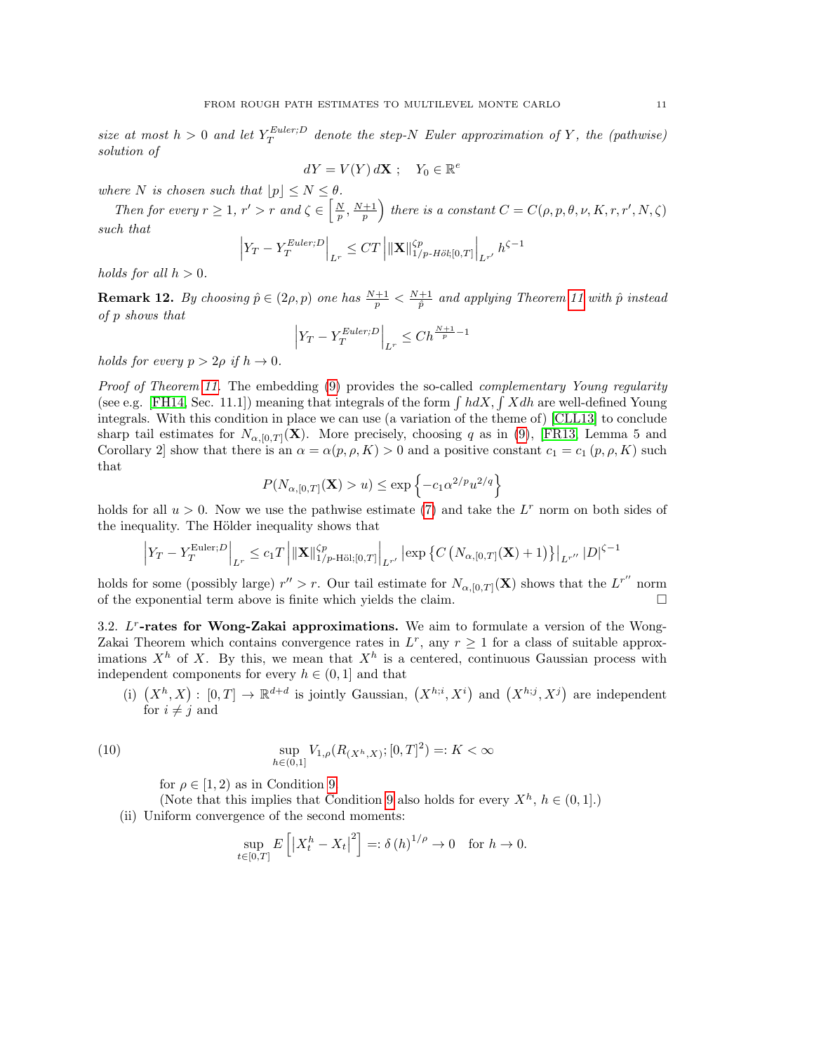*size at most $h > 0$ and let $Y_T^{Euler;D}$ denote the step-$N$ Euler approximation of $Y$, the (pathwise) solution of*

$$dY = V(Y)\, d\mathbf{X}\ ; \quad Y_0 \in \mathbb{R}^e$$

*where $N$ is chosen such that $\lfloor p \rfloor \leq N \leq \theta$.*

*Then for every $r \geq 1$, $r' > r$ and $\zeta \in \left[\frac{N}{p}, \frac{N+1}{p}\right)$ there is a constant $C = C(\rho, p, \theta, \nu, K, r, r', N, \zeta)$ such that*

$$\left| Y_T - Y_T^{Euler;D} \right|_{L^r} \leq CT \left| \|\mathbf{X}\|^{\zeta p}_{1/p\text{-}H\ddot{o}l;[0,T]} \right|_{L^{r'}} h^{\zeta - 1}$$

*holds for all $h > 0$.*

**Remark 12.** *By choosing $\hat{p} \in (2\rho, p)$ one has $\frac{N+1}{p} < \frac{N+1}{\hat{p}}$ and applying Theorem 11 with $\hat{p}$ instead of $p$ shows that*

$$\left| Y_T - Y_T^{Euler;D} \right|_{L^r} \leq Ch^{\frac{N+1}{p} - 1}$$

*holds for every $p > 2\rho$ if $h \to 0$.*

*Proof of Theorem 11.* The embedding (9) provides the so-called *complementary Young regularity* (see e.g. [FH14, Sec. 11.1]) meaning that integrals of the form $\int h dX$, $\int X dh$ are well-defined Young integrals. With this condition in place we can use (a variation of the theme of) [CLL13] to conclude sharp tail estimates for $N_{\alpha,[0,T]}(\mathbf{X})$. More precisely, choosing $q$ as in (9), [FR13, Lemma 5 and Corollary 2] show that there is an $\alpha = \alpha(p, \rho, K) > 0$ and a positive constant $c_1 = c_1(p, \rho, K)$ such that

$$P(N_{\alpha,[0,T]}(\mathbf{X}) > u) \leq \exp\left\{-c_1 \alpha^{2/p} u^{2/q}\right\}$$

holds for all $u > 0$. Now we use the pathwise estimate (7) and take the $L^r$ norm on both sides of the inequality. The Hölder inequality shows that

$$\left| Y_T - Y_T^{\mathrm{Euler};D} \right|_{L^r} \leq c_1 T \left| \|\mathbf{X}\|^{\zeta p}_{1/p\text{-Höl};[0,T]} \right|_{L^{r'}} \left| \exp\left\{ C\left(N_{\alpha,[0,T]}(\mathbf{X}) + 1\right)\right\} \right|_{L^{r''}} |D|^{\zeta - 1}$$

holds for some (possibly large) $r'' > r$. Our tail estimate for $N_{\alpha,[0,T]}(\mathbf{X})$ shows that the $L^{r''}$ norm of the exponential term above is finite which yields the claim. □

### 3.2. $L^r$-rates for Wong-Zakai approximations.

We aim to formulate a version of the Wong-Zakai Theorem which contains convergence rates in $L^r$, any $r \geq 1$ for a class of suitable approximations $X^h$ of $X$. By this, we mean that $X^h$ is a centered, continuous Gaussian process with independent components for every $h \in (0, 1]$ and that

(i) $\left(X^h, X\right) : [0, T] \to \mathbb{R}^{d+d}$ is jointly Gaussian, $\left(X^{h;i}, X^i\right)$ and $\left(X^{h;j}, X^j\right)$ are independent for $i \neq j$ and

$$\sup_{h \in (0,1]} V_{1,\rho}(R_{(X^h, X)}; [0,T]^2) =: K < \infty \tag{10}$$

for $\rho \in [1, 2)$ as in Condition 9.
(Note that this implies that Condition 9 also holds for every $X^h$, $h \in (0, 1]$.)

(ii) Uniform convergence of the second moments:

$$\sup_{t \in [0,T]} E\left[\left|X_t^h - X_t\right|^2\right] =: \delta(h)^{1/\rho} \to 0 \quad \text{for } h \to 0.$$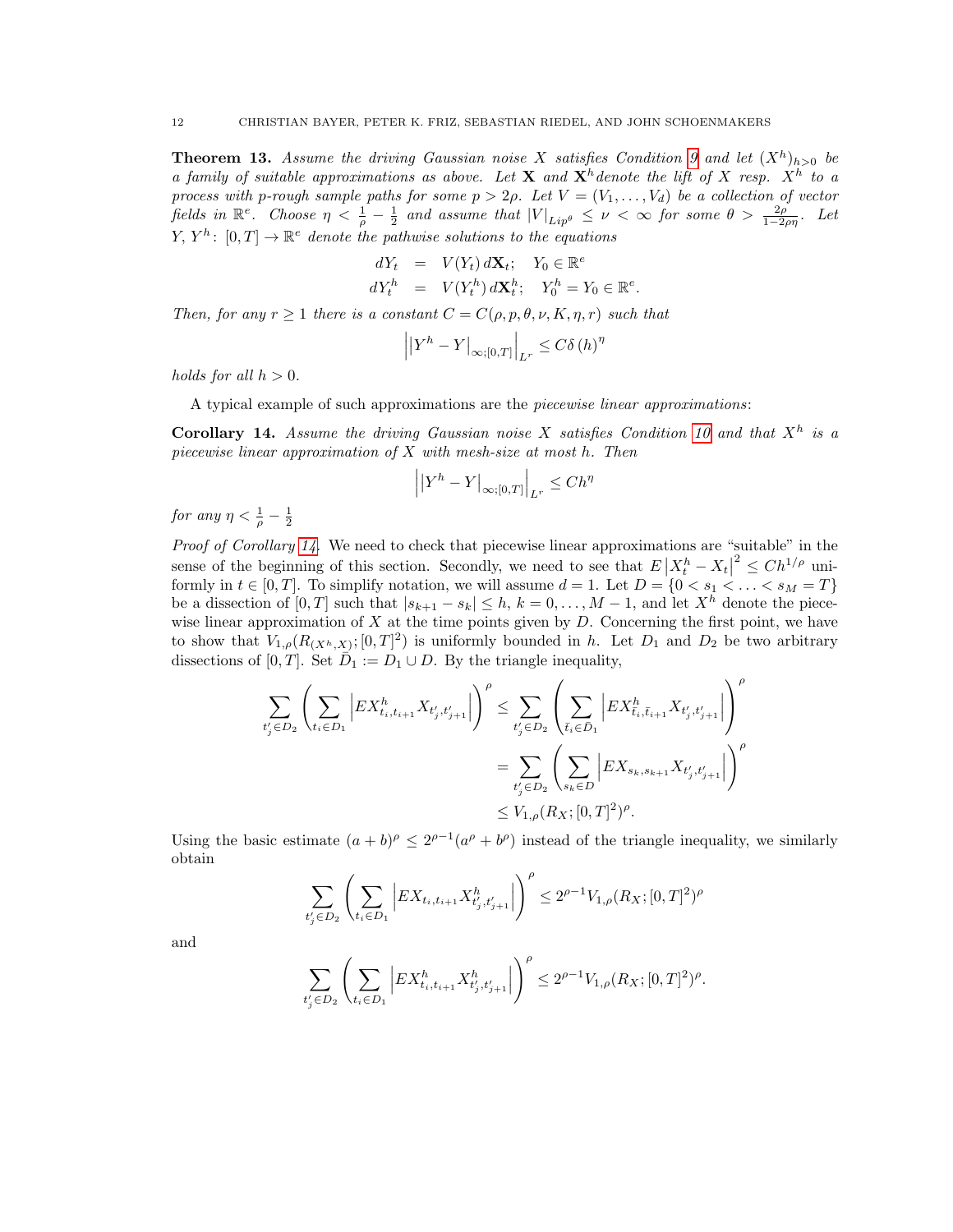**Theorem 13.** *Assume the driving Gaussian noise $X$ satisfies Condition 9 and let $(X^h)_{h>0}$ be a family of suitable approximations as above. Let $\mathbf{X}$ and $\mathbf{X}^h$ denote the lift of $X$ resp. $X^h$ to a process with $p$-rough sample paths for some $p > 2\rho$. Let $V = (V_1, \ldots, V_d)$ be a collection of vector fields in $\mathbb{R}^e$. Choose $\eta < \frac{1}{\rho} - \frac{1}{2}$ and assume that $|V|_{Lip^\theta} \leq \nu < \infty$ for some $\theta > \frac{2\rho}{1-2\rho\eta}$. Let $Y, Y^h \colon [0,T] \to \mathbb{R}^e$ denote the pathwise solutions to the equations*

$$
\begin{aligned}
dY_t &= V(Y_t)\, d\mathbf{X}_t; \quad Y_0 \in \mathbb{R}^e \\
dY_t^h &= V(Y_t^h)\, d\mathbf{X}_t^h; \quad Y_0^h = Y_0 \in \mathbb{R}^e.
\end{aligned}
$$

*Then, for any $r \geq 1$ there is a constant $C = C(\rho, p, \theta, \nu, K, \eta, r)$ such that*

$$
\left| \left| Y^h - Y \right|_{\infty;[0,T]} \right|_{L^r} \leq C\delta(h)^\eta
$$

*holds for all $h > 0$.*

A typical example of such approximations are the *piecewise linear approximations*:

**Corollary 14.** *Assume the driving Gaussian noise $X$ satisfies Condition 10 and that $X^h$ is a piecewise linear approximation of $X$ with mesh-size at most $h$. Then*

$$
\left| \left| Y^h - Y \right|_{\infty;[0,T]} \right|_{L^r} \leq Ch^\eta
$$

*for any $\eta < \frac{1}{\rho} - \frac{1}{2}$*

*Proof of Corollary 14.* We need to check that piecewise linear approximations are "suitable" in the sense of the beginning of this section. Secondly, we need to see that $E\left|X_t^h - X_t\right|^2 \leq Ch^{1/\rho}$ uniformly in $t \in [0,T]$. To simplify notation, we will assume $d = 1$. Let $D = \{0 < s_1 < \ldots < s_M = T\}$ be a dissection of $[0,T]$ such that $|s_{k+1} - s_k| \leq h$, $k = 0, \ldots, M-1$, and let $X^h$ denote the piecewise linear approximation of $X$ at the time points given by $D$. Concerning the first point, we have to show that $V_{1,\rho}(R_{(X^h,X)};[0,T]^2)$ is uniformly bounded in $h$. Let $D_1$ and $D_2$ be two arbitrary dissections of $[0,T]$. Set $\bar{D}_1 := D_1 \cup D$. By the triangle inequality,

$$
\begin{aligned}
\sum_{t_j' \in D_2} \left( \sum_{t_i \in D_1} \left| EX^h_{t_i,t_{i+1}} X_{t_j',t_{j+1}'} \right| \right)^\rho &\leq \sum_{t_j' \in D_2} \left( \sum_{\bar{t}_i \in \bar{D}_1} \left| EX^h_{\bar{t}_i,\bar{t}_{i+1}} X_{t_j',t_{j+1}'} \right| \right)^\rho \\
&= \sum_{t_j' \in D_2} \left( \sum_{s_k \in D} \left| EX_{s_k,s_{k+1}} X_{t_j',t_{j+1}'} \right| \right)^\rho \\
&\leq V_{1,\rho}(R_X;[0,T]^2)^\rho.
\end{aligned}
$$

Using the basic estimate $(a+b)^\rho \leq 2^{\rho-1}(a^\rho + b^\rho)$ instead of the triangle inequality, we similarly obtain

$$
\sum_{t_j' \in D_2} \left( \sum_{t_i \in D_1} \left| EX_{t_i,t_{i+1}} X^h_{t_j',t_{j+1}'} \right| \right)^\rho \leq 2^{\rho-1} V_{1,\rho}(R_X;[0,T]^2)^\rho
$$

and

$$
\sum_{t_j' \in D_2} \left( \sum_{t_i \in D_1} \left| EX^h_{t_i,t_{i+1}} X^h_{t_j',t_{j+1}'} \right| \right)^\rho \leq 2^{\rho-1} V_{1,\rho}(R_X;[0,T]^2)^\rho.
$$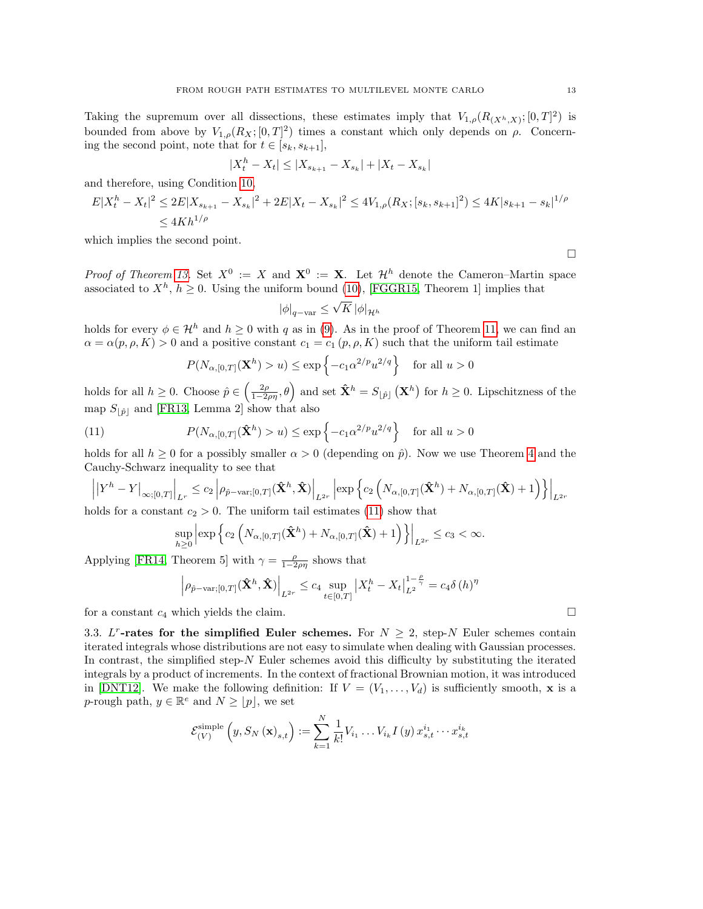Taking the supremum over all dissections, these estimates imply that $V_{1,\rho}(R_{(X^h,X)};[0,T]^2)$ is bounded from above by $V_{1,\rho}(R_X;[0,T]^2)$ times a constant which only depends on $\rho$. Concerning the second point, note that for $t \in [s_k, s_{k+1}]$,

$$|X_t^h - X_t| \leq |X_{s_{k+1}} - X_{s_k}| + |X_t - X_{s_k}|$$

and therefore, using Condition 10,

$$E|X_t^h - X_t|^2 \leq 2E|X_{s_{k+1}} - X_{s_k}|^2 + 2E|X_t - X_{s_k}|^2 \leq 4V_{1,\rho}(R_X;[s_k,s_{k+1}]^2) \leq 4K|s_{k+1} - s_k|^{1/\rho}$$
$$\leq 4Kh^{1/\rho}$$

which implies the second point.

□

*Proof of Theorem 13.* Set $X^0 := X$ and $\mathbf{X}^0 := \mathbf{X}$. Let $\mathcal{H}^h$ denote the Cameron–Martin space associated to $X^h$, $h \geq 0$. Using the uniform bound (10), [FGGR15, Theorem 1] implies that

$$|\phi|_{q-\text{var}} \leq \sqrt{K}\, |\phi|_{\mathcal{H}^h}$$

holds for every $\phi \in \mathcal{H}^h$ and $h \geq 0$ with $q$ as in (9). As in the proof of Theorem 11, we can find an $\alpha = \alpha(p,\rho,K) > 0$ and a positive constant $c_1 = c_1(p,\rho,K)$ such that the uniform tail estimate

$$P(N_{\alpha,[0,T]}(\mathbf{X}^h) > u) \leq \exp\left\{-c_1 \alpha^{2/p} u^{2/q}\right\} \quad \text{for all } u > 0$$

holds for all $h \geq 0$. Choose $\hat{p} \in \left(\frac{2\rho}{1-2\rho\eta}, \theta\right)$ and set $\hat{\mathbf{X}}^h = S_{\lfloor \hat{p} \rfloor}(\mathbf{X}^h)$ for $h \geq 0$. Lipschitzness of the map $S_{\lfloor \hat{p} \rfloor}$ and [FR13, Lemma 2] show that also

$$P(N_{\alpha,[0,T]}(\hat{\mathbf{X}}^h) > u) \leq \exp\left\{-c_1 \alpha^{2/p} u^{2/q}\right\} \quad \text{for all } u > 0 \tag{11}$$

holds for all $h \geq 0$ for a possibly smaller $\alpha > 0$ (depending on $\hat{p}$). Now we use Theorem 4 and the Cauchy-Schwarz inequality to see that

$$\left| |Y^h - Y|_{\infty;[0,T]} \right|_{L^r} \leq c_2 \left| \rho_{\hat{p}-\text{var};[0,T]}(\hat{\mathbf{X}}^h, \hat{\mathbf{X}}) \right|_{L^{2r}} \left| \exp\left\{ c_2 \left( N_{\alpha,[0,T]}(\hat{\mathbf{X}}^h) + N_{\alpha,[0,T]}(\hat{\mathbf{X}}) + 1 \right) \right\} \right|_{L^{2r}}$$

holds for a constant $c_2 > 0$. The uniform tail estimates (11) show that

$$\sup_{h \geq 0} \left| \exp\left\{ c_2 \left( N_{\alpha,[0,T]}(\hat{\mathbf{X}}^h) + N_{\alpha,[0,T]}(\hat{\mathbf{X}}) + 1 \right) \right\} \right|_{L^{2r}} \leq c_3 < \infty.$$

Applying [FR14, Theorem 5] with $\gamma = \frac{\rho}{1-2\rho\eta}$ shows that

$$\left| \rho_{\hat{p}-\text{var};[0,T]}(\hat{\mathbf{X}}^h, \hat{\mathbf{X}}) \right|_{L^{2r}} \leq c_4 \sup_{t \in [0,T]} \left| X_t^h - X_t \right|_{L^2}^{1-\frac{\rho}{\gamma}} = c_4 \delta(h)^\eta$$

for a constant $c_4$ which yields the claim. □

3.3. **$L^r$-rates for the simplified Euler schemes.** For $N \geq 2$, step-$N$ Euler schemes contain iterated integrals whose distributions are not easy to simulate when dealing with Gaussian processes. In contrast, the simplified step-$N$ Euler schemes avoid this difficulty by substituting the iterated integrals by a product of increments. In the context of fractional Brownian motion, it was introduced in [DNT12]. We make the following definition: If $V = (V_1, \ldots, V_d)$ is sufficiently smooth, $\mathbf{x}$ is a $p$-rough path, $y \in \mathbb{R}^e$ and $N \geq \lfloor p \rfloor$, we set

$$\mathcal{E}_{(V)}^{\text{simple}}\left(y, S_N(\mathbf{x})_{s,t}\right) := \sum_{k=1}^{N} \frac{1}{k!} V_{i_1} \ldots V_{i_k} I(y)\, x_{s,t}^{i_1} \cdots x_{s,t}^{i_k}$$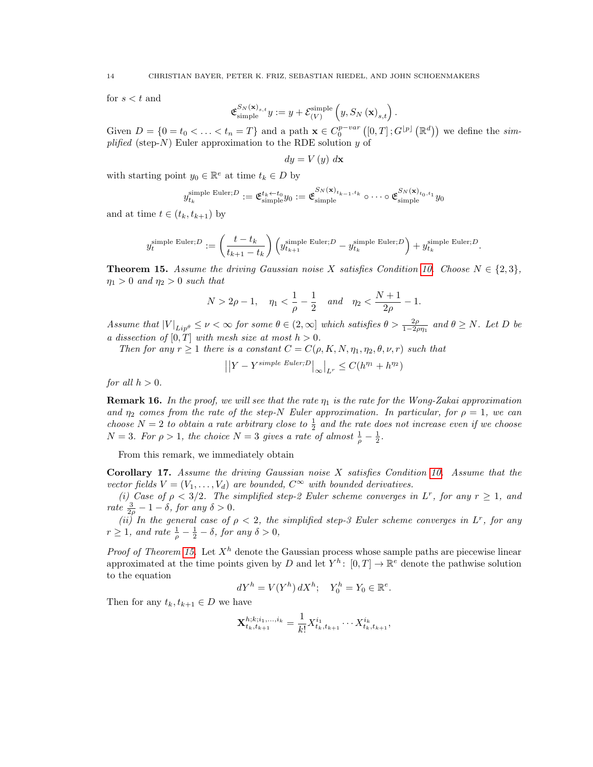for $s < t$ and

$$\mathfrak{E}_{\text{simple}}^{S_N(\mathbf{x})_{s,t}} y := y + \mathcal{E}_{(V)}^{\text{simple}}\left(y, S_N\left(\mathbf{x}\right)_{s,t}\right).$$

Given $D = \{0 = t_0 < \ldots < t_n = T\}$ and a path $\mathbf{x} \in C_0^{p-var}\left([0,T]; G^{\lfloor p \rfloor}\left(\mathbb{R}^d\right)\right)$ we define the *simplified* (step-$N$) Euler approximation to the RDE solution $y$ of

$$dy = V\left(y\right) \, d\mathbf{x}$$

with starting point $y_0 \in \mathbb{R}^e$ at time $t_k \in D$ by

$$y_{t_k}^{\text{simple Euler};D} := \mathfrak{E}_{\text{simple}}^{t_k \leftarrow t_0} y_0 := \mathfrak{E}_{\text{simple}}^{S_N(\mathbf{x})_{t_{k-1},t_k}} \circ \cdots \circ \mathfrak{E}_{\text{simple}}^{S_N(\mathbf{x})_{t_0,t_1}} y_0$$

and at time $t \in (t_k, t_{k+1})$ by

$$y_t^{\text{simple Euler};D} := \left(\frac{t - t_k}{t_{k+1} - t_k}\right)\left(y_{t_{k+1}}^{\text{simple Euler};D} - y_{t_k}^{\text{simple Euler};D}\right) + y_{t_k}^{\text{simple Euler};D}.$$

**Theorem 15.** *Assume the driving Gaussian noise $X$ satisfies Condition 10. Choose $N \in \{2,3\}$, $\eta_1 > 0$ and $\eta_2 > 0$ such that*

$$N > 2\rho - 1, \quad \eta_1 < \frac{1}{\rho} - \frac{1}{2} \quad \text{and} \quad \eta_2 < \frac{N+1}{2\rho} - 1.$$

*Assume that $|V|_{Lip^\theta} \leq \nu < \infty$ for some $\theta \in (2, \infty]$ which satisfies $\theta > \frac{2\rho}{1 - 2\rho\eta_1}$ and $\theta \geq N$. Let $D$ be a dissection of $[0,T]$ with mesh size at most $h > 0$.*

*Then for any $r \geq 1$ there is a constant $C = C(\rho, K, N, \eta_1, \eta_2, \theta, \nu, r)$ such that*

$$\left|\left|Y - Y^{\text{simple Euler};D}\right|_\infty\right|_{L^r} \leq C(h^{\eta_1} + h^{\eta_2})$$

*for all $h > 0$.*

**Remark 16.** *In the proof, we will see that the rate $\eta_1$ is the rate for the Wong-Zakai approximation and $\eta_2$ comes from the rate of the step-$N$ Euler approximation. In particular, for $\rho = 1$, we can choose $N = 2$ to obtain a rate arbitrary close to $\frac{1}{2}$ and the rate does not increase even if we choose $N = 3$. For $\rho > 1$, the choice $N = 3$ gives a rate of almost $\frac{1}{\rho} - \frac{1}{2}$.*

From this remark, we immediately obtain

**Corollary 17.** *Assume the driving Gaussian noise $X$ satisfies Condition 10. Assume that the vector fields $V = (V_1, \ldots, V_d)$ are bounded, $C^\infty$ with bounded derivatives.*

*(i) Case of $\rho < 3/2$. The simplified step-2 Euler scheme converges in $L^r$, for any $r \geq 1$, and rate $\frac{3}{2\rho} - 1 - \delta$, for any $\delta > 0$.*

*(ii) In the general case of $\rho < 2$, the simplified step-3 Euler scheme converges in $L^r$, for any $r \geq 1$, and rate $\frac{1}{\rho} - \frac{1}{2} - \delta$, for any $\delta > 0$,*

*Proof of Theorem 15.* Let $X^h$ denote the Gaussian process whose sample paths are piecewise linear approximated at the time points given by $D$ and let $Y^h \colon [0,T] \to \mathbb{R}^e$ denote the pathwise solution to the equation

$$dY^h = V(Y^h) \, dX^h; \quad Y_0^h = Y_0 \in \mathbb{R}^e.$$

Then for any $t_k, t_{k+1} \in D$ we have

$$\mathbf{X}_{t_k,t_{k+1}}^{h;k;i_1,\ldots,i_k} = \frac{1}{k!} X_{t_k,t_{k+1}}^{i_1} \cdots X_{t_k,t_{k+1}}^{i_k},$$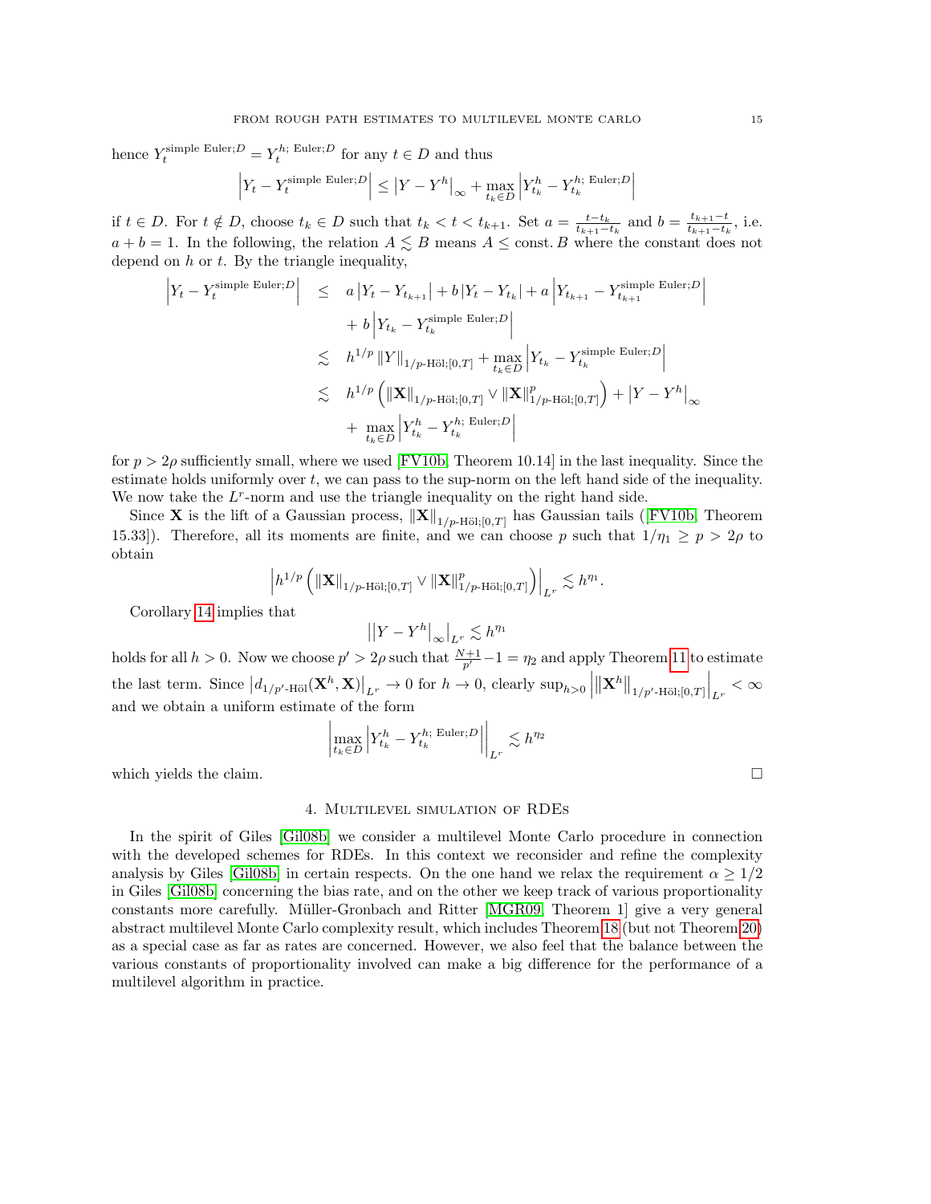hence $Y_t^{\text{simple Euler};D} = Y_t^{h;\,\text{Euler};D}$ for any $t \in D$ and thus

$$\left| Y_t - Y_t^{\text{simple Euler};D} \right| \leq \left| Y - Y^h \right|_\infty + \max_{t_k \in D} \left| Y_{t_k}^h - Y_{t_k}^{h;\,\text{Euler};D} \right|$$

if $t \in D$. For $t \notin D$, choose $t_k \in D$ such that $t_k < t < t_{k+1}$. Set $a = \frac{t-t_k}{t_{k+1}-t_k}$ and $b = \frac{t_{k+1}-t}{t_{k+1}-t_k}$, i.e. $a + b = 1$. In the following, the relation $A \lesssim B$ means $A \leq \text{const.}\, B$ where the constant does not depend on $h$ or $t$. By the triangle inequality,

$$\begin{aligned}
\left| Y_t - Y_t^{\text{simple Euler};D} \right| &\leq a \left| Y_t - Y_{t_{k+1}} \right| + b \left| Y_t - Y_{t_k} \right| + a \left| Y_{t_{k+1}} - Y_{t_{k+1}}^{\text{simple Euler};D} \right| \\
&\quad + b \left| Y_{t_k} - Y_{t_k}^{\text{simple Euler};D} \right| \\
&\lesssim h^{1/p} \left\| Y \right\|_{1/p\text{-Höl};[0,T]} + \max_{t_k \in D} \left| Y_{t_k} - Y_{t_k}^{\text{simple Euler};D} \right| \\
&\lesssim h^{1/p} \left( \left\| \mathbf{X} \right\|_{1/p\text{-Höl};[0,T]} \vee \left\| \mathbf{X} \right\|_{1/p\text{-Höl};[0,T]}^p \right) + \left| Y - Y^h \right|_\infty \\
&\quad + \max_{t_k \in D} \left| Y_{t_k}^h - Y_{t_k}^{h;\,\text{Euler};D} \right|
\end{aligned}$$

for $p > 2\rho$ sufficiently small, where we used [FV10b, Theorem 10.14] in the last inequality. Since the estimate holds uniformly over $t$, we can pass to the sup-norm on the left hand side of the inequality. We now take the $L^r$-norm and use the triangle inequality on the right hand side.

Since $\mathbf{X}$ is the lift of a Gaussian process, $\left\| \mathbf{X} \right\|_{1/p\text{-Höl};[0,T]}$ has Gaussian tails ([FV10b, Theorem 15.33]). Therefore, all its moments are finite, and we can choose $p$ such that $1/\eta_1 \geq p > 2\rho$ to obtain

$$\left| h^{1/p} \left( \left\| \mathbf{X} \right\|_{1/p\text{-Höl};[0,T]} \vee \left\| \mathbf{X} \right\|_{1/p\text{-Höl};[0,T]}^p \right) \right|_{L^r} \lesssim h^{\eta_1}.$$

Corollary 14 implies that

$$\left| \left| Y - Y^h \right|_\infty \right|_{L^r} \lesssim h^{\eta_1}$$

holds for all $h > 0$. Now we choose $p' > 2\rho$ such that $\frac{N+1}{p'} - 1 = \eta_2$ and apply Theorem 11 to estimate the last term. Since $\left| d_{1/p'\text{-Höl}}(\mathbf{X}^h, \mathbf{X}) \right|_{L^r} \to 0$ for $h \to 0$, clearly $\sup_{h>0} \left| \left\| \mathbf{X}^h \right\|_{1/p'\text{-Höl};[0,T]} \right|_{L^r} < \infty$ and we obtain a uniform estimate of the form

$$\left| \max_{t_k \in D} \left| Y_{t_k}^h - Y_{t_k}^{h;\,\text{Euler};D} \right| \right|_{L^r} \lesssim h^{\eta_2}$$

which yields the claim. $\square$

## 4. Multilevel simulation of RDEs

In the spirit of Giles [Gil08b] we consider a multilevel Monte Carlo procedure in connection with the developed schemes for RDEs. In this context we reconsider and refine the complexity analysis by Giles [Gil08b] in certain respects. On the one hand we relax the requirement $\alpha \geq 1/2$ in Giles [Gil08b] concerning the bias rate, and on the other we keep track of various proportionality constants more carefully. Müller-Gronbach and Ritter [MGR09, Theorem 1] give a very general abstract multilevel Monte Carlo complexity result, which includes Theorem 18 (but not Theorem 20) as a special case as far as rates are concerned. However, we also feel that the balance between the various constants of proportionality involved can make a big difference for the performance of a multilevel algorithm in practice.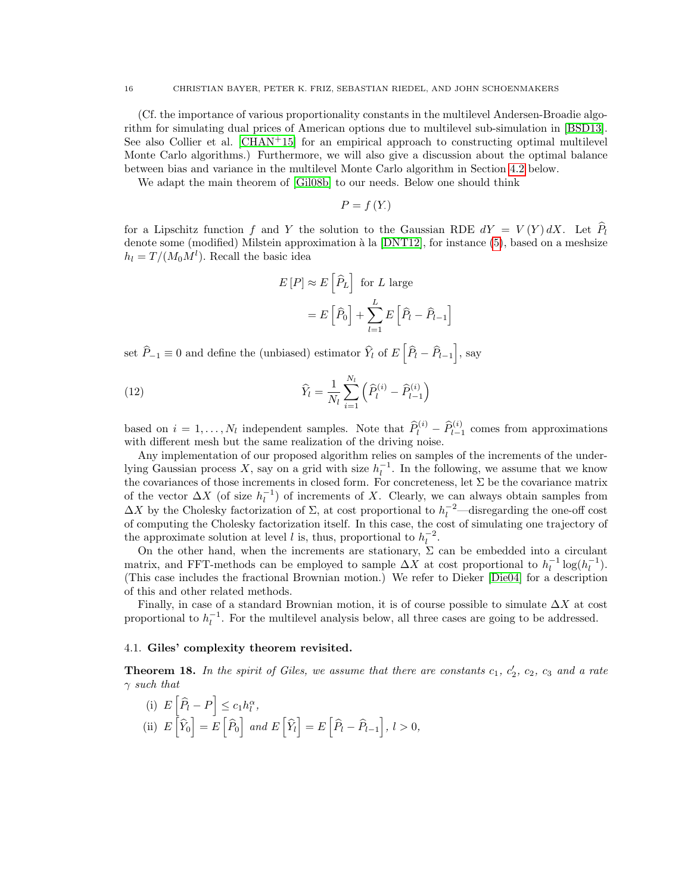(Cf. the importance of various proportionality constants in the multilevel Andersen-Broadie algorithm for simulating dual prices of American options due to multilevel sub-simulation in [BSD13]. See also Collier et al. [CHAN+15] for an empirical approach to constructing optimal multilevel Monte Carlo algorithms.) Furthermore, we will also give a discussion about the optimal balance between bias and variance in the multilevel Monte Carlo algorithm in Section 4.2 below.

We adapt the main theorem of [Gil08b] to our needs. Below one should think

$$P = f(Y.)$$

for a Lipschitz function $f$ and $Y$ the solution to the Gaussian RDE $dY = V(Y)\,dX$. Let $\widehat{P}_l$ denote some (modified) Milstein approximation à la [DNT12], for instance (5), based on a meshsize $h_l = T/(M_0 M^l)$. Recall the basic idea

$$\begin{aligned} E[P] &\approx E\left[\widehat{P}_L\right] \text{ for } L \text{ large} \\ &= E\left[\widehat{P}_0\right] + \sum_{l=1}^{L} E\left[\widehat{P}_l - \widehat{P}_{l-1}\right] \end{aligned}$$

set $\widehat{P}_{-1} \equiv 0$ and define the (unbiased) estimator $\widehat{Y}_l$ of $E\left[\widehat{P}_l - \widehat{P}_{l-1}\right]$, say

$$\widehat{Y}_l = \frac{1}{N_l} \sum_{i=1}^{N_l} \left( \widehat{P}_l^{(i)} - \widehat{P}_{l-1}^{(i)} \right) \tag{12}$$

based on $i = 1, \ldots, N_l$ independent samples. Note that $\widehat{P}_l^{(i)} - \widehat{P}_{l-1}^{(i)}$ comes from approximations with different mesh but the same realization of the driving noise.

Any implementation of our proposed algorithm relies on samples of the increments of the underlying Gaussian process $X$, say on a grid with size $h_l^{-1}$. In the following, we assume that we know the covariances of those increments in closed form. For concreteness, let $\Sigma$ be the covariance matrix of the vector $\Delta X$ (of size $h_l^{-1}$) of increments of $X$. Clearly, we can always obtain samples from $\Delta X$ by the Cholesky factorization of $\Sigma$, at cost proportional to $h_l^{-2}$—disregarding the one-off cost of computing the Cholesky factorization itself. In this case, the cost of simulating one trajectory of the approximate solution at level $l$ is, thus, proportional to $h_l^{-2}$.

On the other hand, when the increments are stationary, $\Sigma$ can be embedded into a circulant matrix, and FFT-methods can be employed to sample $\Delta X$ at cost proportional to $h_l^{-1} \log(h_l^{-1})$. (This case includes the fractional Brownian motion.) We refer to Dieker [Die04] for a description of this and other related methods.

Finally, in case of a standard Brownian motion, it is of course possible to simulate $\Delta X$ at cost proportional to $h_l^{-1}$. For the multilevel analysis below, all three cases are going to be addressed.

### 4.1. Giles' complexity theorem revisited.

**Theorem 18.** *In the spirit of Giles, we assume that there are constants $c_1$, $c_2'$, $c_2$, $c_3$ and a rate $\gamma$ such that*

(i) $E\left[\widehat{P}_l - P\right] \leq c_1 h_l^{\alpha}$,

(ii) $E\left[\widehat{Y}_0\right] = E\left[\widehat{P}_0\right]$ *and* $E\left[\widehat{Y}_l\right] = E\left[\widehat{P}_l - \widehat{P}_{l-1}\right]$, $l > 0$,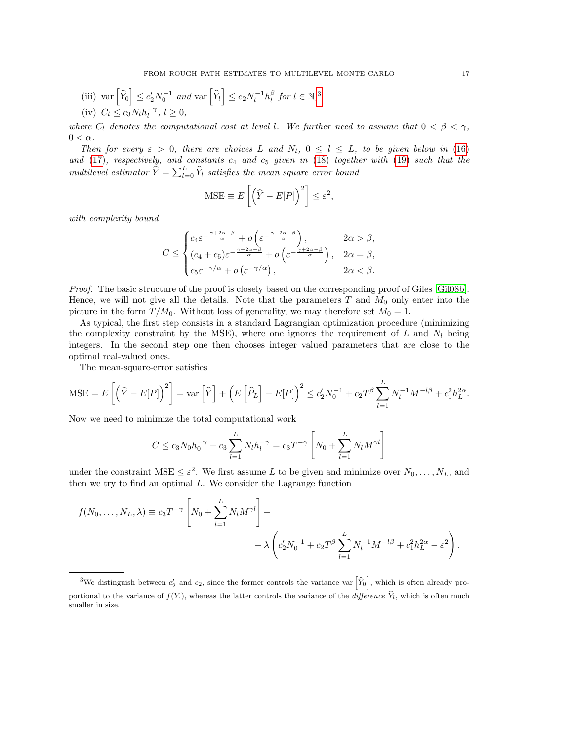(iii) $\operatorname{var}\left[\widehat{Y}_0\right] \le c_2' N_0^{-1}$ *and* $\operatorname{var}\left[\widehat{Y}_l\right] \le c_2 N_l^{-1} h_l^{\beta}$ *for* $l \in \mathbb{N}$,[3]

(iv) $C_l \le c_3 N_l h_l^{-\gamma}$, $l \ge 0$,

*where* $C_l$ *denotes the computational cost at level* $l$. *We further need to assume that* $0 < \beta < \gamma$, $0 < \alpha$.

*Then for every* $\varepsilon > 0$, *there are choices* $L$ *and* $N_l$, $0 \le l \le L$, *to be given below in* (16) *and* (17), *respectively, and constants* $c_4$ *and* $c_5$ *given in* (18) *together with* (19) *such that the multilevel estimator* $\widehat{Y} = \sum_{l=0}^{L} \widehat{Y}_l$ *satisfies the mean square error bound*

$$\mathrm{MSE} \equiv E\left[\left(\widehat{Y} - E[P]\right)^2\right] \le \varepsilon^2,$$

*with complexity bound*

$$C \le \begin{cases} c_4 \varepsilon^{-\frac{\gamma+2\alpha-\beta}{\alpha}} + o\left(\varepsilon^{-\frac{\gamma+2\alpha-\beta}{\alpha}}\right), & 2\alpha > \beta, \\ (c_4 + c_5)\varepsilon^{-\frac{\gamma+2\alpha-\beta}{\alpha}} + o\left(\varepsilon^{-\frac{\gamma+2\alpha-\beta}{\alpha}}\right), & 2\alpha = \beta, \\ c_5 \varepsilon^{-\gamma/\alpha} + o\left(\varepsilon^{-\gamma/\alpha}\right), & 2\alpha < \beta. \end{cases}$$

*Proof.* The basic structure of the proof is closely based on the corresponding proof of Giles [Gil08b]. Hence, we will not give all the details. Note that the parameters $T$ and $M_0$ only enter into the picture in the form $T/M_0$. Without loss of generality, we may therefore set $M_0 = 1$.

As typical, the first step consists in a standard Lagrangian optimization procedure (minimizing the complexity constraint by the MSE), where one ignores the requirement of $L$ and $N_l$ being integers. In the second step one then chooses integer valued parameters that are close to the optimal real-valued ones.

The mean-square-error satisfies

$$\mathrm{MSE} = E\left[\left(\widehat{Y} - E[P]\right)^2\right] = \operatorname{var}\left[\widehat{Y}\right] + \left(E\left[\widehat{P}_L\right] - E[P]\right)^2 \le c_2' N_0^{-1} + c_2 T^{\beta} \sum_{l=1}^{L} N_l^{-1} M^{-l\beta} + c_1^2 h_L^{2\alpha}.$$

Now we need to minimize the total computational work

$$C \le c_3 N_0 h_0^{-\gamma} + c_3 \sum_{l=1}^{L} N_l h_l^{-\gamma} = c_3 T^{-\gamma}\left[N_0 + \sum_{l=1}^{L} N_l M^{\gamma l}\right]$$

under the constraint $\mathrm{MSE} \le \varepsilon^2$. We first assume $L$ to be given and minimize over $N_0, \ldots, N_L$, and then we try to find an optimal $L$. We consider the Lagrange function

$$f(N_0, \ldots, N_L, \lambda) \equiv c_3 T^{-\gamma}\left[N_0 + \sum_{l=1}^{L} N_l M^{\gamma l}\right] + \\ + \lambda\left(c_2' N_0^{-1} + c_2 T^{\beta} \sum_{l=1}^{L} N_l^{-1} M^{-l\beta} + c_1^2 h_L^{2\alpha} - \varepsilon^2\right).$$

---

[3] We distinguish between $c_2'$ and $c_2$, since the former controls the variance $\operatorname{var}\left[\widehat{Y}_0\right]$, which is often already proportional to the variance of $f(Y_\cdot)$, whereas the latter controls the variance of the *difference* $\widehat{Y}_l$, which is often much smaller in size.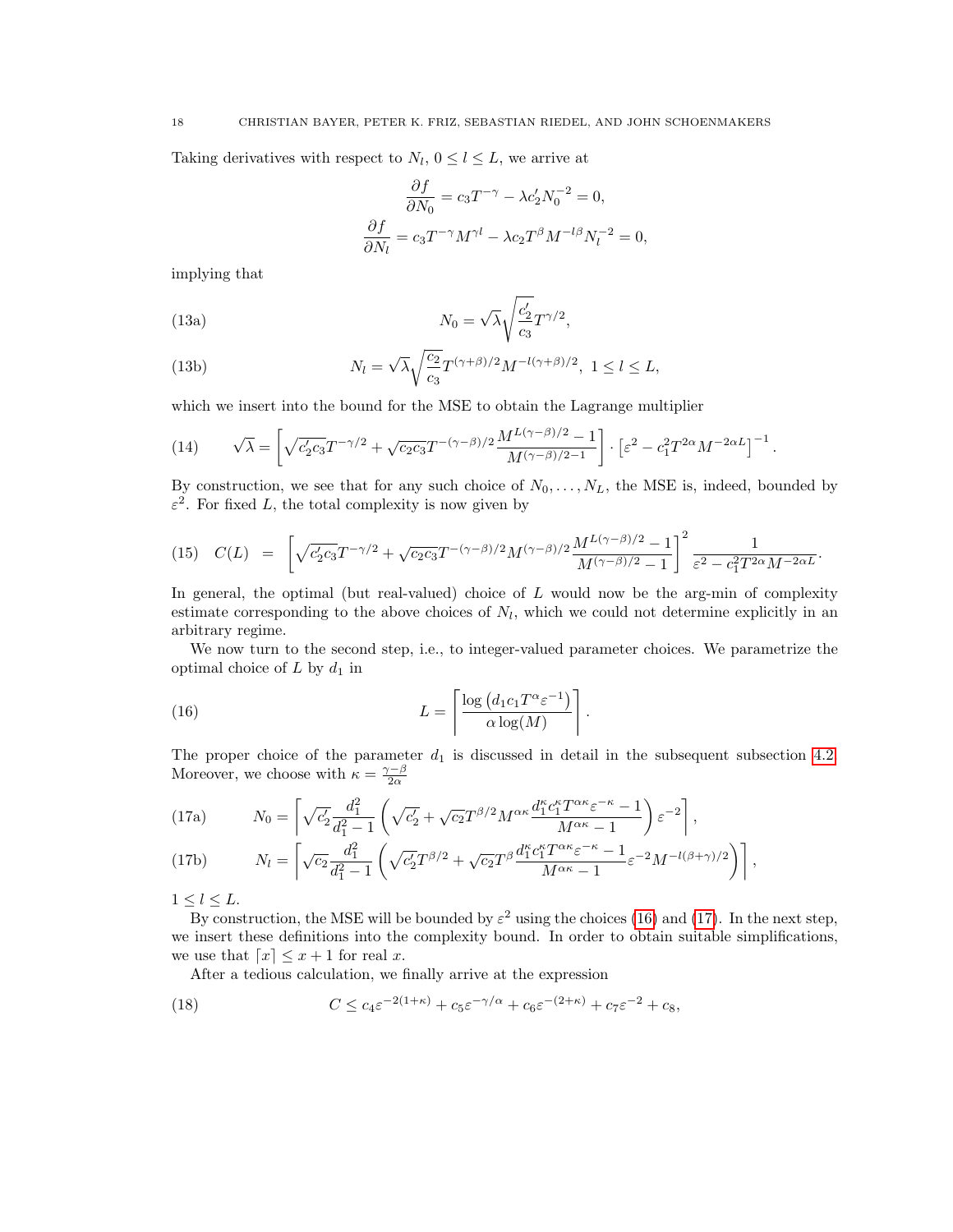Taking derivatives with respect to $N_l$, $0 \le l \le L$, we arrive at

$$\frac{\partial f}{\partial N_0} = c_3 T^{-\gamma} - \lambda c_2' N_0^{-2} = 0,$$
$$\frac{\partial f}{\partial N_l} = c_3 T^{-\gamma} M^{\gamma l} - \lambda c_2 T^{\beta} M^{-l\beta} N_l^{-2} = 0,$$

implying that

$$N_0 = \sqrt{\lambda}\sqrt{\frac{c_2'}{c_3}} T^{\gamma/2}, \tag{13a}$$

$$N_l = \sqrt{\lambda}\sqrt{\frac{c_2}{c_3}} T^{(\gamma+\beta)/2} M^{-l(\gamma+\beta)/2},\ 1 \le l \le L, \tag{13b}$$

which we insert into the bound for the MSE to obtain the Lagrange multiplier

$$\sqrt{\lambda} = \left[\sqrt{c_2' c_3} T^{-\gamma/2} + \sqrt{c_2 c_3} T^{-(\gamma-\beta)/2} \frac{M^{L(\gamma-\beta)/2} - 1}{M^{(\gamma-\beta)/2-1}}\right] \cdot \left[\varepsilon^2 - c_1^2 T^{2\alpha} M^{-2\alpha L}\right]^{-1}. \tag{14}$$

By construction, we see that for any such choice of $N_0, \dots, N_L$, the MSE is, indeed, bounded by $\varepsilon^2$. For fixed $L$, the total complexity is now given by

$$C(L) \ = \ \left[\sqrt{c_2' c_3} T^{-\gamma/2} + \sqrt{c_2 c_3} T^{-(\gamma-\beta)/2} M^{(\gamma-\beta)/2} \frac{M^{L(\gamma-\beta)/2} - 1}{M^{(\gamma-\beta)/2} - 1}\right]^2 \frac{1}{\varepsilon^2 - c_1^2 T^{2\alpha} M^{-2\alpha L}}. \tag{15}$$

In general, the optimal (but real-valued) choice of $L$ would now be the arg-min of complexity estimate corresponding to the above choices of $N_l$, which we could not determine explicitly in an arbitrary regime.

We now turn to the second step, i.e., to integer-valued parameter choices. We parametrize the optimal choice of $L$ by $d_1$ in

$$L = \left\lceil \frac{\log\left(d_1 c_1 T^{\alpha} \varepsilon^{-1}\right)}{\alpha \log(M)} \right\rceil. \tag{16}$$

The proper choice of the parameter $d_1$ is discussed in detail in the subsequent subsection 4.2. Moreover, we choose with $\kappa = \frac{\gamma-\beta}{2\alpha}$

$$N_0 = \left\lceil \sqrt{c_2'} \frac{d_1^2}{d_1^2 - 1} \left(\sqrt{c_2'} + \sqrt{c_2} T^{\beta/2} M^{\alpha\kappa} \frac{d_1^{\kappa} c_1^{\kappa} T^{\alpha\kappa} \varepsilon^{-\kappa} - 1}{M^{\alpha\kappa} - 1}\right) \varepsilon^{-2} \right\rceil, \tag{17a}$$

$$N_l = \left\lceil \sqrt{c_2} \frac{d_1^2}{d_1^2 - 1} \left(\sqrt{c_2'} T^{\beta/2} + \sqrt{c_2} T^{\beta} \frac{d_1^{\kappa} c_1^{\kappa} T^{\alpha\kappa} \varepsilon^{-\kappa} - 1}{M^{\alpha\kappa} - 1} \varepsilon^{-2} M^{-l(\beta+\gamma)/2}\right) \right\rceil, \tag{17b}$$

$1 \le l \le L$.

By construction, the MSE will be bounded by $\varepsilon^2$ using the choices (16) and (17). In the next step, we insert these definitions into the complexity bound. In order to obtain suitable simplifications, we use that $\lceil x \rceil \le x + 1$ for real $x$.

After a tedious calculation, we finally arrive at the expression

$$C \le c_4 \varepsilon^{-2(1+\kappa)} + c_5 \varepsilon^{-\gamma/\alpha} + c_6 \varepsilon^{-(2+\kappa)} + c_7 \varepsilon^{-2} + c_8, \tag{18}$$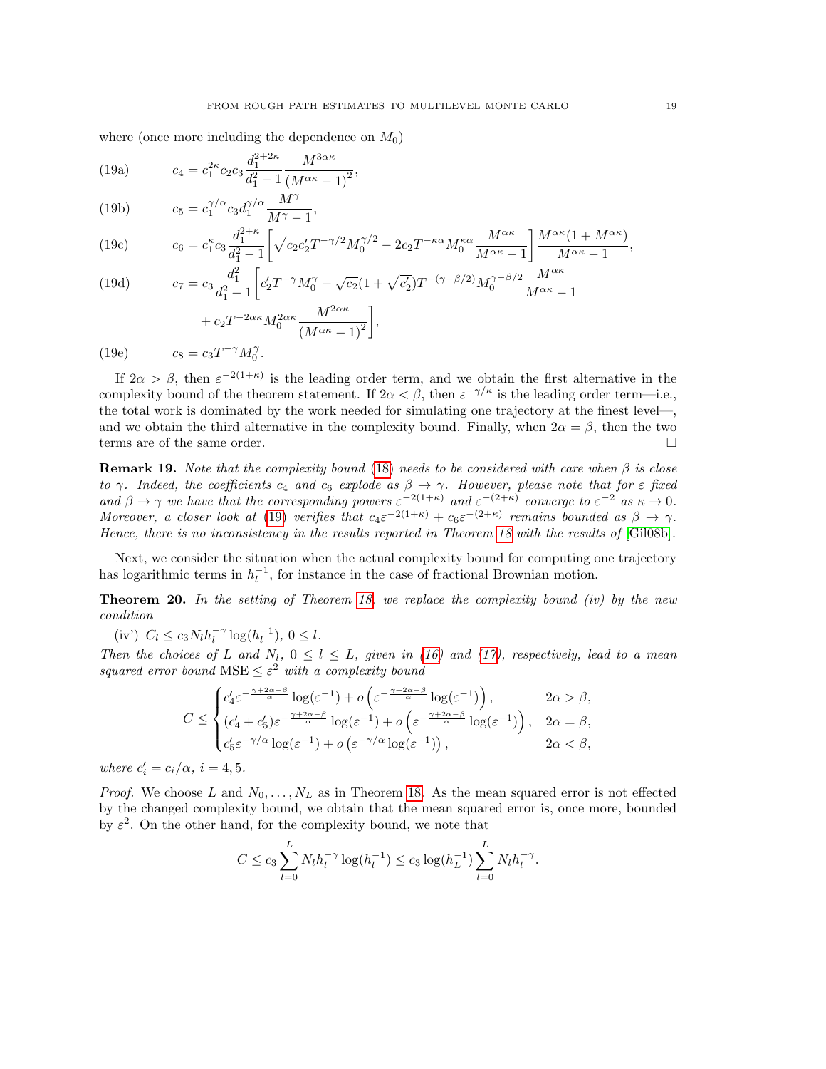where (once more including the dependence on $M_0$)

$$c_4 = c_1^{2\kappa} c_2 c_3 \frac{d_1^{2+2\kappa}}{d_1^2 - 1} \frac{M^{3\alpha\kappa}}{(M^{\alpha\kappa} - 1)^2}, \tag{19a}$$

$$c_5 = c_1^{\gamma/\alpha} c_3 d_1^{\gamma/\alpha} \frac{M^{\gamma}}{M^{\gamma} - 1}, \tag{19b}$$

$$c_6 = c_1^{\kappa} c_3 \frac{d_1^{2+\kappa}}{d_1^2 - 1} \left[ \sqrt{c_2 c_2'} T^{-\gamma/2} M_0^{\gamma/2} - 2 c_2 T^{-\kappa\alpha} M_0^{\kappa\alpha} \frac{M^{\alpha\kappa}}{M^{\alpha\kappa} - 1} \right] \frac{M^{\alpha\kappa}(1 + M^{\alpha\kappa})}{M^{\alpha\kappa} - 1}, \tag{19c}$$

$$\begin{aligned} c_7 = c_3 \frac{d_1^2}{d_1^2 - 1} \Bigg[ & c_2' T^{-\gamma} M_0^{\gamma} - \sqrt{c_2}(1 + \sqrt{c_2'}) T^{-(\gamma - \beta/2)} M_0^{\gamma - \beta/2} \frac{M^{\alpha\kappa}}{M^{\alpha\kappa} - 1} \\ & + c_2 T^{-2\alpha\kappa} M_0^{2\alpha\kappa} \frac{M^{2\alpha\kappa}}{(M^{\alpha\kappa} - 1)^2} \Bigg], \end{aligned} \tag{19d}$$

$$c_8 = c_3 T^{-\gamma} M_0^{\gamma}. \tag{19e}$$

If $2\alpha > \beta$, then $\varepsilon^{-2(1+\kappa)}$ is the leading order term, and we obtain the first alternative in the complexity bound of the theorem statement. If $2\alpha < \beta$, then $\varepsilon^{-\gamma/\kappa}$ is the leading order term—i.e., the total work is dominated by the work needed for simulating one trajectory at the finest level—, and we obtain the third alternative in the complexity bound. Finally, when $2\alpha = \beta$, then the two terms are of the same order. □

**Remark 19.** *Note that the complexity bound (18) needs to be considered with care when $\beta$ is close to $\gamma$. Indeed, the coefficients $c_4$ and $c_6$ explode as $\beta \to \gamma$. However, please note that for $\varepsilon$ fixed and $\beta \to \gamma$ we have that the corresponding powers $\varepsilon^{-2(1+\kappa)}$ and $\varepsilon^{-(2+\kappa)}$ converge to $\varepsilon^{-2}$ as $\kappa \to 0$. Moreover, a closer look at (19) verifies that $c_4 \varepsilon^{-2(1+\kappa)} + c_6 \varepsilon^{-(2+\kappa)}$ remains bounded as $\beta \to \gamma$. Hence, there is no inconsistency in the results reported in Theorem 18 with the results of [Gil08b].*

Next, we consider the situation when the actual complexity bound for computing one trajectory has logarithmic terms in $h_l^{-1}$, for instance in the case of fractional Brownian motion.

**Theorem 20.** *In the setting of Theorem 18, we replace the complexity bound (iv) by the new condition*

(iv') $C_l \leq c_3 N_l h_l^{-\gamma} \log(h_l^{-1})$, $0 \leq l$.

*Then the choices of $L$ and $N_l$, $0 \leq l \leq L$, given in (16) and (17), respectively, lead to a mean squared error bound $\mathrm{MSE} \leq \varepsilon^2$ with a complexity bound*

$$C \leq \begin{cases} c_4' \varepsilon^{-\frac{\gamma + 2\alpha - \beta}{\alpha}} \log(\varepsilon^{-1}) + o\left(\varepsilon^{-\frac{\gamma + 2\alpha - \beta}{\alpha}} \log(\varepsilon^{-1})\right), & 2\alpha > \beta, \\ (c_4' + c_5') \varepsilon^{-\frac{\gamma + 2\alpha - \beta}{\alpha}} \log(\varepsilon^{-1}) + o\left(\varepsilon^{-\frac{\gamma + 2\alpha - \beta}{\alpha}} \log(\varepsilon^{-1})\right), & 2\alpha = \beta, \\ c_5' \varepsilon^{-\gamma/\alpha} \log(\varepsilon^{-1}) + o\left(\varepsilon^{-\gamma/\alpha} \log(\varepsilon^{-1})\right), & 2\alpha < \beta, \end{cases}$$

*where $c_i' = c_i/\alpha$, $i = 4, 5$.*

*Proof.* We choose $L$ and $N_0, \ldots, N_L$ as in Theorem 18. As the mean squared error is not effected by the changed complexity bound, we obtain that the mean squared error is, once more, bounded by $\varepsilon^2$. On the other hand, for the complexity bound, we note that

$$C \leq c_3 \sum_{l=0}^{L} N_l h_l^{-\gamma} \log(h_l^{-1}) \leq c_3 \log(h_L^{-1}) \sum_{l=0}^{L} N_l h_l^{-\gamma}.$$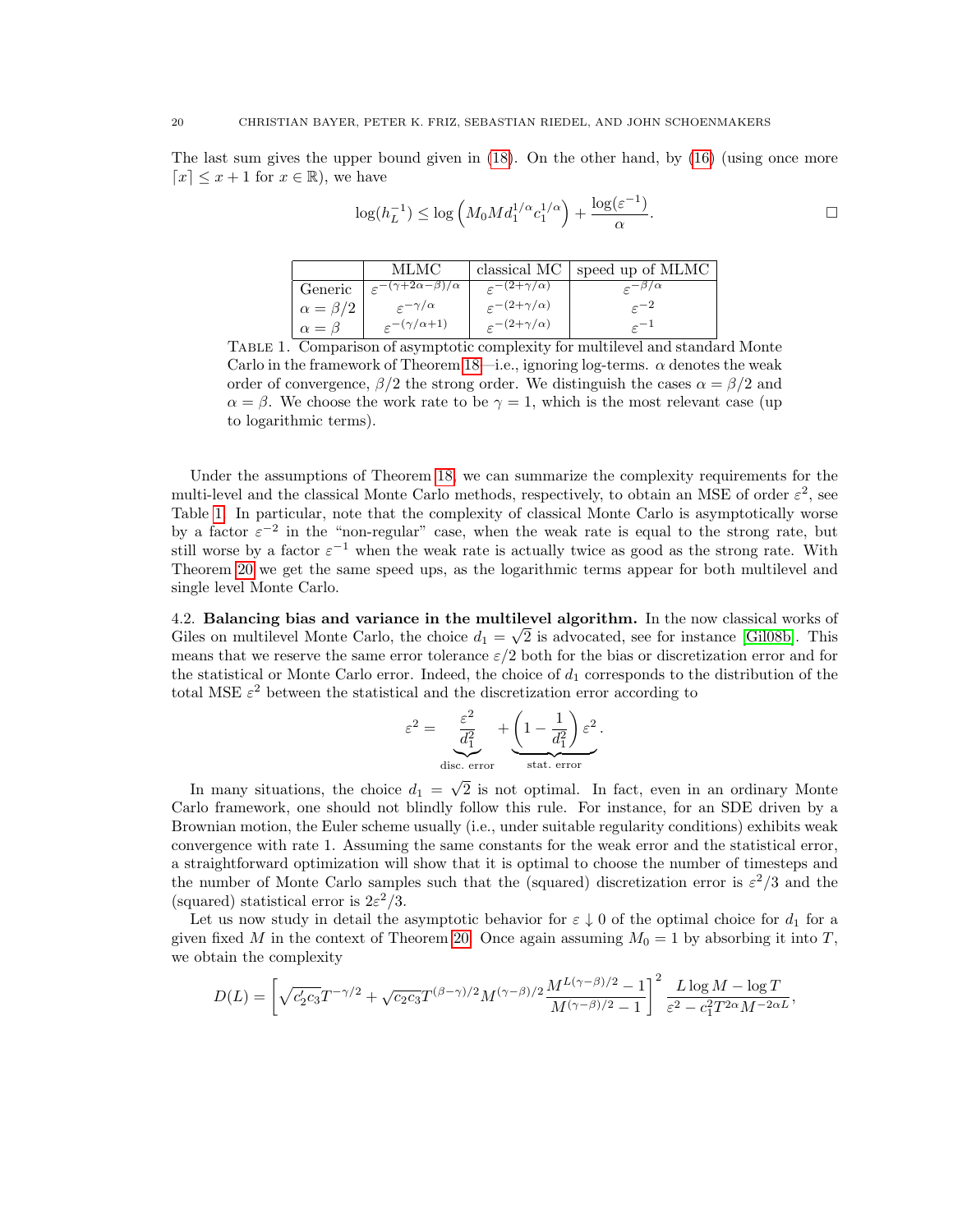The last sum gives the upper bound given in (18). On the other hand, by (16) (using once more $\lceil x \rceil \le x+1$ for $x \in \mathbb{R}$), we have

$$\log(h_L^{-1}) \le \log\left(M_0 M d_1^{1/\alpha} c_1^{1/\alpha}\right) + \frac{\log(\varepsilon^{-1})}{\alpha}. \qquad \square$$

| | MLMC | classical MC | speed up of MLMC |
|---|---|---|---|
| Generic | $\varepsilon^{-(\gamma+2\alpha-\beta)/\alpha}$ | $\varepsilon^{-(2+\gamma/\alpha)}$ | $\varepsilon^{-\beta/\alpha}$ |
| $\alpha = \beta/2$ | $\varepsilon^{-\gamma/\alpha}$ | $\varepsilon^{-(2+\gamma/\alpha)}$ | $\varepsilon^{-2}$ |
| $\alpha = \beta$ | $\varepsilon^{-(\gamma/\alpha+1)}$ | $\varepsilon^{-(2+\gamma/\alpha)}$ | $\varepsilon^{-1}$ |

TABLE 1. Comparison of asymptotic complexity for multilevel and standard Monte Carlo in the framework of Theorem 18—i.e., ignoring log-terms. $\alpha$ denotes the weak order of convergence, $\beta/2$ the strong order. We distinguish the cases $\alpha = \beta/2$ and $\alpha = \beta$. We choose the work rate to be $\gamma = 1$, which is the most relevant case (up to logarithmic terms).

Under the assumptions of Theorem 18, we can summarize the complexity requirements for the multi-level and the classical Monte Carlo methods, respectively, to obtain an MSE of order $\varepsilon^2$, see Table 1. In particular, note that the complexity of classical Monte Carlo is asymptotically worse by a factor $\varepsilon^{-2}$ in the "non-regular" case, when the weak rate is equal to the strong rate, but still worse by a factor $\varepsilon^{-1}$ when the weak rate is actually twice as good as the strong rate. With Theorem 20 we get the same speed ups, as the logarithmic terms appear for both multilevel and single level Monte Carlo.

4.2. **Balancing bias and variance in the multilevel algorithm.** In the now classical works of Giles on multilevel Monte Carlo, the choice $d_1 = \sqrt{2}$ is advocated, see for instance [Gil08b]. This means that we reserve the same error tolerance $\varepsilon/2$ both for the bias or discretization error and for the statistical or Monte Carlo error. Indeed, the choice of $d_1$ corresponds to the distribution of the total MSE $\varepsilon^2$ between the statistical and the discretization error according to

$$\varepsilon^2 = \underbrace{\frac{\varepsilon^2}{d_1^2}}_{\text{disc. error}} + \underbrace{\left(1 - \frac{1}{d_1^2}\right)\varepsilon^2}_{\text{stat. error}}.$$

In many situations, the choice $d_1 = \sqrt{2}$ is not optimal. In fact, even in an ordinary Monte Carlo framework, one should not blindly follow this rule. For instance, for an SDE driven by a Brownian motion, the Euler scheme usually (i.e., under suitable regularity conditions) exhibits weak convergence with rate 1. Assuming the same constants for the weak error and the statistical error, a straightforward optimization will show that it is optimal to choose the number of timesteps and the number of Monte Carlo samples such that the (squared) discretization error is $\varepsilon^2/3$ and the (squared) statistical error is $2\varepsilon^2/3$.

Let us now study in detail the asymptotic behavior for $\varepsilon \downarrow 0$ of the optimal choice for $d_1$ for a given fixed $M$ in the context of Theorem 20. Once again assuming $M_0 = 1$ by absorbing it into $T$, we obtain the complexity

$$D(L) = \left[\sqrt{c_2' c_3} T^{-\gamma/2} + \sqrt{c_2 c_3} T^{(\beta-\gamma)/2} M^{(\gamma-\beta)/2} \frac{M^{L(\gamma-\beta)/2} - 1}{M^{(\gamma-\beta)/2} - 1}\right]^2 \frac{L \log M - \log T}{\varepsilon^2 - c_1^2 T^{2\alpha} M^{-2\alpha L}},$$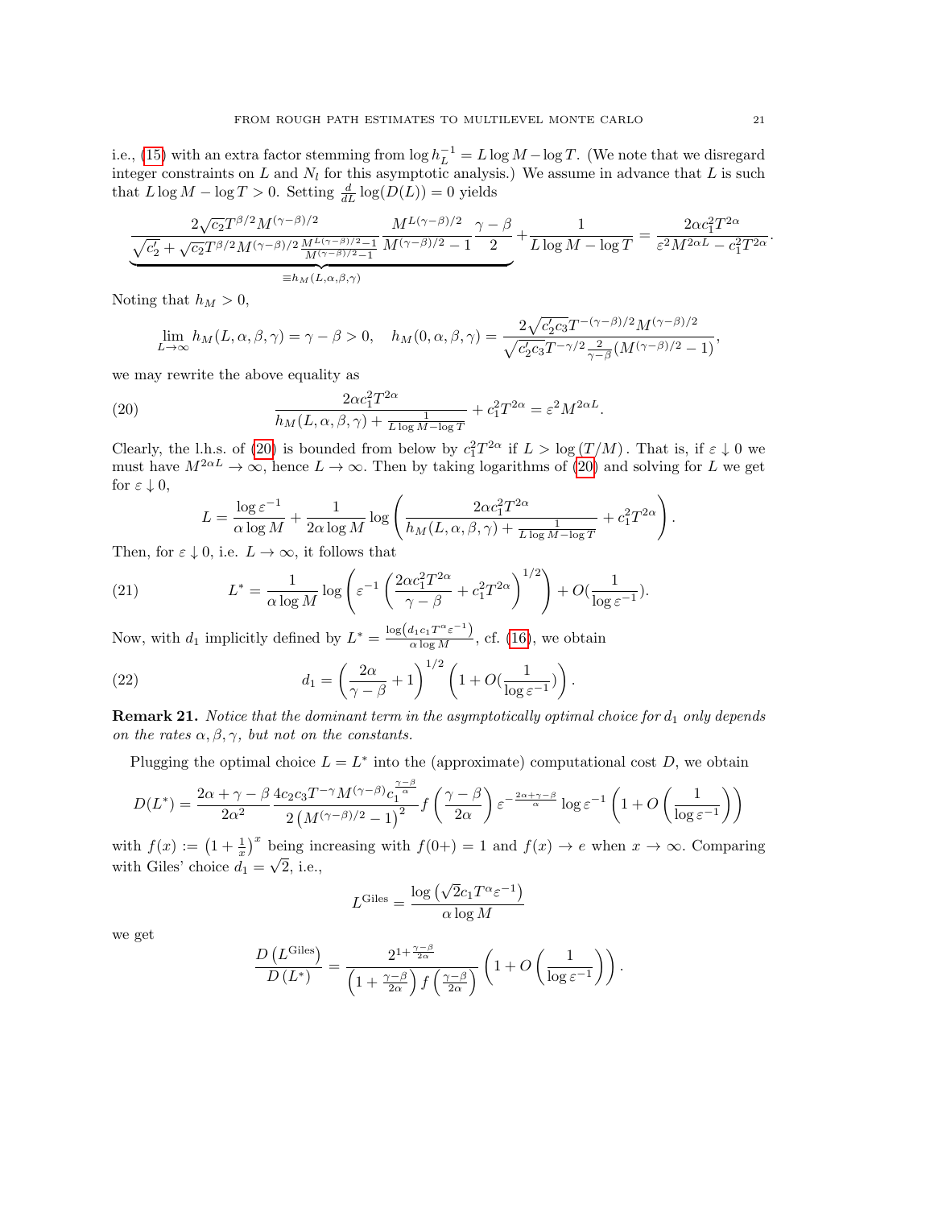i.e., (15) with an extra factor stemming from $\log h_L^{-1} = L \log M - \log T$. (We note that we disregard integer constraints on $L$ and $N_l$ for this asymptotic analysis.) We assume in advance that $L$ is such that $L \log M - \log T > 0$. Setting $\frac{d}{dL} \log(D(L)) = 0$ yields

$$\underbrace{\frac{2\sqrt{c_2} T^{\beta/2} M^{(\gamma-\beta)/2}}{\sqrt{c_2'} + \sqrt{c_2} T^{\beta/2} M^{(\gamma-\beta)/2} \frac{M^{L(\gamma-\beta)/2} - 1}{M^{(\gamma-\beta)/2} - 1}} \frac{M^{L(\gamma-\beta)/2}}{M^{(\gamma-\beta)/2} - 1} \frac{\gamma - \beta}{2}}_{\equiv h_M(L,\alpha,\beta,\gamma)} + \frac{1}{L \log M - \log T} = \frac{2\alpha c_1^2 T^{2\alpha}}{\varepsilon^2 M^{2\alpha L} - c_1^2 T^{2\alpha}}.$$

Noting that $h_M > 0$,

$$\lim_{L \to \infty} h_M(L, \alpha, \beta, \gamma) = \gamma - \beta > 0, \quad h_M(0, \alpha, \beta, \gamma) = \frac{2\sqrt{c_2' c_3} T^{-(\gamma-\beta)/2} M^{(\gamma-\beta)/2}}{\sqrt{c_2' c_3} T^{-\gamma/2} \frac{2}{\gamma-\beta} (M^{(\gamma-\beta)/2} - 1)},$$

we may rewrite the above equality as

$$\frac{2\alpha c_1^2 T^{2\alpha}}{h_M(L, \alpha, \beta, \gamma) + \frac{1}{L \log M - \log T}} + c_1^2 T^{2\alpha} = \varepsilon^2 M^{2\alpha L}. \tag{20}$$

Clearly, the l.h.s. of (20) is bounded from below by $c_1^2 T^{2\alpha}$ if $L > \log(T/M)$. That is, if $\varepsilon \downarrow 0$ we must have $M^{2\alpha L} \to \infty$, hence $L \to \infty$. Then by taking logarithms of (20) and solving for $L$ we get for $\varepsilon \downarrow 0$,

$$L = \frac{\log \varepsilon^{-1}}{\alpha \log M} + \frac{1}{2\alpha \log M} \log \left( \frac{2\alpha c_1^2 T^{2\alpha}}{h_M(L, \alpha, \beta, \gamma) + \frac{1}{L \log M - \log T}} + c_1^2 T^{2\alpha} \right).$$

Then, for $\varepsilon \downarrow 0$, i.e. $L \to \infty$, it follows that

$$L^* = \frac{1}{\alpha \log M} \log \left( \varepsilon^{-1} \left( \frac{2\alpha c_1^2 T^{2\alpha}}{\gamma - \beta} + c_1^2 T^{2\alpha} \right)^{1/2} \right) + O\left(\frac{1}{\log \varepsilon^{-1}}\right). \tag{21}$$

Now, with $d_1$ implicitly defined by $L^* = \frac{\log(d_1 c_1 T^\alpha \varepsilon^{-1})}{\alpha \log M}$, cf. (16), we obtain

$$d_1 = \left( \frac{2\alpha}{\gamma - \beta} + 1 \right)^{1/2} \left( 1 + O\left(\frac{1}{\log \varepsilon^{-1}}\right) \right). \tag{22}$$

**Remark 21.** *Notice that the dominant term in the asymptotically optimal choice for $d_1$ only depends on the rates $\alpha, \beta, \gamma$, but not on the constants.*

Plugging the optimal choice $L = L^*$ into the (approximate) computational cost $D$, we obtain

$$D(L^*) = \frac{2\alpha + \gamma - \beta}{2\alpha^2} \frac{4 c_2 c_3 T^{-\gamma} M^{(\gamma-\beta)} c_1^{\frac{\gamma-\beta}{\alpha}}}{2\left(M^{(\gamma-\beta)/2} - 1\right)^2} f\left(\frac{\gamma - \beta}{2\alpha}\right) \varepsilon^{-\frac{2\alpha + \gamma - \beta}{\alpha}} \log \varepsilon^{-1} \left( 1 + O\left( \frac{1}{\log \varepsilon^{-1}} \right) \right)$$

with $f(x) := \left(1 + \frac{1}{x}\right)^x$ being increasing with $f(0+) = 1$ and $f(x) \to e$ when $x \to \infty$. Comparing with Giles' choice $d_1 = \sqrt{2}$, i.e.,

$$L^{\text{Giles}} = \frac{\log\left(\sqrt{2} c_1 T^\alpha \varepsilon^{-1}\right)}{\alpha \log M}$$

we get

$$\frac{D\left(L^{\text{Giles}}\right)}{D\left(L^*\right)} = \frac{2^{1 + \frac{\gamma-\beta}{2\alpha}}}{\left(1 + \frac{\gamma-\beta}{2\alpha}\right) f\left(\frac{\gamma-\beta}{2\alpha}\right)} \left( 1 + O\left( \frac{1}{\log \varepsilon^{-1}} \right) \right).$$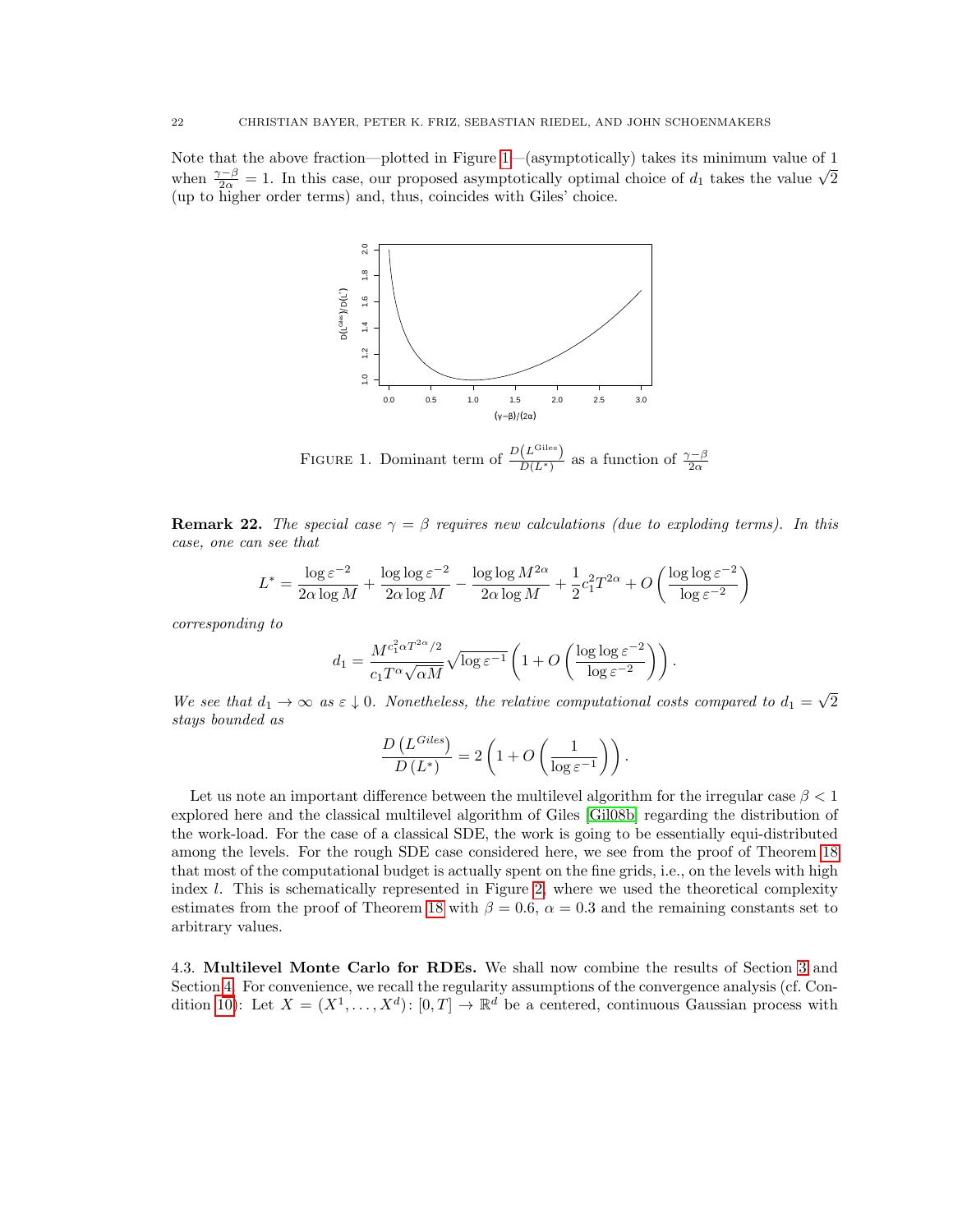Note that the above fraction—plotted in Figure 1—(asymptotically) takes its minimum value of 1 when $\frac{\gamma-\beta}{2\alpha} = 1$. In this case, our proposed asymptotically optimal choice of $d_1$ takes the value $\sqrt{2}$ (up to higher order terms) and, thus, coincides with Giles' choice.

FIGURE 1. Dominant term of $\frac{D\left(L^{\text{Giles}}\right)}{D(L^*)}$ as a function of $\frac{\gamma-\beta}{2\alpha}$

**Remark 22.** *The special case $\gamma = \beta$ requires new calculations (due to exploding terms). In this case, one can see that*

$$L^* = \frac{\log \varepsilon^{-2}}{2\alpha \log M} + \frac{\log \log \varepsilon^{-2}}{2\alpha \log M} - \frac{\log \log M^{2\alpha}}{2\alpha \log M} + \frac{1}{2} c_1^2 T^{2\alpha} + O\left(\frac{\log \log \varepsilon^{-2}}{\log \varepsilon^{-2}}\right)$$

*corresponding to*

$$d_1 = \frac{M^{c_1^2 \alpha T^{2\alpha}/2}}{c_1 T^\alpha \sqrt{\alpha M}} \sqrt{\log \varepsilon^{-1}} \left(1 + O\left(\frac{\log \log \varepsilon^{-2}}{\log \varepsilon^{-2}}\right)\right).$$

*We see that $d_1 \to \infty$ as $\varepsilon \downarrow 0$. Nonetheless, the relative computational costs compared to $d_1 = \sqrt{2}$ stays bounded as*

$$\frac{D\left(L^{Giles}\right)}{D\left(L^*\right)} = 2\left(1 + O\left(\frac{1}{\log \varepsilon^{-1}}\right)\right).$$

Let us note an important difference between the multilevel algorithm for the irregular case $\beta < 1$ explored here and the classical multilevel algorithm of Giles [Gil08b] regarding the distribution of the work-load. For the case of a classical SDE, the work is going to be essentially equi-distributed among the levels. For the rough SDE case considered here, we see from the proof of Theorem 18 that most of the computational budget is actually spent on the fine grids, i.e., on the levels with high index $l$. This is schematically represented in Figure 2, where we used the theoretical complexity estimates from the proof of Theorem 18 with $\beta = 0.6$, $\alpha = 0.3$ and the remaining constants set to arbitrary values.

4.3. **Multilevel Monte Carlo for RDEs.** We shall now combine the results of Section 3 and Section 4. For convenience, we recall the regularity assumptions of the convergence analysis (cf. Condition 10): Let $X = (X^1, \ldots, X^d): [0, T] \to \mathbb{R}^d$ be a centered, continuous Gaussian process with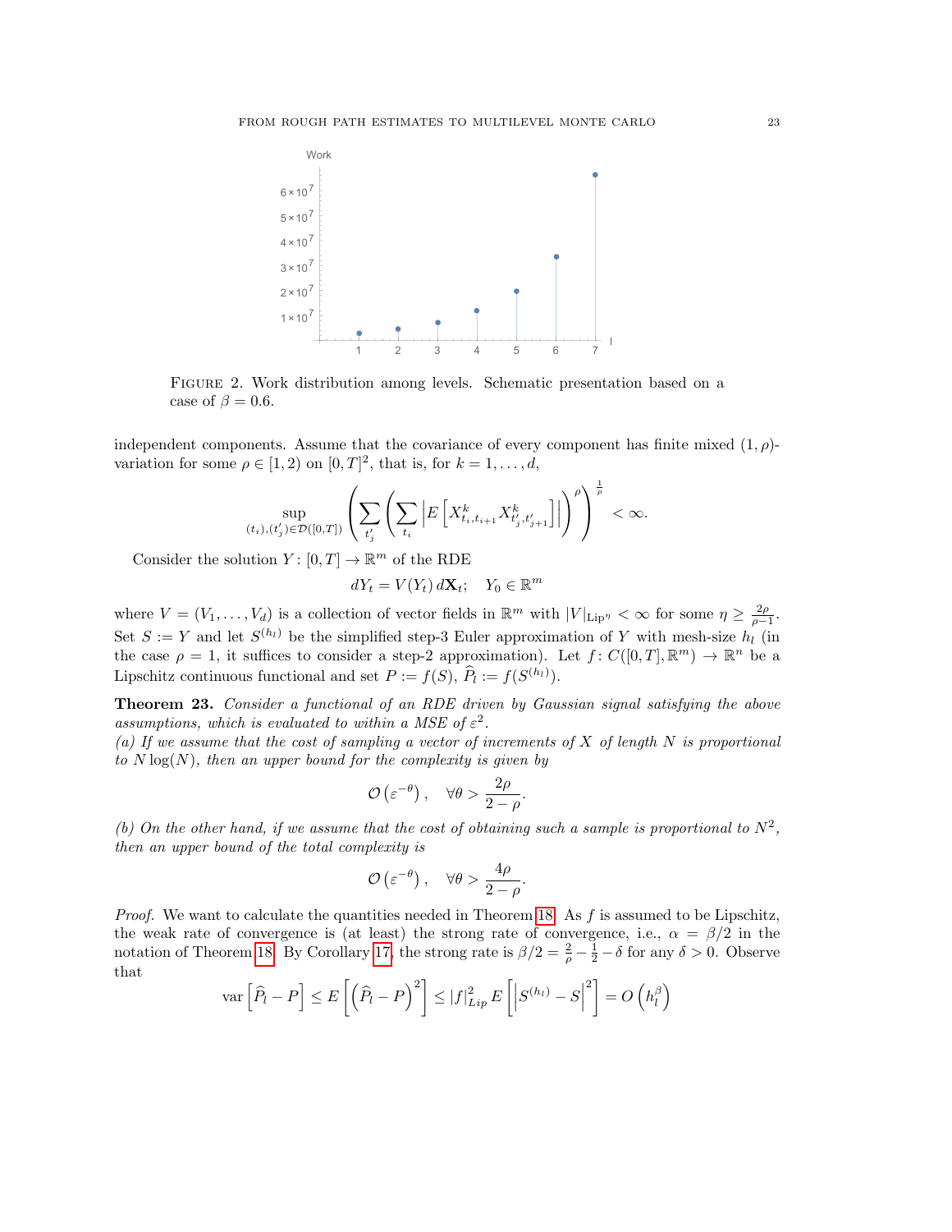FIGURE 2. Work distribution among levels. Schematic presentation based on a case of $\beta = 0.6$.

independent components. Assume that the covariance of every component has finite mixed $(1,\rho)$-variation for some $\rho \in [1,2)$ on $[0,T]^2$, that is, for $k = 1,\ldots,d$,

$$\sup_{(t_i),(t'_j)\in\mathcal{D}([0,T])}\left(\sum_{t'_j}\left(\sum_{t_i}\left|E\left[X^k_{t_i,t_{i+1}}X^k_{t'_j,t'_{j+1}}\right]\right|\right)^{\rho}\right)^{\frac{1}{\rho}} < \infty.$$

Consider the solution $Y\colon [0,T] \to \mathbb{R}^m$ of the RDE

$$dY_t = V(Y_t)\, d\mathbf{X}_t; \quad Y_0 \in \mathbb{R}^m$$

where $V = (V_1,\ldots,V_d)$ is a collection of vector fields in $\mathbb{R}^m$ with $|V|_{\mathrm{Lip}^\eta} < \infty$ for some $\eta \geq \frac{2\rho}{\rho-1}$. Set $S := Y$ and let $S^{(h_l)}$ be the simplified step-3 Euler approximation of $Y$ with mesh-size $h_l$ (in the case $\rho = 1$, it suffices to consider a step-2 approximation). Let $f\colon C([0,T],\mathbb{R}^m) \to \mathbb{R}^n$ be a Lipschitz continuous functional and set $P := f(S)$, $\widehat{P}_l := f(S^{(h_l)})$.

**Theorem 23.** *Consider a functional of an RDE driven by Gaussian signal satisfying the above assumptions, which is evaluated to within a MSE of $\varepsilon^2$.*
*(a) If we assume that the cost of sampling a vector of increments of $X$ of length $N$ is proportional to $N\log(N)$, then an upper bound for the complexity is given by*

$$\mathcal{O}\left(\varepsilon^{-\theta}\right), \quad \forall\theta > \frac{2\rho}{2-\rho}.$$

*(b) On the other hand, if we assume that the cost of obtaining such a sample is proportional to $N^2$, then an upper bound of the total complexity is*

$$\mathcal{O}\left(\varepsilon^{-\theta}\right), \quad \forall\theta > \frac{4\rho}{2-\rho}.$$

*Proof.* We want to calculate the quantities needed in Theorem 18. As $f$ is assumed to be Lipschitz, the weak rate of convergence is (at least) the strong rate of convergence, i.e., $\alpha = \beta/2$ in the notation of Theorem 18. By Corollary 17, the strong rate is $\beta/2 = \frac{2}{\rho} - \frac{1}{2} - \delta$ for any $\delta > 0$. Observe that

$$\mathrm{var}\left[\widehat{P}_l - P\right] \leq E\left[\left(\widehat{P}_l - P\right)^2\right] \leq |f|^2_{Lip}\, E\left[\left|S^{(h_l)} - S\right|^2\right] = O\left(h_l^{\beta}\right)$$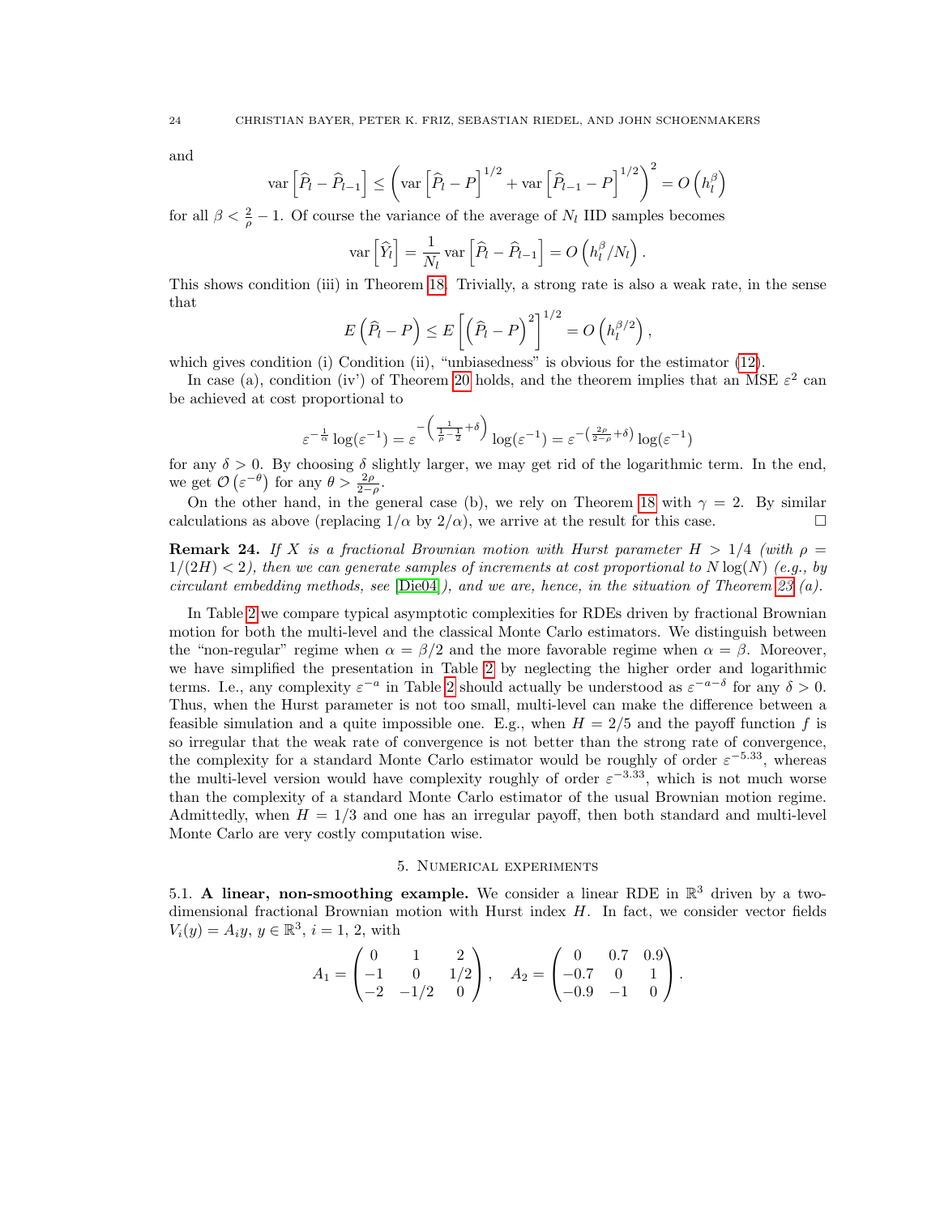and

$$\mathrm{var}\left[\widehat{P}_l - \widehat{P}_{l-1}\right] \leq \left(\mathrm{var}\left[\widehat{P}_l - P\right]^{1/2} + \mathrm{var}\left[\widehat{P}_{l-1} - P\right]^{1/2}\right)^2 = O\left(h_l^\beta\right)$$

for all $\beta < \frac{2}{\rho} - 1$. Of course the variance of the average of $N_l$ IID samples becomes

$$\mathrm{var}\left[\widehat{Y}_l\right] = \frac{1}{N_l}\mathrm{var}\left[\widehat{P}_l - \widehat{P}_{l-1}\right] = O\left(h_l^\beta / N_l\right).$$

This shows condition (iii) in Theorem 18. Trivially, a strong rate is also a weak rate, in the sense that

$$E\left(\widehat{P}_l - P\right) \leq E\left[\left(\widehat{P}_l - P\right)^2\right]^{1/2} = O\left(h_l^{\beta/2}\right),$$

which gives condition (i) Condition (ii), "unbiasedness" is obvious for the estimator (12).

In case (a), condition (iv') of Theorem 20 holds, and the theorem implies that an MSE $\varepsilon^2$ can be achieved at cost proportional to

$$\varepsilon^{-\frac{1}{\alpha}}\log(\varepsilon^{-1}) = \varepsilon^{-\left(\frac{1}{\frac{1}{\rho}-\frac{1}{2}}+\delta\right)}\log(\varepsilon^{-1}) = \varepsilon^{-\left(\frac{2\rho}{2-\rho}+\delta\right)}\log(\varepsilon^{-1})$$

for any $\delta > 0$. By choosing $\delta$ slightly larger, we may get rid of the logarithmic term. In the end, we get $\mathcal{O}\left(\varepsilon^{-\theta}\right)$ for any $\theta > \frac{2\rho}{2-\rho}$.

On the other hand, in the general case (b), we rely on Theorem 18 with $\gamma = 2$. By similar calculations as above (replacing $1/\alpha$ by $2/\alpha$), we arrive at the result for this case. □

**Remark 24.** *If $X$ is a fractional Brownian motion with Hurst parameter $H > 1/4$ (with $\rho = 1/(2H) < 2$), then we can generate samples of increments at cost proportional to $N\log(N)$ (e.g., by circulant embedding methods, see [Die04]), and we are, hence, in the situation of Theorem 23 (a).*

In Table 2 we compare typical asymptotic complexities for RDEs driven by fractional Brownian motion for both the multi-level and the classical Monte Carlo estimators. We distinguish between the "non-regular" regime when $\alpha = \beta/2$ and the more favorable regime when $\alpha = \beta$. Moreover, we have simplified the presentation in Table 2 by neglecting the higher order and logarithmic terms. I.e., any complexity $\varepsilon^{-a}$ in Table 2 should actually be understood as $\varepsilon^{-a-\delta}$ for any $\delta > 0$. Thus, when the Hurst parameter is not too small, multi-level can make the difference between a feasible simulation and a quite impossible one. E.g., when $H = 2/5$ and the payoff function $f$ is so irregular that the weak rate of convergence is not better than the strong rate of convergence, the complexity for a standard Monte Carlo estimator would be roughly of order $\varepsilon^{-5.33}$, whereas the multi-level version would have complexity roughly of order $\varepsilon^{-3.33}$, which is not much worse than the complexity of a standard Monte Carlo estimator of the usual Brownian motion regime. Admittedly, when $H = 1/3$ and one has an irregular payoff, then both standard and multi-level Monte Carlo are very costly computation wise.

## 5. Numerical experiments

5.1. **A linear, non-smoothing example.** We consider a linear RDE in $\mathbb{R}^3$ driven by a two-dimensional fractional Brownian motion with Hurst index $H$. In fact, we consider vector fields $V_i(y) = A_i y$, $y \in \mathbb{R}^3$, $i = 1, 2$, with

$$A_1 = \begin{pmatrix} 0 & 1 & 2 \\ -1 & 0 & 1/2 \\ -2 & -1/2 & 0 \end{pmatrix}, \quad A_2 = \begin{pmatrix} 0 & 0.7 & 0.9 \\ -0.7 & 0 & 1 \\ -0.9 & -1 & 0 \end{pmatrix}.$$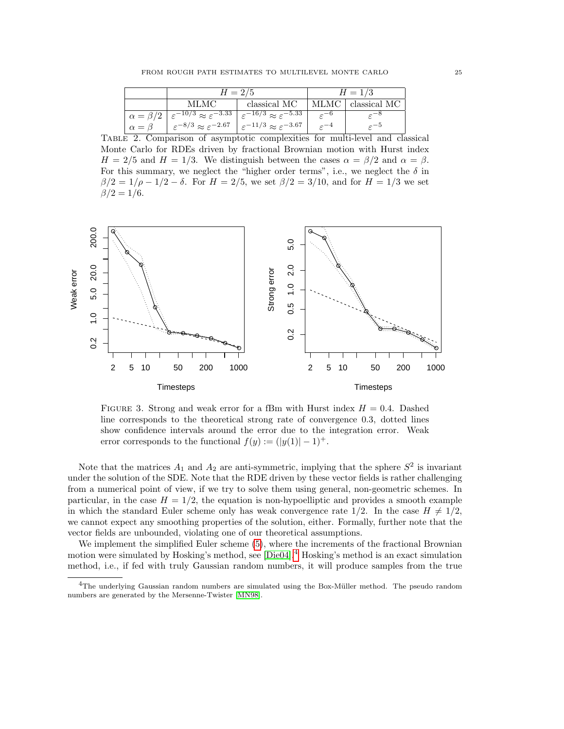| | $H = 2/5$ | | $H = 1/3$ | |
|---|---|---|---|---|
| | MLMC | classical MC | MLMC | classical MC |
| $\alpha = \beta/2$ | $\varepsilon^{-10/3} \approx \varepsilon^{-3.33}$ | $\varepsilon^{-16/3} \approx \varepsilon^{-5.33}$ | $\varepsilon^{-6}$ | $\varepsilon^{-8}$ |
| $\alpha = \beta$ | $\varepsilon^{-8/3} \approx \varepsilon^{-2.67}$ | $\varepsilon^{-11/3} \approx \varepsilon^{-3.67}$ | $\varepsilon^{-4}$ | $\varepsilon^{-5}$ |

TABLE 2. Comparison of asymptotic complexities for multi-level and classical Monte Carlo for RDEs driven by fractional Brownian motion with Hurst index $H = 2/5$ and $H = 1/3$. We distinguish between the cases $\alpha = \beta/2$ and $\alpha = \beta$. For this summary, we neglect the "higher order terms", i.e., we neglect the $\delta$ in $\beta/2 = 1/\rho - 1/2 - \delta$. For $H = 2/5$, we set $\beta/2 = 3/10$, and for $H = 1/3$ we set $\beta/2 = 1/6$.

FIGURE 3. Strong and weak error for a fBm with Hurst index $H = 0.4$. Dashed line corresponds to the theoretical strong rate of convergence 0.3, dotted lines show confidence intervals around the error due to the integration error. Weak error corresponds to the functional $f(y) := (|y(1)| - 1)^+$.

Note that the matrices $A_1$ and $A_2$ are anti-symmetric, implying that the sphere $S^2$ is invariant under the solution of the SDE. Note that the RDE driven by these vector fields is rather challenging from a numerical point of view, if we try to solve them using general, non-geometric schemes. In particular, in the case $H = 1/2$, the equation is non-hypoelliptic and provides a smooth example in which the standard Euler scheme only has weak convergence rate $1/2$. In the case $H \neq 1/2$, we cannot expect any smoothing properties of the solution, either. Formally, further note that the vector fields are unbounded, violating one of our theoretical assumptions.

We implement the simplified Euler scheme (5), where the increments of the fractional Brownian motion were simulated by Hosking's method, see [Die04].[4] Hosking's method is an exact simulation method, i.e., if fed with truly Gaussian random numbers, it will produce samples from the true

[4] The underlying Gaussian random numbers are simulated using the Box-Müller method. The pseudo random numbers are generated by the Mersenne-Twister [MN98].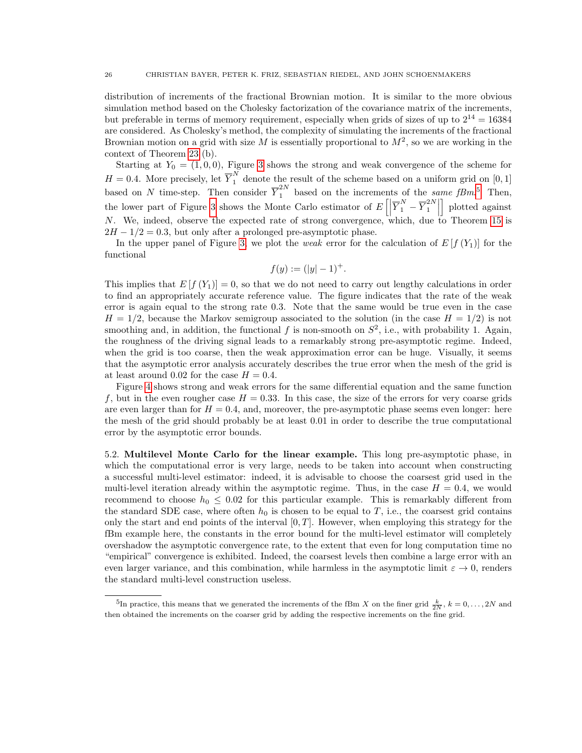distribution of increments of the fractional Brownian motion. It is similar to the more obvious simulation method based on the Cholesky factorization of the covariance matrix of the increments, but preferable in terms of memory requirement, especially when grids of sizes of up to $2^{14} = 16384$ are considered. As Cholesky's method, the complexity of simulating the increments of the fractional Brownian motion on a grid with size $M$ is essentially proportional to $M^2$, so we are working in the context of Theorem 23 (b).

Starting at $Y_0 = (1, 0, 0)$, Figure 3 shows the strong and weak convergence of the scheme for $H = 0.4$. More precisely, let $\overline{Y}_1^N$ denote the result of the scheme based on a uniform grid on $[0, 1]$ based on $N$ time-step. Then consider $\overline{Y}_1^{2N}$ based on the increments of the *same fBm*.[5] Then, the lower part of Figure 3 shows the Monte Carlo estimator of $E\left[\left|\overline{Y}_1^N - \overline{Y}_1^{2N}\right|\right]$ plotted against $N$. We, indeed, observe the expected rate of strong convergence, which, due to Theorem 15 is $2H - 1/2 = 0.3$, but only after a prolonged pre-asymptotic phase.

In the upper panel of Figure 3, we plot the *weak* error for the calculation of $E\left[f\left(Y_1\right)\right]$ for the functional

$$f(y) := (|y| - 1)^+.$$

This implies that $E\left[f\left(Y_1\right)\right] = 0$, so that we do not need to carry out lengthy calculations in order to find an appropriately accurate reference value. The figure indicates that the rate of the weak error is again equal to the strong rate 0.3. Note that the same would be true even in the case $H = 1/2$, because the Markov semigroup associated to the solution (in the case $H = 1/2$) is not smoothing and, in addition, the functional $f$ is non-smooth on $S^2$, i.e., with probability 1. Again, the roughness of the driving signal leads to a remarkably strong pre-asymptotic regime. Indeed, when the grid is too coarse, then the weak approximation error can be huge. Visually, it seems that the asymptotic error analysis accurately describes the true error when the mesh of the grid is at least around 0.02 for the case $H = 0.4$.

Figure 4 shows strong and weak errors for the same differential equation and the same function $f$, but in the even rougher case $H = 0.33$. In this case, the size of the errors for very coarse grids are even larger than for $H = 0.4$, and, moreover, the pre-asymptotic phase seems even longer: here the mesh of the grid should probably be at least 0.01 in order to describe the true computational error by the asymptotic error bounds.

5.2. **Multilevel Monte Carlo for the linear example.** This long pre-asymptotic phase, in which the computational error is very large, needs to be taken into account when constructing a successful multi-level estimator: indeed, it is advisable to choose the coarsest grid used in the multi-level iteration already within the asymptotic regime. Thus, in the case $H = 0.4$, we would recommend to choose $h_0 \leq 0.02$ for this particular example. This is remarkably different from the standard SDE case, where often $h_0$ is chosen to be equal to $T$, i.e., the coarsest grid contains only the start and end points of the interval $[0, T]$. However, when employing this strategy for the fBm example here, the constants in the error bound for the multi-level estimator will completely overshadow the asymptotic convergence rate, to the extent that even for long computation time no "empirical" convergence is exhibited. Indeed, the coarsest levels then combine a large error with an even larger variance, and this combination, while harmless in the asymptotic limit $\varepsilon \to 0$, renders the standard multi-level construction useless.

[5] In practice, this means that we generated the increments of the fBm $X$ on the finer grid $\frac{k}{2N}$, $k = 0, \ldots, 2N$ and then obtained the increments on the coarser grid by adding the respective increments on the fine grid.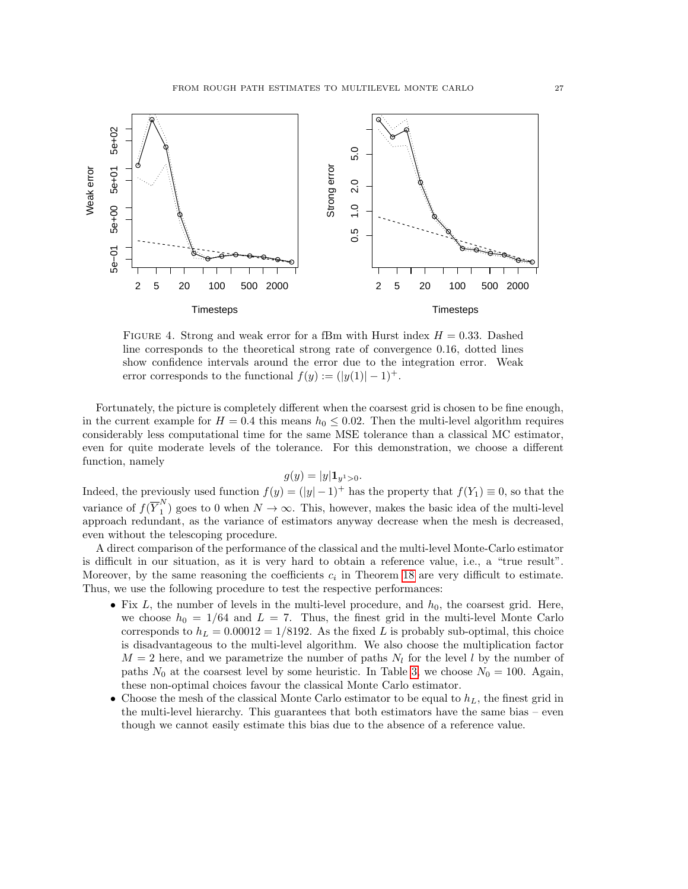FIGURE 4. Strong and weak error for a fBm with Hurst index $H = 0.33$. Dashed line corresponds to the theoretical strong rate of convergence 0.16, dotted lines show confidence intervals around the error due to the integration error. Weak error corresponds to the functional $f(y) := (|y(1)| - 1)^+$.

Fortunately, the picture is completely different when the coarsest grid is chosen to be fine enough, in the current example for $H = 0.4$ this means $h_0 \leq 0.02$. Then the multi-level algorithm requires considerably less computational time for the same MSE tolerance than a classical MC estimator, even for quite moderate levels of the tolerance. For this demonstration, we choose a different function, namely

$$g(y) = |y| \mathbf{1}_{y^1 > 0}.$$

Indeed, the previously used function $f(y) = (|y| - 1)^+$ has the property that $f(Y_1) \equiv 0$, so that the variance of $f(\overline{Y}_1^N)$ goes to 0 when $N \to \infty$. This, however, makes the basic idea of the multi-level approach redundant, as the variance of estimators anyway decrease when the mesh is decreased, even without the telescoping procedure.

A direct comparison of the performance of the classical and the multi-level Monte-Carlo estimator is difficult in our situation, as it is very hard to obtain a reference value, i.e., a "true result". Moreover, by the same reasoning the coefficients $c_i$ in Theorem 18 are very difficult to estimate. Thus, we use the following procedure to test the respective performances:

- Fix $L$, the number of levels in the multi-level procedure, and $h_0$, the coarsest grid. Here, we choose $h_0 = 1/64$ and $L = 7$. Thus, the finest grid in the multi-level Monte Carlo corresponds to $h_L = 0.00012 = 1/8192$. As the fixed $L$ is probably sub-optimal, this choice is disadvantageous to the multi-level algorithm. We also choose the multiplication factor $M = 2$ here, and we parametrize the number of paths $N_l$ for the level $l$ by the number of paths $N_0$ at the coarsest level by some heuristic. In Table 3, we choose $N_0 = 100$. Again, these non-optimal choices favour the classical Monte Carlo estimator.
- Choose the mesh of the classical Monte Carlo estimator to be equal to $h_L$, the finest grid in the multi-level hierarchy. This guarantees that both estimators have the same bias – even though we cannot easily estimate this bias due to the absence of a reference value.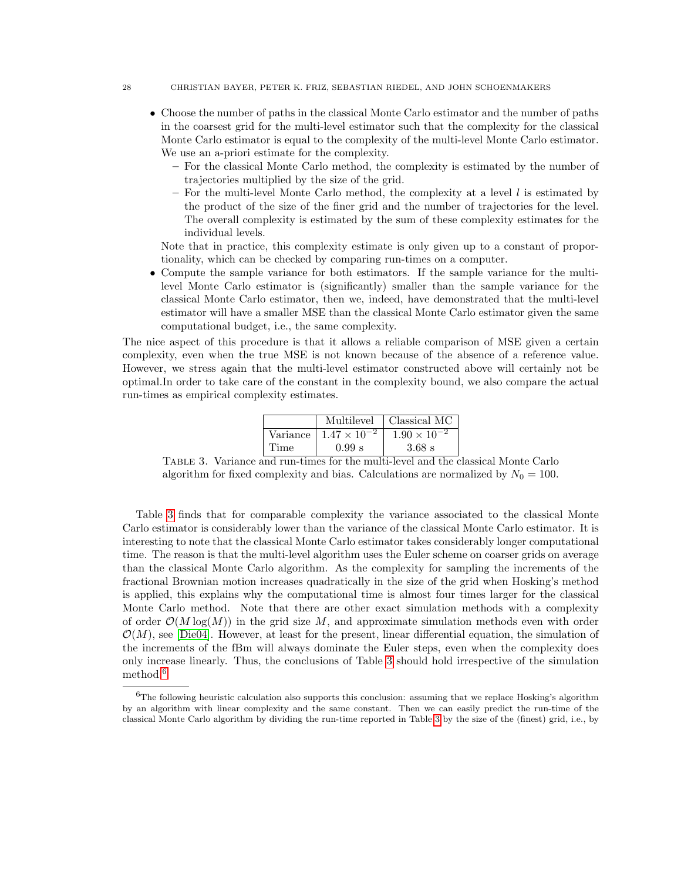- Choose the number of paths in the classical Monte Carlo estimator and the number of paths in the coarsest grid for the multi-level estimator such that the complexity for the classical Monte Carlo estimator is equal to the complexity of the multi-level Monte Carlo estimator. We use an a-priori estimate for the complexity.
  - For the classical Monte Carlo method, the complexity is estimated by the number of trajectories multiplied by the size of the grid.
  - For the multi-level Monte Carlo method, the complexity at a level $l$ is estimated by the product of the size of the finer grid and the number of trajectories for the level. The overall complexity is estimated by the sum of these complexity estimates for the individual levels.

  Note that in practice, this complexity estimate is only given up to a constant of proportionality, which can be checked by comparing run-times on a computer.
- Compute the sample variance for both estimators. If the sample variance for the multi-level Monte Carlo estimator is (significantly) smaller than the sample variance for the classical Monte Carlo estimator, then we, indeed, have demonstrated that the multi-level estimator will have a smaller MSE than the classical Monte Carlo estimator given the same computational budget, i.e., the same complexity.

The nice aspect of this procedure is that it allows a reliable comparison of MSE given a certain complexity, even when the true MSE is not known because of the absence of a reference value. However, we stress again that the multi-level estimator constructed above will certainly not be optimal.In order to take care of the constant in the complexity bound, we also compare the actual run-times as empirical complexity estimates.

| | Multilevel | Classical MC |
|---|---|---|
| Variance | $1.47 \times 10^{-2}$ | $1.90 \times 10^{-2}$ |
| Time | 0.99 s | 3.68 s |

Table 3. Variance and run-times for the multi-level and the classical Monte Carlo algorithm for fixed complexity and bias. Calculations are normalized by $N_0 = 100$.

Table 3 finds that for comparable complexity the variance associated to the classical Monte Carlo estimator is considerably lower than the variance of the classical Monte Carlo estimator. It is interesting to note that the classical Monte Carlo estimator takes considerably longer computational time. The reason is that the multi-level algorithm uses the Euler scheme on coarser grids on average than the classical Monte Carlo algorithm. As the complexity for sampling the increments of the fractional Brownian motion increases quadratically in the size of the grid when Hosking's method is applied, this explains why the computational time is almost four times larger for the classical Monte Carlo method. Note that there are other exact simulation methods with a complexity of order $\mathcal{O}(M \log(M))$ in the grid size $M$, and approximate simulation methods even with order $\mathcal{O}(M)$, see [Die04]. However, at least for the present, linear differential equation, the simulation of the increments of the fBm will always dominate the Euler steps, even when the complexity does only increase linearly. Thus, the conclusions of Table 3 should hold irrespective of the simulation method.[6]

[6] The following heuristic calculation also supports this conclusion: assuming that we replace Hosking's algorithm by an algorithm with linear complexity and the same constant. Then we can easily predict the run-time of the classical Monte Carlo algorithm by dividing the run-time reported in Table 3 by the size of the (finest) grid, i.e., by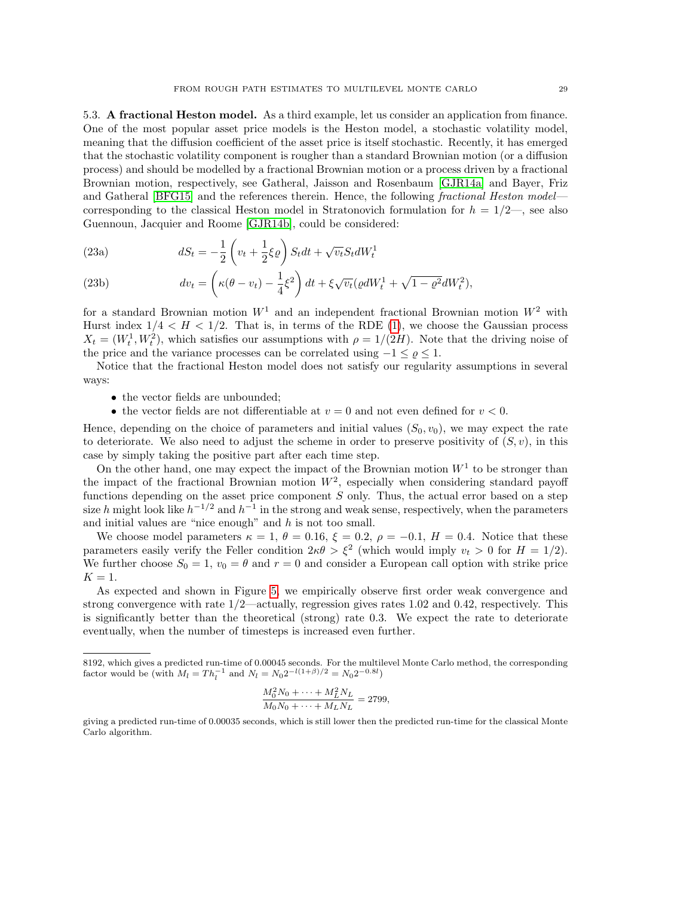## 5.3. A fractional Heston model.

As a third example, let us consider an application from finance. One of the most popular asset price models is the Heston model, a stochastic volatility model, meaning that the diffusion coefficient of the asset price is itself stochastic. Recently, it has emerged that the stochastic volatility component is rougher than a standard Brownian motion (or a diffusion process) and should be modelled by a fractional Brownian motion or a process driven by a fractional Brownian motion, respectively, see Gatheral, Jaisson and Rosenbaum [GJR14a] and Bayer, Friz and Gatheral [BFG15] and the references therein. Hence, the following *fractional Heston model*—corresponding to the classical Heston model in Stratonovich formulation for $h = 1/2$—, see also Guennoun, Jacquier and Roome [GJR14b], could be considered:

$$dS_t = -\frac{1}{2}\left(v_t + \frac{1}{2}\xi\varrho\right) S_t dt + \sqrt{v_t} S_t dW_t^1 \tag{23a}$$

$$dv_t = \left(\kappa(\theta - v_t) - \frac{1}{4}\xi^2\right) dt + \xi\sqrt{v_t}(\varrho dW_t^1 + \sqrt{1-\varrho^2} dW_t^2), \tag{23b}$$

for a standard Brownian motion $W^1$ and an independent fractional Brownian motion $W^2$ with Hurst index $1/4 < H < 1/2$. That is, in terms of the RDE (1), we choose the Gaussian process $X_t = (W_t^1, W_t^2)$, which satisfies our assumptions with $\rho = 1/(2H)$. Note that the driving noise of the price and the variance processes can be correlated using $-1 \leq \varrho \leq 1$.

Notice that the fractional Heston model does not satisfy our regularity assumptions in several ways:

- the vector fields are unbounded;
- the vector fields are not differentiable at $v = 0$ and not even defined for $v < 0$.

Hence, depending on the choice of parameters and initial values $(S_0, v_0)$, we may expect the rate to deteriorate. We also need to adjust the scheme in order to preserve positivity of $(S, v)$, in this case by simply taking the positive part after each time step.

On the other hand, one may expect the impact of the Brownian motion $W^1$ to be stronger than the impact of the fractional Brownian motion $W^2$, especially when considering standard payoff functions depending on the asset price component $S$ only. Thus, the actual error based on a step size $h$ might look like $h^{-1/2}$ and $h^{-1}$ in the strong and weak sense, respectively, when the parameters and initial values are "nice enough" and $h$ is not too small.

We choose model parameters $\kappa = 1$, $\theta = 0.16$, $\xi = 0.2$, $\rho = -0.1$, $H = 0.4$. Notice that these parameters easily verify the Feller condition $2\kappa\theta > \xi^2$ (which would imply $v_t > 0$ for $H = 1/2$). We further choose $S_0 = 1$, $v_0 = \theta$ and $r = 0$ and consider a European call option with strike price $K = 1$.

As expected and shown in Figure 5, we empirically observe first order weak convergence and strong convergence with rate 1/2—actually, regression gives rates 1.02 and 0.42, respectively. This is significantly better than the theoretical (strong) rate 0.3. We expect the rate to deteriorate eventually, when the number of timesteps is increased even further.

---

8192, which gives a predicted run-time of 0.00045 seconds. For the multilevel Monte Carlo method, the corresponding factor would be (with $M_l = Th_l^{-1}$ and $N_l = N_0 2^{-l(1+\beta)/2} = N_0 2^{-0.8l}$)

$$\frac{M_0^2 N_0 + \cdots + M_L^2 N_L}{M_0 N_0 + \cdots + M_L N_L} = 2799,$$

giving a predicted run-time of 0.00035 seconds, which is still lower then the predicted run-time for the classical Monte Carlo algorithm.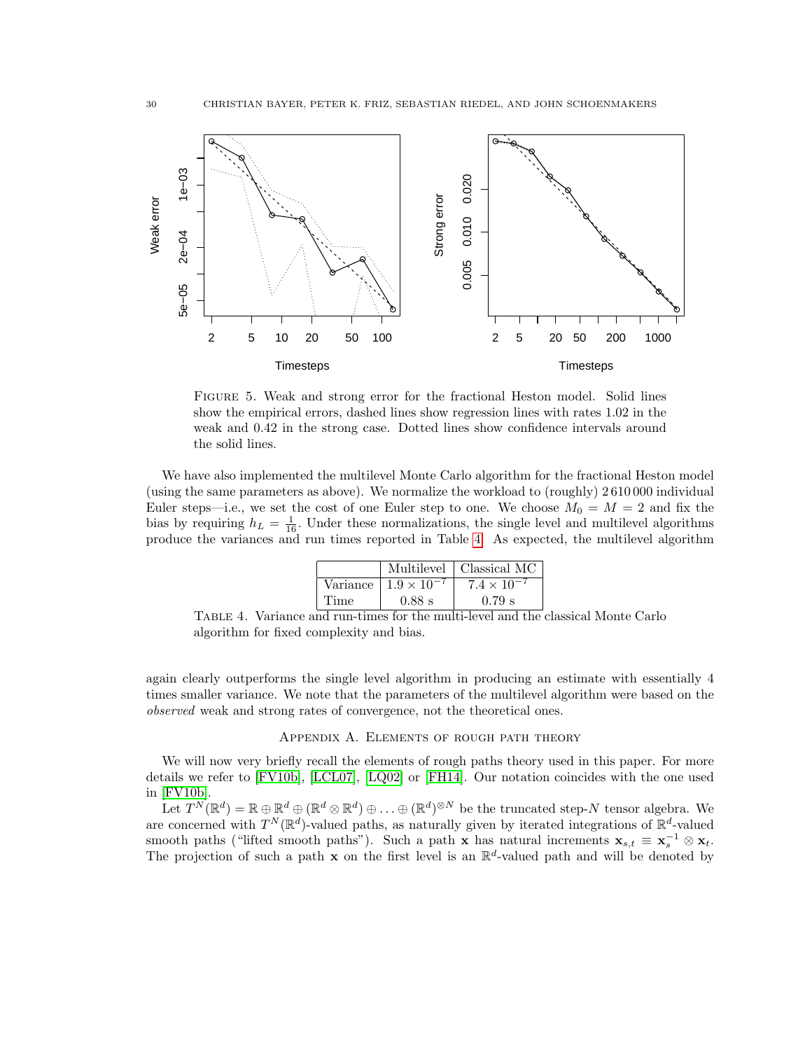FIGURE 5. Weak and strong error for the fractional Heston model. Solid lines show the empirical errors, dashed lines show regression lines with rates 1.02 in the weak and 0.42 in the strong case. Dotted lines show confidence intervals around the solid lines.

We have also implemented the multilevel Monte Carlo algorithm for the fractional Heston model (using the same parameters as above). We normalize the workload to (roughly) 2 610 000 individual Euler steps—i.e., we set the cost of one Euler step to one. We choose $M_0 = M = 2$ and fix the bias by requiring $h_L = \frac{1}{16}$. Under these normalizations, the single level and multilevel algorithms produce the variances and run times reported in Table 4. As expected, the multilevel algorithm again clearly outperforms the single level algorithm in producing an estimate with essentially 4 times smaller variance. We note that the parameters of the multilevel algorithm were based on the *observed* weak and strong rates of convergence, not the theoretical ones.

| | Multilevel | Classical MC |
|---|---|---|
| Variance | $1.9 \times 10^{-7}$ | $7.4 \times 10^{-7}$ |
| Time | 0.88 s | 0.79 s |

TABLE 4. Variance and run-times for the multi-level and the classical Monte Carlo algorithm for fixed complexity and bias.

## APPENDIX A. ELEMENTS OF ROUGH PATH THEORY

We will now very briefly recall the elements of rough paths theory used in this paper. For more details we refer to [FV10b], [LCL07], [LQ02] or [FH14]. Our notation coincides with the one used in [FV10b].

Let $T^N(\mathbb{R}^d) = \mathbb{R} \oplus \mathbb{R}^d \oplus (\mathbb{R}^d \otimes \mathbb{R}^d) \oplus \ldots \oplus (\mathbb{R}^d)^{\otimes N}$ be the truncated step-$N$ tensor algebra. We are concerned with $T^N(\mathbb{R}^d)$-valued paths, as naturally given by iterated integrations of $\mathbb{R}^d$-valued smooth paths ("lifted smooth paths"). Such a path $\mathbf{x}$ has natural increments $\mathbf{x}_{s,t} \equiv \mathbf{x}_s^{-1} \otimes \mathbf{x}_t$. The projection of such a path $\mathbf{x}$ on the first level is an $\mathbb{R}^d$-valued path and will be denoted by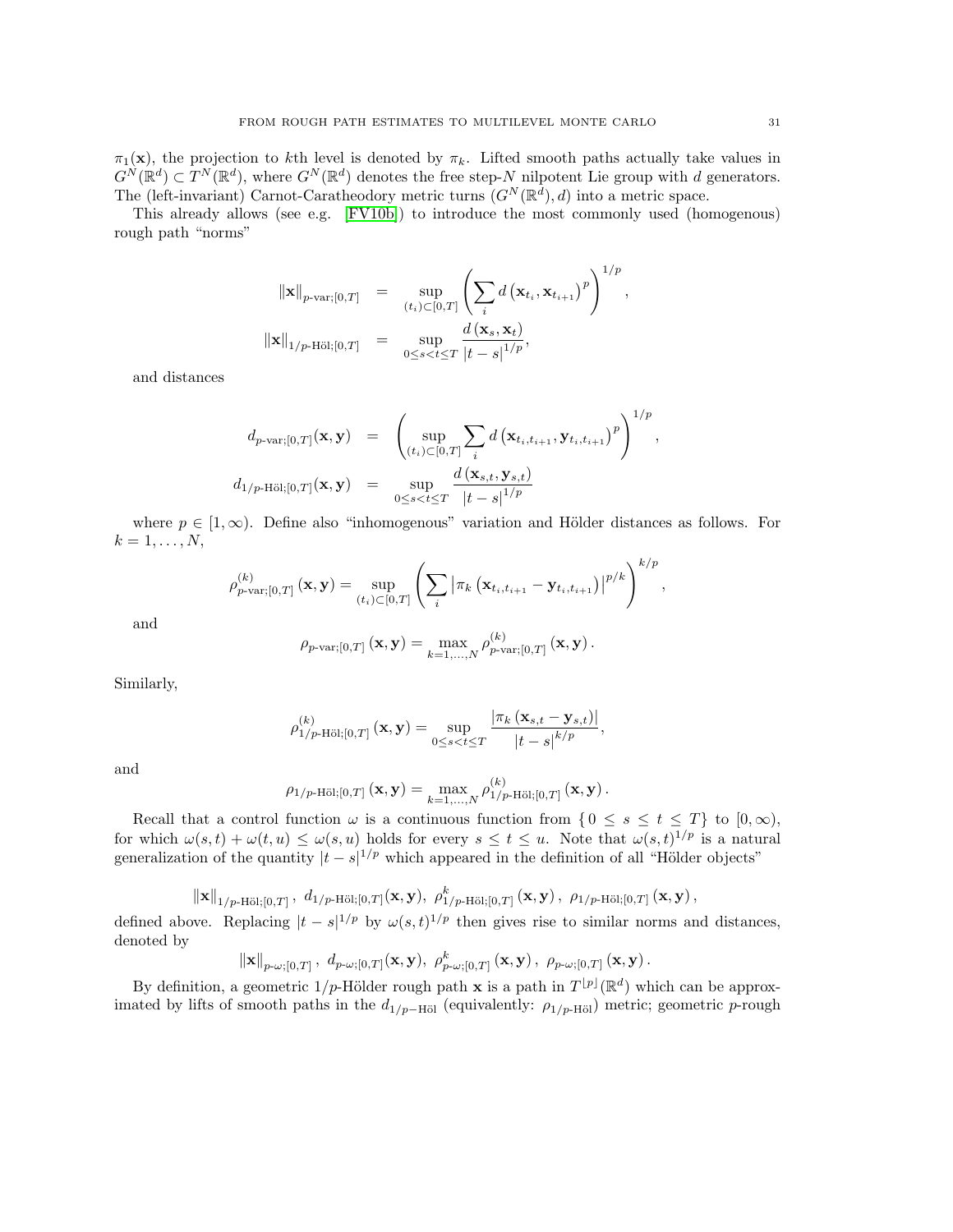$\pi_1(\mathbf{x})$, the projection to $k$th level is denoted by $\pi_k$. Lifted smooth paths actually take values in $G^N(\mathbb{R}^d) \subset T^N(\mathbb{R}^d)$, where $G^N(\mathbb{R}^d)$ denotes the free step-$N$ nilpotent Lie group with $d$ generators. The (left-invariant) Carnot-Caratheodory metric turns $(G^N(\mathbb{R}^d), d)$ into a metric space.

This already allows (see e.g. [FV10b]) to introduce the most commonly used (homogenous) rough path "norms"

$$
\begin{aligned}
\|\mathbf{x}\|_{p\text{-var};[0,T]} &= \sup_{(t_i)\subset[0,T]} \left( \sum_i d\left(\mathbf{x}_{t_i}, \mathbf{x}_{t_{i+1}}\right)^p \right)^{1/p}, \\
\|\mathbf{x}\|_{1/p\text{-Höl};[0,T]} &= \sup_{0\le s<t\le T} \frac{d\left(\mathbf{x}_s, \mathbf{x}_t\right)}{|t-s|^{1/p}},
\end{aligned}
$$

and distances

$$
\begin{aligned}
d_{p\text{-var};[0,T]}(\mathbf{x},\mathbf{y}) &= \left( \sup_{(t_i)\subset[0,T]} \sum_i d\left(\mathbf{x}_{t_i,t_{i+1}}, \mathbf{y}_{t_i,t_{i+1}}\right)^p \right)^{1/p}, \\
d_{1/p\text{-Höl};[0,T]}(\mathbf{x},\mathbf{y}) &= \sup_{0\le s<t\le T} \frac{d\left(\mathbf{x}_{s,t}, \mathbf{y}_{s,t}\right)}{|t-s|^{1/p}}
\end{aligned}
$$

where $p \in [1,\infty)$. Define also "inhomogenous" variation and Hölder distances as follows. For $k = 1,\dots,N$,

$$
\rho^{(k)}_{p\text{-var};[0,T]}(\mathbf{x},\mathbf{y}) = \sup_{(t_i)\subset[0,T]} \left( \sum_i \left|\pi_k\left(\mathbf{x}_{t_i,t_{i+1}} - \mathbf{y}_{t_i,t_{i+1}}\right)\right|^{p/k} \right)^{k/p},
$$

and

$$
\rho_{p\text{-var};[0,T]}(\mathbf{x},\mathbf{y}) = \max_{k=1,\dots,N} \rho^{(k)}_{p\text{-var};[0,T]}(\mathbf{x},\mathbf{y}).
$$

Similarly,

$$
\rho^{(k)}_{1/p\text{-Höl};[0,T]}(\mathbf{x},\mathbf{y}) = \sup_{0\le s<t\le T} \frac{\left|\pi_k\left(\mathbf{x}_{s,t} - \mathbf{y}_{s,t}\right)\right|}{|t-s|^{k/p}},
$$

and

$$
\rho_{1/p\text{-Höl};[0,T]}(\mathbf{x},\mathbf{y}) = \max_{k=1,\dots,N} \rho^{(k)}_{1/p\text{-Höl};[0,T]}(\mathbf{x},\mathbf{y}).
$$

Recall that a control function $\omega$ is a continuous function from $\{0 \le s \le t \le T\}$ to $[0,\infty)$, for which $\omega(s,t) + \omega(t,u) \le \omega(s,u)$ holds for every $s \le t \le u$. Note that $\omega(s,t)^{1/p}$ is a natural generalization of the quantity $|t-s|^{1/p}$ which appeared in the definition of all "Hölder objects"

$$
\|\mathbf{x}\|_{1/p\text{-Höl};[0,T]},\ d_{1/p\text{-Höl};[0,T]}(\mathbf{x},\mathbf{y}),\ \rho^{k}_{1/p\text{-Höl};[0,T]}(\mathbf{x},\mathbf{y}),\ \rho_{1/p\text{-Höl};[0,T]}(\mathbf{x},\mathbf{y}),
$$

defined above. Replacing $|t-s|^{1/p}$ by $\omega(s,t)^{1/p}$ then gives rise to similar norms and distances, denoted by

$$
\|\mathbf{x}\|_{p\text{-}\omega;[0,T]},\ d_{p\text{-}\omega;[0,T]}(\mathbf{x},\mathbf{y}),\ \rho^{k}_{p\text{-}\omega;[0,T]}(\mathbf{x},\mathbf{y}),\ \rho_{p\text{-}\omega;[0,T]}(\mathbf{x},\mathbf{y}).
$$

By definition, a geometric $1/p$-Hölder rough path $\mathbf{x}$ is a path in $T^{\lfloor p\rfloor}(\mathbb{R}^d)$ which can be approximated by lifts of smooth paths in the $d_{1/p-\text{Höl}}$ (equivalently: $\rho_{1/p\text{-Höl}}$) metric; geometric $p$-rough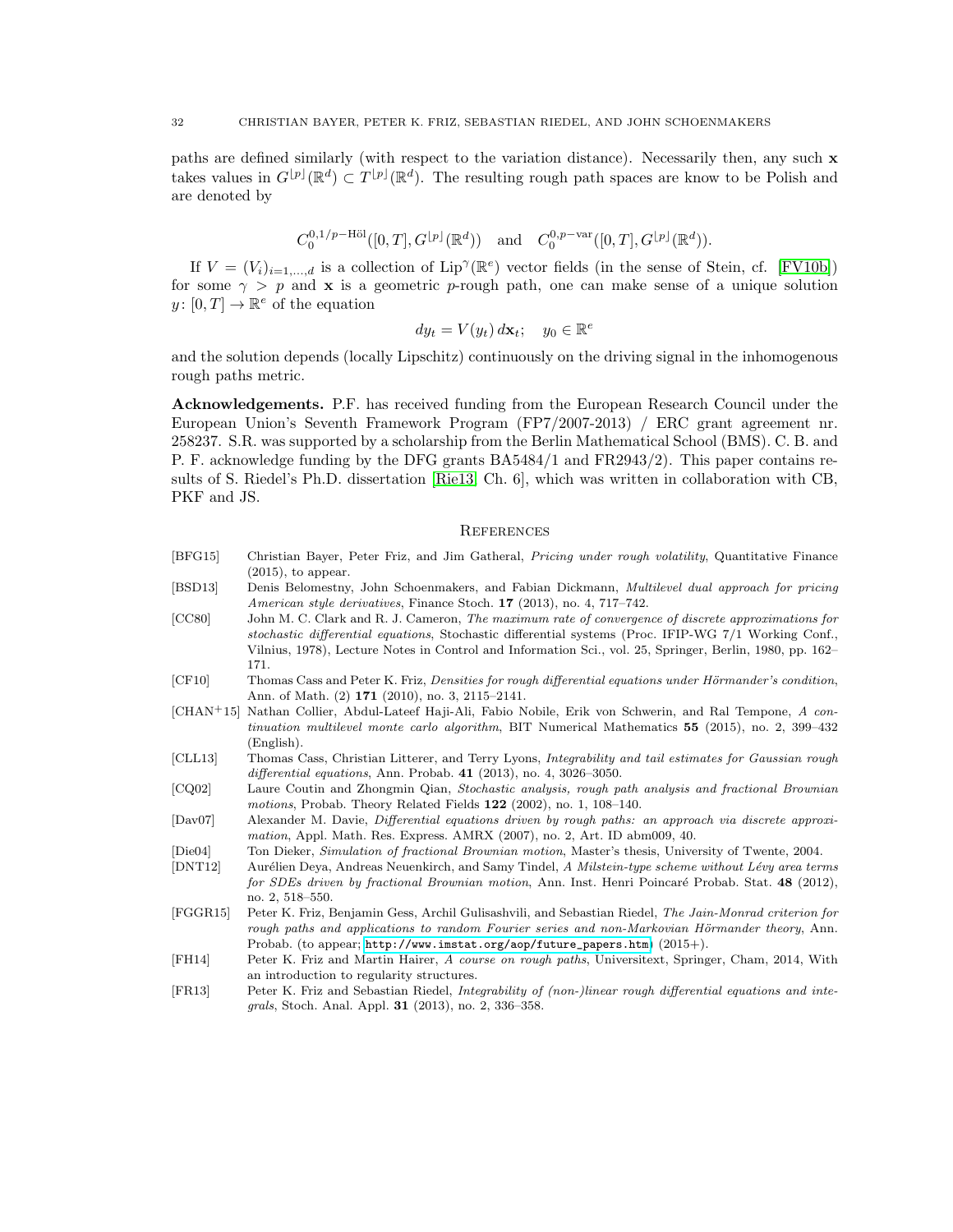paths are defined similarly (with respect to the variation distance). Necessarily then, any such $\mathbf{x}$ takes values in $G^{\lfloor p \rfloor}(\mathbb{R}^d) \subset T^{\lfloor p \rfloor}(\mathbb{R}^d)$. The resulting rough path spaces are know to be Polish and are denoted by

$$C_0^{0,1/p-\text{Höl}}([0,T], G^{\lfloor p \rfloor}(\mathbb{R}^d)) \quad \text{and} \quad C_0^{0,p-\text{var}}([0,T], G^{\lfloor p \rfloor}(\mathbb{R}^d)).$$

If $V = (V_i)_{i=1,\dots,d}$ is a collection of $\text{Lip}^\gamma(\mathbb{R}^e)$ vector fields (in the sense of Stein, cf. [FV10b]) for some $\gamma > p$ and $\mathbf{x}$ is a geometric $p$-rough path, one can make sense of a unique solution $y\colon [0,T] \to \mathbb{R}^e$ of the equation

$$dy_t = V(y_t)\, d\mathbf{x}_t; \quad y_0 \in \mathbb{R}^e$$

and the solution depends (locally Lipschitz) continuously on the driving signal in the inhomogenous rough paths metric.

**Acknowledgements.** P.F. has received funding from the European Research Council under the European Union's Seventh Framework Program (FP7/2007-2013) / ERC grant agreement nr. 258237. S.R. was supported by a scholarship from the Berlin Mathematical School (BMS). C. B. and P. F. acknowledge funding by the DFG grants BA5484/1 and FR2943/2). This paper contains results of S. Riedel's Ph.D. dissertation [Rie13, Ch. 6], which was written in collaboration with CB, PKF and JS.

## References

[BFG15] Christian Bayer, Peter Friz, and Jim Gatheral, *Pricing under rough volatility*, Quantitative Finance (2015), to appear.

[BSD13] Denis Belomestny, John Schoenmakers, and Fabian Dickmann, *Multilevel dual approach for pricing American style derivatives*, Finance Stoch. **17** (2013), no. 4, 717–742.

[CC80] John M. C. Clark and R. J. Cameron, *The maximum rate of convergence of discrete approximations for stochastic differential equations*, Stochastic differential systems (Proc. IFIP-WG 7/1 Working Conf., Vilnius, 1978), Lecture Notes in Control and Information Sci., vol. 25, Springer, Berlin, 1980, pp. 162–171.

[CF10] Thomas Cass and Peter K. Friz, *Densities for rough differential equations under Hörmander's condition*, Ann. of Math. (2) **171** (2010), no. 3, 2115–2141.

[CHAN+15] Nathan Collier, Abdul-Lateef Haji-Ali, Fabio Nobile, Erik von Schwerin, and Ral Tempone, *A continuation multilevel monte carlo algorithm*, BIT Numerical Mathematics **55** (2015), no. 2, 399–432 (English).

[CLL13] Thomas Cass, Christian Litterer, and Terry Lyons, *Integrability and tail estimates for Gaussian rough differential equations*, Ann. Probab. **41** (2013), no. 4, 3026–3050.

[CQ02] Laure Coutin and Zhongmin Qian, *Stochastic analysis, rough path analysis and fractional Brownian motions*, Probab. Theory Related Fields **122** (2002), no. 1, 108–140.

[Dav07] Alexander M. Davie, *Differential equations driven by rough paths: an approach via discrete approximation*, Appl. Math. Res. Express. AMRX (2007), no. 2, Art. ID abm009, 40.

[Die04] Ton Dieker, *Simulation of fractional Brownian motion*, Master's thesis, University of Twente, 2004.

[DNT12] Aurélien Deya, Andreas Neuenkirch, and Samy Tindel, *A Milstein-type scheme without Lévy area terms for SDEs driven by fractional Brownian motion*, Ann. Inst. Henri Poincaré Probab. Stat. **48** (2012), no. 2, 518–550.

[FGGR15] Peter K. Friz, Benjamin Gess, Archil Gulisashvili, and Sebastian Riedel, *The Jain-Monrad criterion for rough paths and applications to random Fourier series and non-Markovian Hörmander theory*, Ann. Probab. (to appear; http://www.imstat.org/aop/future_papers.htm) (2015+).

[FH14] Peter K. Friz and Martin Hairer, *A course on rough paths*, Universitext, Springer, Cham, 2014, With an introduction to regularity structures.

[FR13] Peter K. Friz and Sebastian Riedel, *Integrability of (non-)linear rough differential equations and integrals*, Stoch. Anal. Appl. **31** (2013), no. 2, 336–358.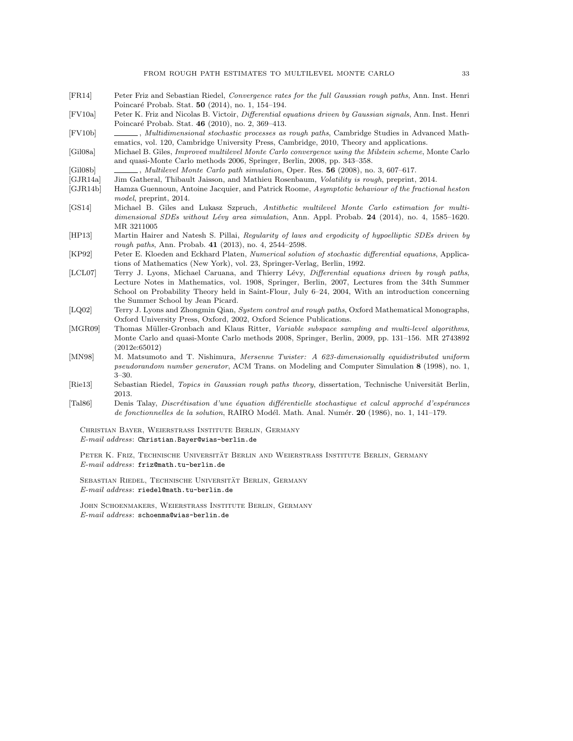[FR14] Peter Friz and Sebastian Riedel, *Convergence rates for the full Gaussian rough paths*, Ann. Inst. Henri Poincaré Probab. Stat. **50** (2014), no. 1, 154–194.

[FV10a] Peter K. Friz and Nicolas B. Victoir, *Differential equations driven by Gaussian signals*, Ann. Inst. Henri Poincaré Probab. Stat. **46** (2010), no. 2, 369–413.

[FV10b] ______, *Multidimensional stochastic processes as rough paths*, Cambridge Studies in Advanced Mathematics, vol. 120, Cambridge University Press, Cambridge, 2010, Theory and applications.

[Gil08a] Michael B. Giles, *Improved multilevel Monte Carlo convergence using the Milstein scheme*, Monte Carlo and quasi-Monte Carlo methods 2006, Springer, Berlin, 2008, pp. 343–358.

[Gil08b] ______, *Multilevel Monte Carlo path simulation*, Oper. Res. **56** (2008), no. 3, 607–617.

[GJR14a] Jim Gatheral, Thibault Jaisson, and Mathieu Rosenbaum, *Volatility is rough*, preprint, 2014.

[GJR14b] Hamza Guennoun, Antoine Jacquier, and Patrick Roome, *Asymptotic behaviour of the fractional heston model*, preprint, 2014.

[GS14] Michael B. Giles and Lukasz Szpruch, *Antithetic multilevel Monte Carlo estimation for multi-dimensional SDEs without Lévy area simulation*, Ann. Appl. Probab. **24** (2014), no. 4, 1585–1620. MR 3211005

[HP13] Martin Hairer and Natesh S. Pillai, *Regularity of laws and ergodicity of hypoelliptic SDEs driven by rough paths*, Ann. Probab. **41** (2013), no. 4, 2544–2598.

[KP92] Peter E. Kloeden and Eckhard Platen, *Numerical solution of stochastic differential equations*, Applications of Mathematics (New York), vol. 23, Springer-Verlag, Berlin, 1992.

[LCL07] Terry J. Lyons, Michael Caruana, and Thierry Lévy, *Differential equations driven by rough paths*, Lecture Notes in Mathematics, vol. 1908, Springer, Berlin, 2007, Lectures from the 34th Summer School on Probability Theory held in Saint-Flour, July 6–24, 2004, With an introduction concerning the Summer School by Jean Picard.

[LQ02] Terry J. Lyons and Zhongmin Qian, *System control and rough paths*, Oxford Mathematical Monographs, Oxford University Press, Oxford, 2002, Oxford Science Publications.

[MGR09] Thomas Müller-Gronbach and Klaus Ritter, *Variable subspace sampling and multi-level algorithms*, Monte Carlo and quasi-Monte Carlo methods 2008, Springer, Berlin, 2009, pp. 131–156. MR 2743892 (2012e:65012)

[MN98] M. Matsumoto and T. Nishimura, *Mersenne Twister: A 623-dimensionally equidistributed uniform pseudorandom number generator*, ACM Trans. on Modeling and Computer Simulation **8** (1998), no. 1, 3–30.

[Rie13] Sebastian Riedel, *Topics in Gaussian rough paths theory*, dissertation, Technische Universität Berlin, 2013.

[Tal86] Denis Talay, *Discrétisation d'une équation différentielle stochastique et calcul approché d'espérances de fonctionnelles de la solution*, RAIRO Modél. Math. Anal. Numér. **20** (1986), no. 1, 141–179.

Christian Bayer, Weierstrass Institute Berlin, Germany
*E-mail address*: Christian.Bayer@wias-berlin.de

Peter K. Friz, Technische Universität Berlin and Weierstrass Institute Berlin, Germany
*E-mail address*: friz@math.tu-berlin.de

Sebastian Riedel, Technische Universität Berlin, Germany
*E-mail address*: riedel@math.tu-berlin.de

John Schoenmakers, Weierstrass Institute Berlin, Germany
*E-mail address*: schoenma@wias-berlin.de